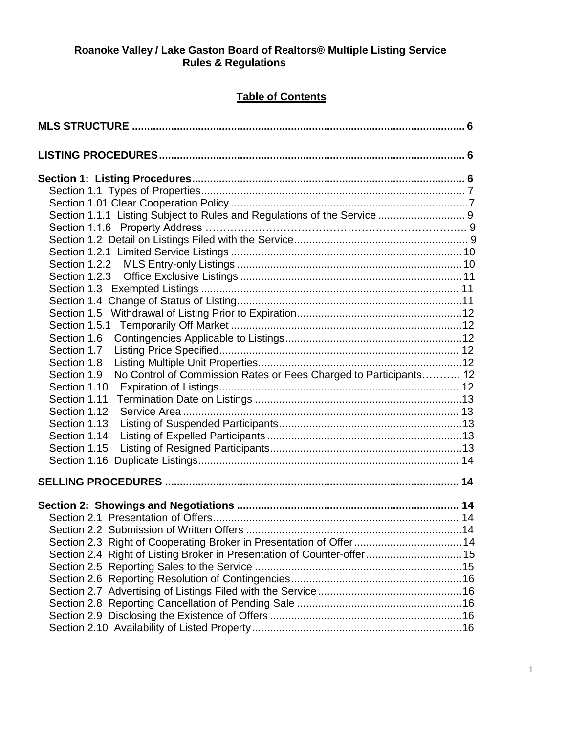**Roanoke Valley / Lake Gaston Board of Realtors® Multiple Listing Service Rules & Regulations**

## Table of Contents

**MLS STRUCTURE** ............................................................ 6

**LISTING PROCEDURES** ............................................................ 6

**Section 1: Listing Procedures** ............................................................ 6

- Section 1.1 Types of Properties ............................................................ 7
- Section 1.01 Clear Cooperation Policy ............................................................ 7
- Section 1.1.1 Listing Subject to Rules and Regulations of the Service ............................................................ 9
- Section 1.1.6 Property Address ............................................................ 9
- Section 1.2 Detail on Listings Filed with the Service ............................................................ 9
- Section 1.2.1 Limited Service Listings ............................................................ 10
- Section 1.2.2 MLS Entry-only Listings ............................................................ 10
- Section 1.2.3 Office Exclusive Listings ............................................................ 11
- Section 1.3 Exempted Listings ............................................................ 11
- Section 1.4 Change of Status of Listing ............................................................ 11
- Section 1.5 Withdrawal of Listing Prior to Expiration ............................................................ 12
- Section 1.5.1 Temporarily Off Market ............................................................ 12
- Section 1.6 Contingencies Applicable to Listings ............................................................ 12
- Section 1.7 Listing Price Specified ............................................................ 12
- Section 1.8 Listing Multiple Unit Properties ............................................................ 12
- Section 1.9 No Control of Commission Rates or Fees Charged to Participants ............................................................ 12
- Section 1.10 Expiration of Listings ............................................................ 12
- Section 1.11 Termination Date on Listings ............................................................ 13
- Section 1.12 Service Area ............................................................ 13
- Section 1.13 Listing of Suspended Participants ............................................................ 13
- Section 1.14 Listing of Expelled Participants ............................................................ 13
- Section 1.15 Listing of Resigned Participants ............................................................ 13
- Section 1.16 Duplicate Listings ............................................................ 14

**SELLING PROCEDURES** ............................................................ 14

**Section 2: Showings and Negotiations** ............................................................ 14

- Section 2.1 Presentation of Offers ............................................................ 14
- Section 2.2 Submission of Written Offers ............................................................ 14
- Section 2.3 Right of Cooperating Broker in Presentation of Offer ............................................................ 14
- Section 2.4 Right of Listing Broker in Presentation of Counter-offer ............................................................ 15
- Section 2.5 Reporting Sales to the Service ............................................................ 15
- Section 2.6 Reporting Resolution of Contingencies ............................................................ 16
- Section 2.7 Advertising of Listings Filed with the Service ............................................................ 16
- Section 2.8 Reporting Cancellation of Pending Sale ............................................................ 16
- Section 2.9 Disclosing the Existence of Offers ............................................................ 16
- Section 2.10 Availability of Listed Property ............................................................ 16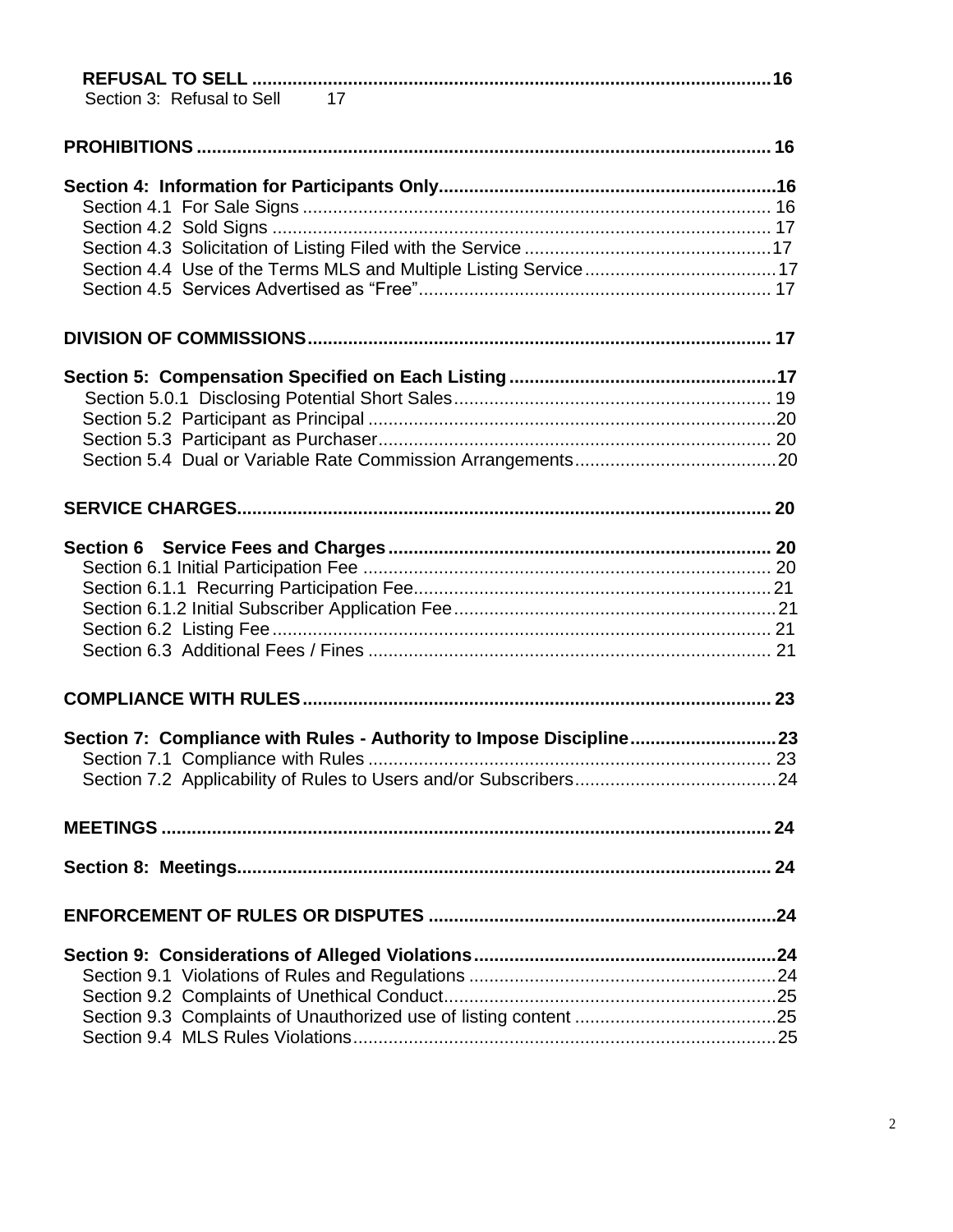**REFUSAL TO SELL .......................................................................................................16**
Section 3: Refusal to Sell 17

**PROHIBITIONS ..................................................................................................... 16**

**Section 4: Information for Participants Only.....................................................................16**
Section 4.1 For Sale Signs ............................................................................................ 16
Section 4.2 Sold Signs .................................................................................................. 17
Section 4.3 Solicitation of Listing Filed with the Service .................................................17
Section 4.4 Use of the Terms MLS and Multiple Listing Service......................................17
Section 4.5 Services Advertised as "Free"..................................................................... 17

**DIVISION OF COMMISSIONS............................................................................................ 17**

**Section 5: Compensation Specified on Each Listing.....................................................17**
Section 5.0.1 Disclosing Potential Short Sales.............................................................. 19
Section 5.2 Participant as Principal ................................................................................20
Section 5.3 Participant as Purchaser............................................................................. 20
Section 5.4 Dual or Variable Rate Commission Arrangements........................................20

**SERVICE CHARGES.......................................................................................................... 20**

**Section 6 Service Fees and Charges............................................................................ 20**
Section 6.1 Initial Participation Fee ................................................................................ 20
Section 6.1.1 Recurring Participation Fee......................................................................21
Section 6.1.2 Initial Subscriber Application Fee...............................................................21
Section 6.2 Listing Fee.................................................................................................. 21
Section 6.3 Additional Fees / Fines ............................................................................... 21

**COMPLIANCE WITH RULES............................................................................................. 23**

**Section 7: Compliance with Rules - Authority to Impose Discipline.............................23**
Section 7.1 Compliance with Rules ............................................................................... 23
Section 7.2 Applicability of Rules to Users and/or Subscribers........................................24

**MEETINGS ......................................................................................................................... 24**

**Section 8: Meetings.......................................................................................................... 24**

**ENFORCEMENT OF RULES OR DISPUTES .....................................................................24**

**Section 9: Considerations of Alleged Violations............................................................24**
Section 9.1 Violations of Rules and Regulations .............................................................24
Section 9.2 Complaints of Unethical Conduct..................................................................25
Section 9.3 Complaints of Unauthorized use of listing content ........................................25
Section 9.4 MLS Rules Violations....................................................................................25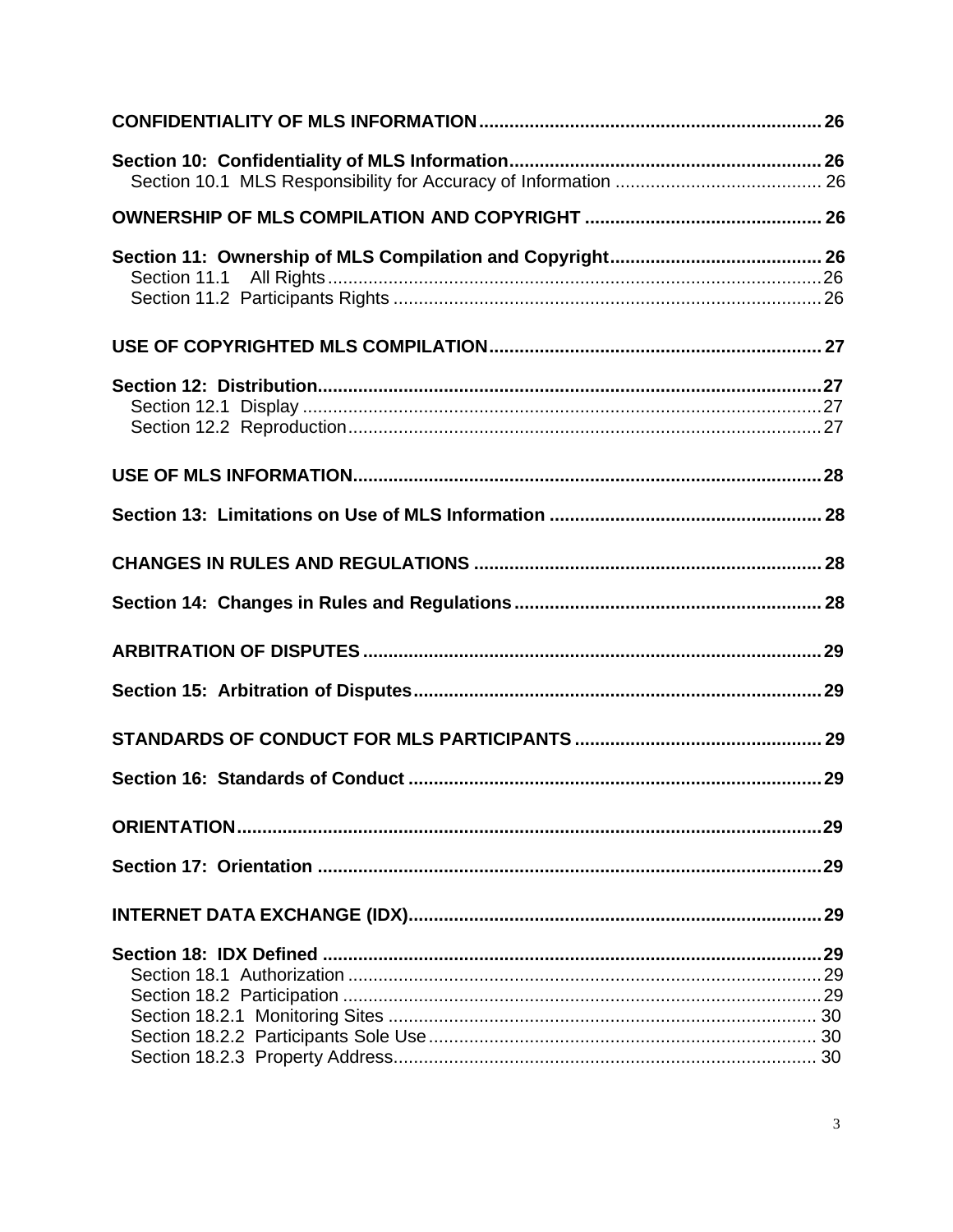**CONFIDENTIALITY OF MLS INFORMATION** .......... 26

**Section 10: Confidentiality of MLS Information** .......... 26

Section 10.1 MLS Responsibility for Accuracy of Information .......... 26

**OWNERSHIP OF MLS COMPILATION AND COPYRIGHT** .......... 26

**Section 11: Ownership of MLS Compilation and Copyright** .......... 26

Section 11.1 All Rights .......... 26

Section 11.2 Participants Rights .......... 26

**USE OF COPYRIGHTED MLS COMPILATION** .......... 27

**Section 12: Distribution** .......... 27

Section 12.1 Display .......... 27

Section 12.2 Reproduction .......... 27

**USE OF MLS INFORMATION** .......... 28

**Section 13: Limitations on Use of MLS Information** .......... 28

**CHANGES IN RULES AND REGULATIONS** .......... 28

**Section 14: Changes in Rules and Regulations** .......... 28

**ARBITRATION OF DISPUTES** .......... 29

**Section 15: Arbitration of Disputes** .......... 29

**STANDARDS OF CONDUCT FOR MLS PARTICIPANTS** .......... 29

**Section 16: Standards of Conduct** .......... 29

**ORIENTATION** .......... 29

**Section 17: Orientation** .......... 29

**INTERNET DATA EXCHANGE (IDX)** .......... 29

**Section 18: IDX Defined** .......... 29

Section 18.1 Authorization .......... 29

Section 18.2 Participation .......... 29

Section 18.2.1 Monitoring Sites .......... 30

Section 18.2.2 Participants Sole Use .......... 30

Section 18.2.3 Property Address .......... 30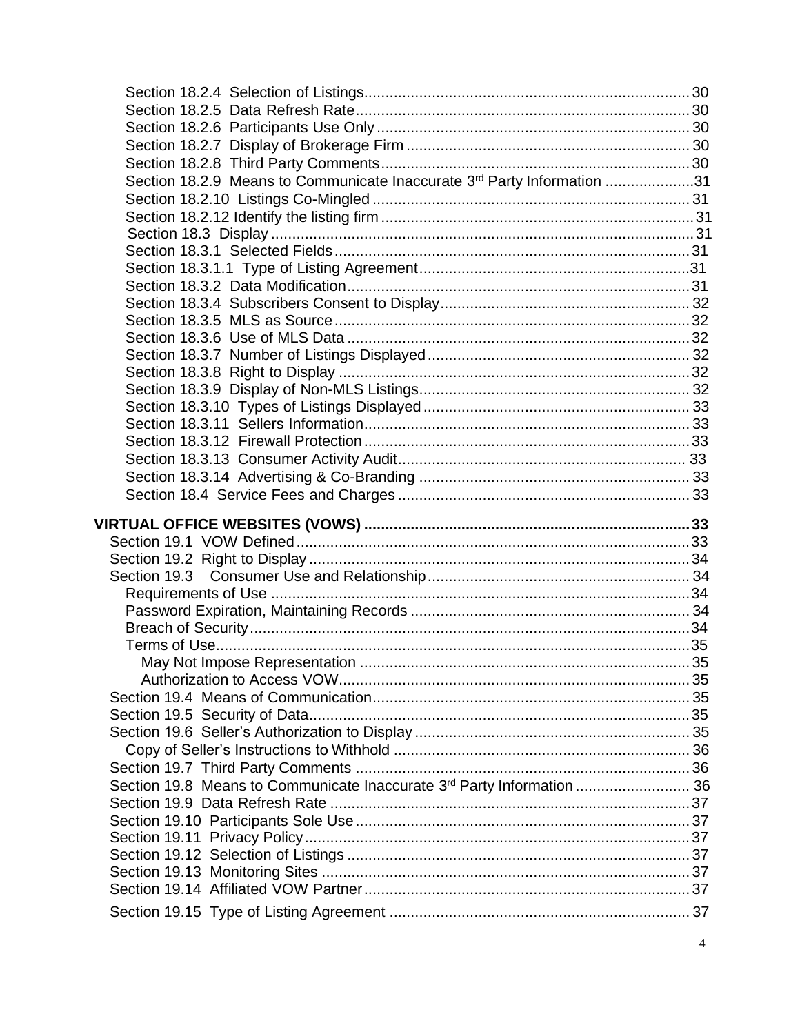Section 18.2.4 Selection of Listings ........................................................................ 30
Section 18.2.5 Data Refresh Rate ............................................................................ 30
Section 18.2.6 Participants Use Only ........................................................................ 30
Section 18.2.7 Display of Brokerage Firm ................................................................. 30
Section 18.2.8 Third Party Comments ....................................................................... 30
Section 18.2.9 Means to Communicate Inaccurate 3rd Party Information .................... 31
Section 18.2.10 Listings Co-Mingled ......................................................................... 31
Section 18.2.12 Identify the listing firm ...................................................................... 31
Section 18.3 Display ................................................................................................ 31
Section 18.3.1 Selected Fields .................................................................................. 31
Section 18.3.1.1 Type of Listing Agreement ............................................................... 31
Section 18.3.2 Data Modification ............................................................................... 31
Section 18.3.4 Subscribers Consent to Display ......................................................... 32
Section 18.3.5 MLS as Source .................................................................................. 32
Section 18.3.6 Use of MLS Data ............................................................................... 32
Section 18.3.7 Number of Listings Displayed ............................................................ 32
Section 18.3.8 Right to Display ................................................................................. 32
Section 18.3.9 Display of Non-MLS Listings ............................................................... 32
Section 18.3.10 Types of Listings Displayed .............................................................. 33
Section 18.3.11 Sellers Information ........................................................................... 33
Section 18.3.12 Firewall Protection ........................................................................... 33
Section 18.3.13 Consumer Activity Audit .................................................................... 33
Section 18.3.14 Advertising & Co-Branding ............................................................... 33
Section 18.4 Service Fees and Charges .................................................................... 33

**VIRTUAL OFFICE WEBSITES (VOWS) ........................................................................ 33**

Section 19.1 VOW Defined ............................................................................................ 33
Section 19.2 Right to Display ......................................................................................... 34
Section 19.3 Consumer Use and Relationship ............................................................. 34
Requirements of Use ..................................................................................................... 34
Password Expiration, Maintaining Records .................................................................. 34
Breach of Security .......................................................................................................... 34
Terms of Use .................................................................................................................. 35
May Not Impose Representation .................................................................................. 35
Authorization to Access VOW ....................................................................................... 35
Section 19.4 Means of Communication ......................................................................... 35
Section 19.5 Security of Data ........................................................................................ 35
Section 19.6 Seller's Authorization to Display ............................................................... 35
Copy of Seller's Instructions to Withhold ...................................................................... 36
Section 19.7 Third Party Comments ............................................................................. 36
Section 19.8 Means to Communicate Inaccurate 3rd Party Information ........................ 36
Section 19.9 Data Refresh Rate .................................................................................... 37
Section 19.10 Participants Sole Use ............................................................................. 37
Section 19.11 Privacy Policy .......................................................................................... 37
Section 19.12 Selection of Listings ................................................................................ 37
Section 19.13 Monitoring Sites ...................................................................................... 37
Section 19.14 Affiliated VOW Partner ............................................................................ 37
Section 19.15 Type of Listing Agreement ...................................................................... 37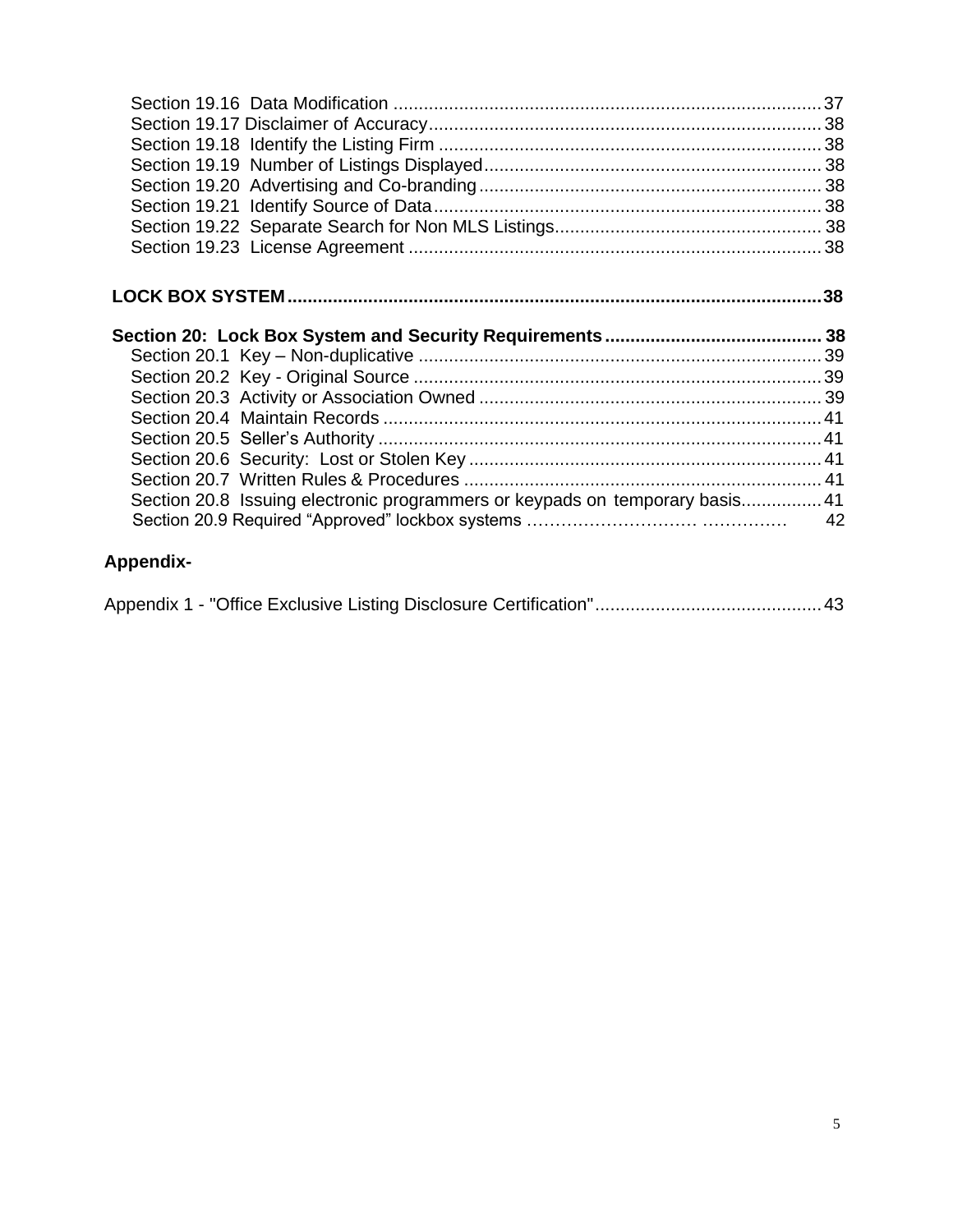Section 19.16 Data Modification .................................................................................... 37
Section 19.17 Disclaimer of Accuracy............................................................................ 38
Section 19.18 Identify the Listing Firm ........................................................................... 38
Section 19.19 Number of Listings Displayed.................................................................. 38
Section 19.20 Advertising and Co-branding................................................................... 38
Section 19.21 Identify Source of Data............................................................................ 38
Section 19.22 Separate Search for Non MLS Listings.................................................... 38
Section 19.23 License Agreement ................................................................................. 38

**LOCK BOX SYSTEM.........................................................................................................38**

**Section 20: Lock Box System and Security Requirements.......................................... 38**

Section 20.1 Key – Non-duplicative ............................................................................... 39
Section 20.2 Key - Original Source ................................................................................ 39
Section 20.3 Activity or Association Owned ................................................................... 39
Section 20.4 Maintain Records ...................................................................................... 41
Section 20.5 Seller's Authority ....................................................................................... 41
Section 20.6 Security: Lost or Stolen Key ..................................................................... 41
Section 20.7 Written Rules & Procedures ...................................................................... 41
Section 20.8 Issuing electronic programmers or keypads on temporary basis................ 41
Section 20.9 Required "Approved" lockbox systems ………………………… …………… 42

**Appendix-**

Appendix 1 - "Office Exclusive Listing Disclosure Certification"............................................ 43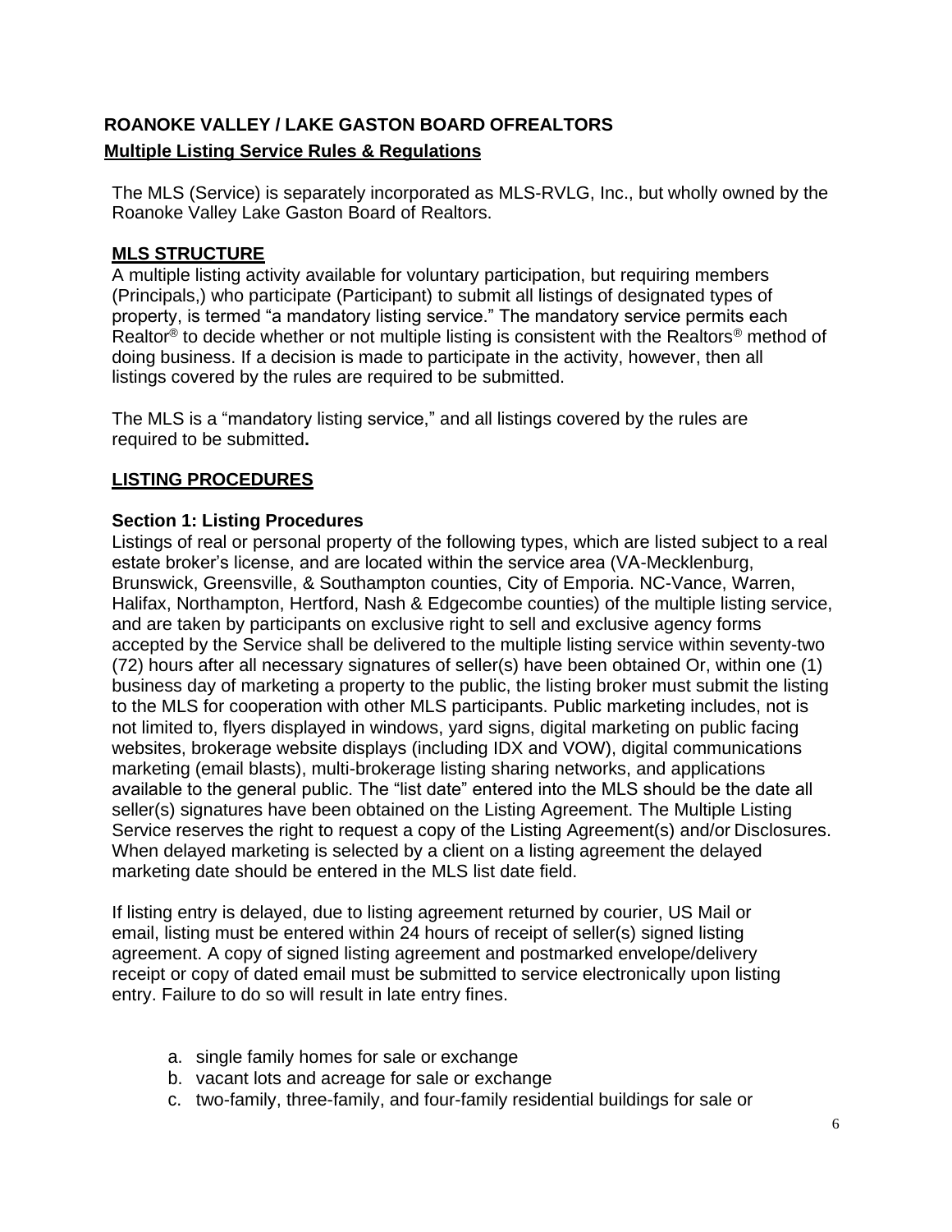**ROANOKE VALLEY / LAKE GASTON BOARD OFREALTORS**

**Multiple Listing Service Rules & Regulations**

The MLS (Service) is separately incorporated as MLS-RVLG, Inc., but wholly owned by the Roanoke Valley Lake Gaston Board of Realtors.

## MLS STRUCTURE

A multiple listing activity available for voluntary participation, but requiring members (Principals,) who participate (Participant) to submit all listings of designated types of property, is termed "a mandatory listing service." The mandatory service permits each Realtor® to decide whether or not multiple listing is consistent with the Realtors® method of doing business. If a decision is made to participate in the activity, however, then all listings covered by the rules are required to be submitted.

The MLS is a "mandatory listing service," and all listings covered by the rules are required to be submitted**.**

## LISTING PROCEDURES

### Section 1: Listing Procedures

Listings of real or personal property of the following types, which are listed subject to a real estate broker's license, and are located within the service area (VA-Mecklenburg, Brunswick, Greensville, & Southampton counties, City of Emporia. NC-Vance, Warren, Halifax, Northampton, Hertford, Nash & Edgecombe counties) of the multiple listing service, and are taken by participants on exclusive right to sell and exclusive agency forms accepted by the Service shall be delivered to the multiple listing service within seventy-two (72) hours after all necessary signatures of seller(s) have been obtained Or, within one (1) business day of marketing a property to the public, the listing broker must submit the listing to the MLS for cooperation with other MLS participants. Public marketing includes, not is not limited to, flyers displayed in windows, yard signs, digital marketing on public facing websites, brokerage website displays (including IDX and VOW), digital communications marketing (email blasts), multi-brokerage listing sharing networks, and applications available to the general public. The "list date" entered into the MLS should be the date all seller(s) signatures have been obtained on the Listing Agreement. The Multiple Listing Service reserves the right to request a copy of the Listing Agreement(s) and/or Disclosures. When delayed marketing is selected by a client on a listing agreement the delayed marketing date should be entered in the MLS list date field.

If listing entry is delayed, due to listing agreement returned by courier, US Mail or email, listing must be entered within 24 hours of receipt of seller(s) signed listing agreement. A copy of signed listing agreement and postmarked envelope/delivery receipt or copy of dated email must be submitted to service electronically upon listing entry. Failure to do so will result in late entry fines.

a. single family homes for sale or exchange
b. vacant lots and acreage for sale or exchange
c. two-family, three-family, and four-family residential buildings for sale or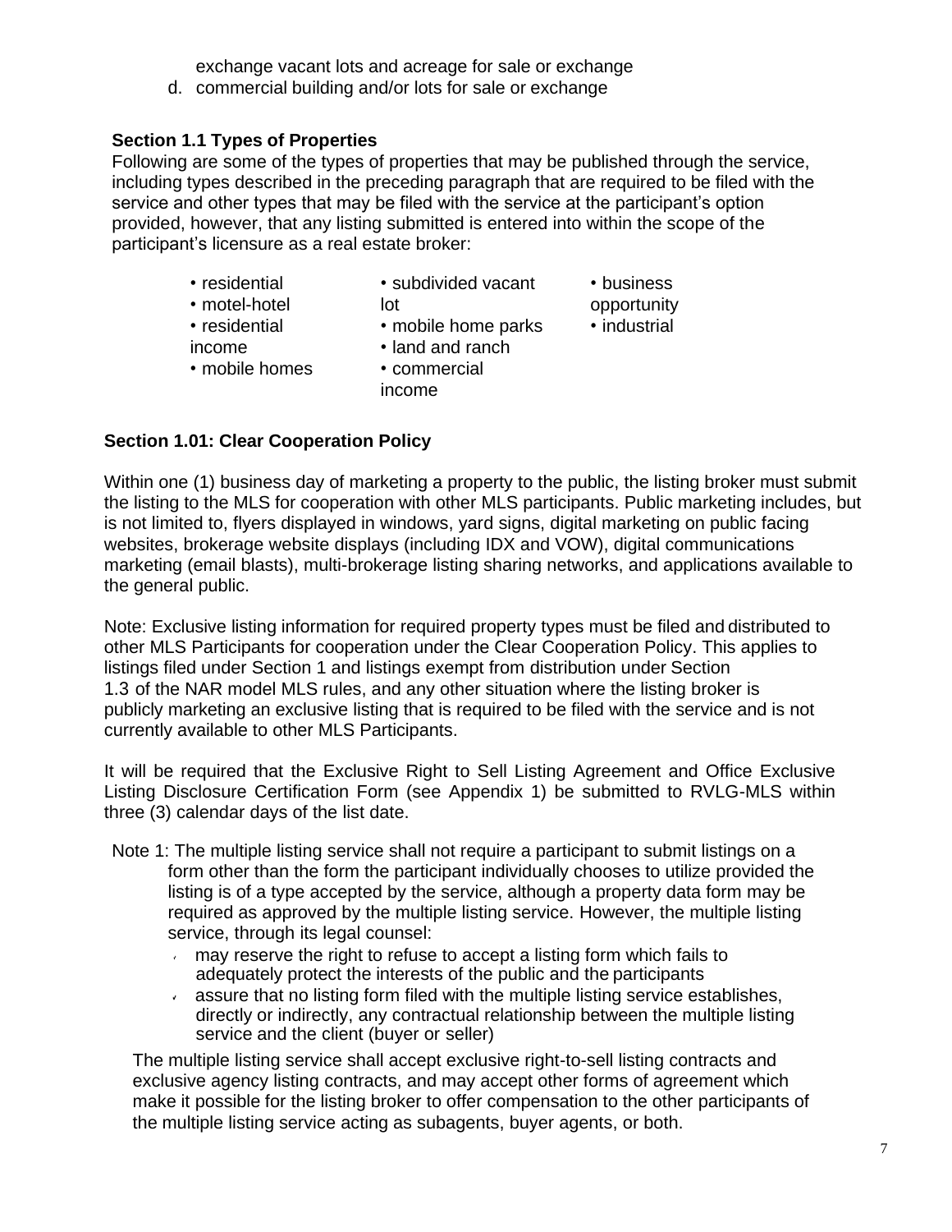exchange vacant lots and acreage for sale or exchange

d. commercial building and/or lots for sale or exchange

**Section 1.1 Types of Properties**

Following are some of the types of properties that may be published through the service, including types described in the preceding paragraph that are required to be filed with the service and other types that may be filed with the service at the participant's option provided, however, that any listing submitted is entered into within the scope of the participant's licensure as a real estate broker:

- residential
- motel-hotel
- residential income
- mobile homes
- subdivided vacant lot
- mobile home parks
- land and ranch
- commercial income
- business opportunity
- industrial

**Section 1.01: Clear Cooperation Policy**

Within one (1) business day of marketing a property to the public, the listing broker must submit the listing to the MLS for cooperation with other MLS participants. Public marketing includes, but is not limited to, flyers displayed in windows, yard signs, digital marketing on public facing websites, brokerage website displays (including IDX and VOW), digital communications marketing (email blasts), multi-brokerage listing sharing networks, and applications available to the general public.

Note: Exclusive listing information for required property types must be filed and distributed to other MLS Participants for cooperation under the Clear Cooperation Policy. This applies to listings filed under Section 1 and listings exempt from distribution under Section 1.3 of the NAR model MLS rules, and any other situation where the listing broker is publicly marketing an exclusive listing that is required to be filed with the service and is not currently available to other MLS Participants.

It will be required that the Exclusive Right to Sell Listing Agreement and Office Exclusive Listing Disclosure Certification Form (see Appendix 1) be submitted to RVLG-MLS within three (3) calendar days of the list date.

Note 1: The multiple listing service shall not require a participant to submit listings on a form other than the form the participant individually chooses to utilize provided the listing is of a type accepted by the service, although a property data form may be required as approved by the multiple listing service. However, the multiple listing service, through its legal counsel:

- may reserve the right to refuse to accept a listing form which fails to adequately protect the interests of the public and the participants
- assure that no listing form filed with the multiple listing service establishes, directly or indirectly, any contractual relationship between the multiple listing service and the client (buyer or seller)

The multiple listing service shall accept exclusive right-to-sell listing contracts and exclusive agency listing contracts, and may accept other forms of agreement which make it possible for the listing broker to offer compensation to the other participants of the multiple listing service acting as subagents, buyer agents, or both.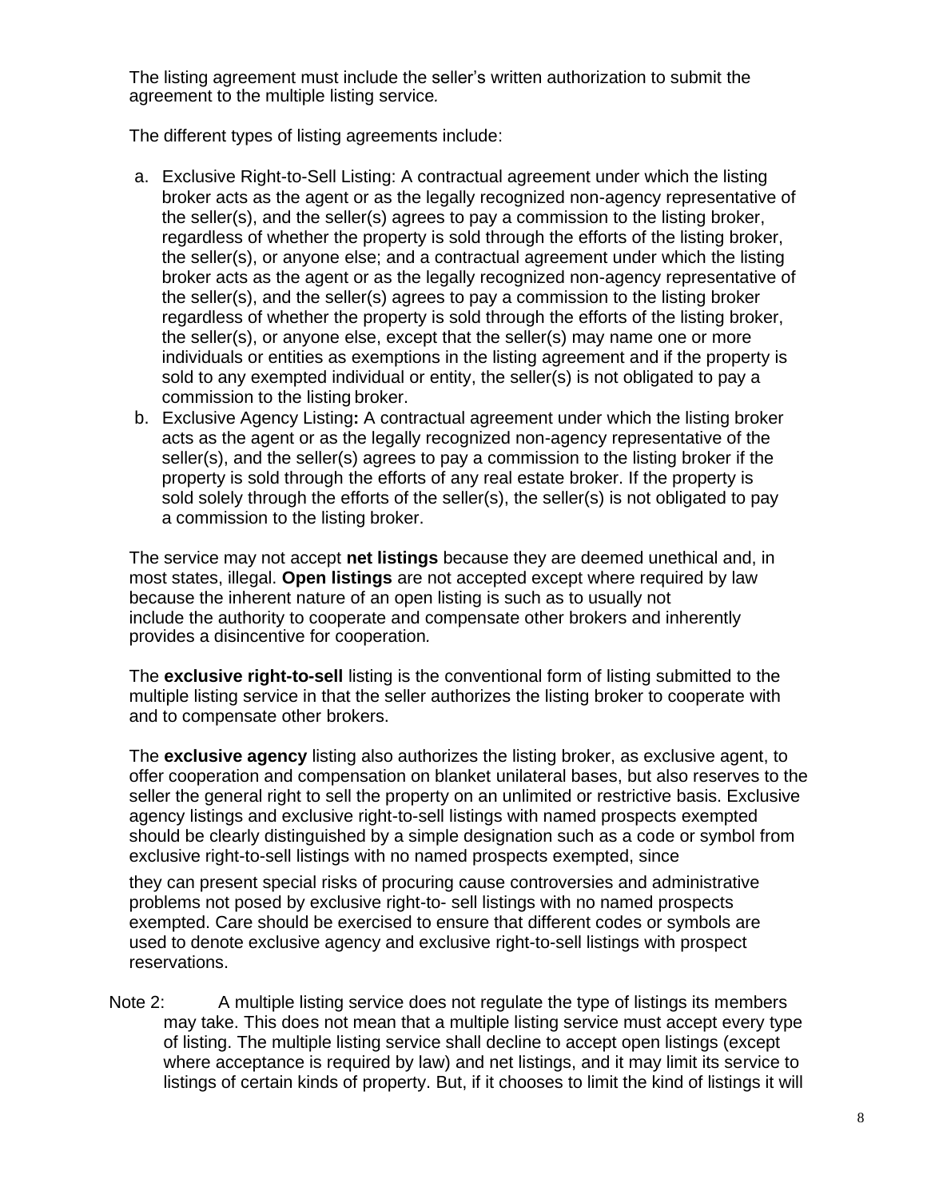The listing agreement must include the seller's written authorization to submit the agreement to the multiple listing service*.*

The different types of listing agreements include:

a. Exclusive Right-to-Sell Listing: A contractual agreement under which the listing broker acts as the agent or as the legally recognized non-agency representative of the seller(s), and the seller(s) agrees to pay a commission to the listing broker, regardless of whether the property is sold through the efforts of the listing broker, the seller(s), or anyone else; and a contractual agreement under which the listing broker acts as the agent or as the legally recognized non-agency representative of the seller(s), and the seller(s) agrees to pay a commission to the listing broker regardless of whether the property is sold through the efforts of the listing broker, the seller(s), or anyone else, except that the seller(s) may name one or more individuals or entities as exemptions in the listing agreement and if the property is sold to any exempted individual or entity, the seller(s) is not obligated to pay a commission to the listing broker.
b. Exclusive Agency Listing**:** A contractual agreement under which the listing broker acts as the agent or as the legally recognized non-agency representative of the seller(s), and the seller(s) agrees to pay a commission to the listing broker if the property is sold through the efforts of any real estate broker. If the property is sold solely through the efforts of the seller(s), the seller(s) is not obligated to pay a commission to the listing broker.

The service may not accept **net listings** because they are deemed unethical and, in most states, illegal. **Open listings** are not accepted except where required by law because the inherent nature of an open listing is such as to usually not include the authority to cooperate and compensate other brokers and inherently provides a disincentive for cooperation*.*

The **exclusive right-to-sell** listing is the conventional form of listing submitted to the multiple listing service in that the seller authorizes the listing broker to cooperate with and to compensate other brokers.

The **exclusive agency** listing also authorizes the listing broker, as exclusive agent, to offer cooperation and compensation on blanket unilateral bases, but also reserves to the seller the general right to sell the property on an unlimited or restrictive basis. Exclusive agency listings and exclusive right-to-sell listings with named prospects exempted should be clearly distinguished by a simple designation such as a code or symbol from exclusive right-to-sell listings with no named prospects exempted, since they can present special risks of procuring cause controversies and administrative problems not posed by exclusive right-to- sell listings with no named prospects exempted. Care should be exercised to ensure that different codes or symbols are used to denote exclusive agency and exclusive right-to-sell listings with prospect reservations.

Note 2: A multiple listing service does not regulate the type of listings its members may take. This does not mean that a multiple listing service must accept every type of listing. The multiple listing service shall decline to accept open listings (except where acceptance is required by law) and net listings, and it may limit its service to listings of certain kinds of property. But, if it chooses to limit the kind of listings it will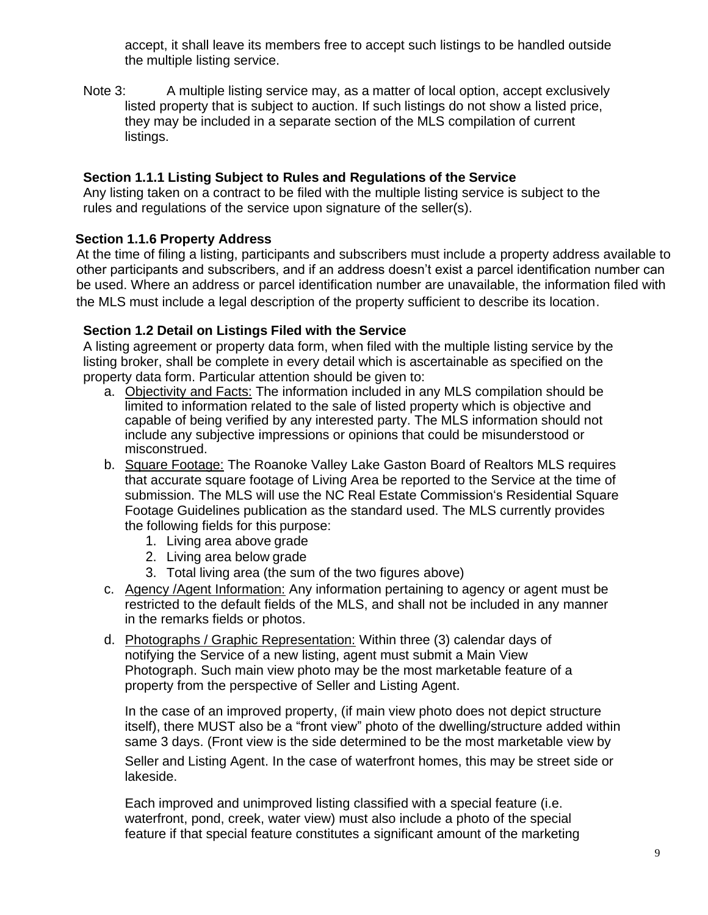accept, it shall leave its members free to accept such listings to be handled outside the multiple listing service.

Note 3: A multiple listing service may, as a matter of local option, accept exclusively listed property that is subject to auction. If such listings do not show a listed price, they may be included in a separate section of the MLS compilation of current listings.

### Section 1.1.1 Listing Subject to Rules and Regulations of the Service

Any listing taken on a contract to be filed with the multiple listing service is subject to the rules and regulations of the service upon signature of the seller(s).

### Section 1.1.6 Property Address

At the time of filing a listing, participants and subscribers must include a property address available to other participants and subscribers, and if an address doesn't exist a parcel identification number can be used. Where an address or parcel identification number are unavailable, the information filed with the MLS must include a legal description of the property sufficient to describe its location.

### Section 1.2 Detail on Listings Filed with the Service

A listing agreement or property data form, when filed with the multiple listing service by the listing broker, shall be complete in every detail which is ascertainable as specified on the property data form. Particular attention should be given to:

a. Objectivity and Facts: The information included in any MLS compilation should be limited to information related to the sale of listed property which is objective and capable of being verified by any interested party. The MLS information should not include any subjective impressions or opinions that could be misunderstood or misconstrued.
b. Square Footage: The Roanoke Valley Lake Gaston Board of Realtors MLS requires that accurate square footage of Living Area be reported to the Service at the time of submission. The MLS will use the NC Real Estate Commission's Residential Square Footage Guidelines publication as the standard used. The MLS currently provides the following fields for this purpose:
    1. Living area above grade
    2. Living area below grade
    3. Total living area (the sum of the two figures above)
c. Agency /Agent Information: Any information pertaining to agency or agent must be restricted to the default fields of the MLS, and shall not be included in any manner in the remarks fields or photos.
d. Photographs / Graphic Representation: Within three (3) calendar days of notifying the Service of a new listing, agent must submit a Main View Photograph. Such main view photo may be the most marketable feature of a property from the perspective of Seller and Listing Agent.

    In the case of an improved property, (if main view photo does not depict structure itself), there MUST also be a "front view" photo of the dwelling/structure added within same 3 days. (Front view is the side determined to be the most marketable view by Seller and Listing Agent. In the case of waterfront homes, this may be street side or lakeside.

    Each improved and unimproved listing classified with a special feature (i.e. waterfront, pond, creek, water view) must also include a photo of the special feature if that special feature constitutes a significant amount of the marketing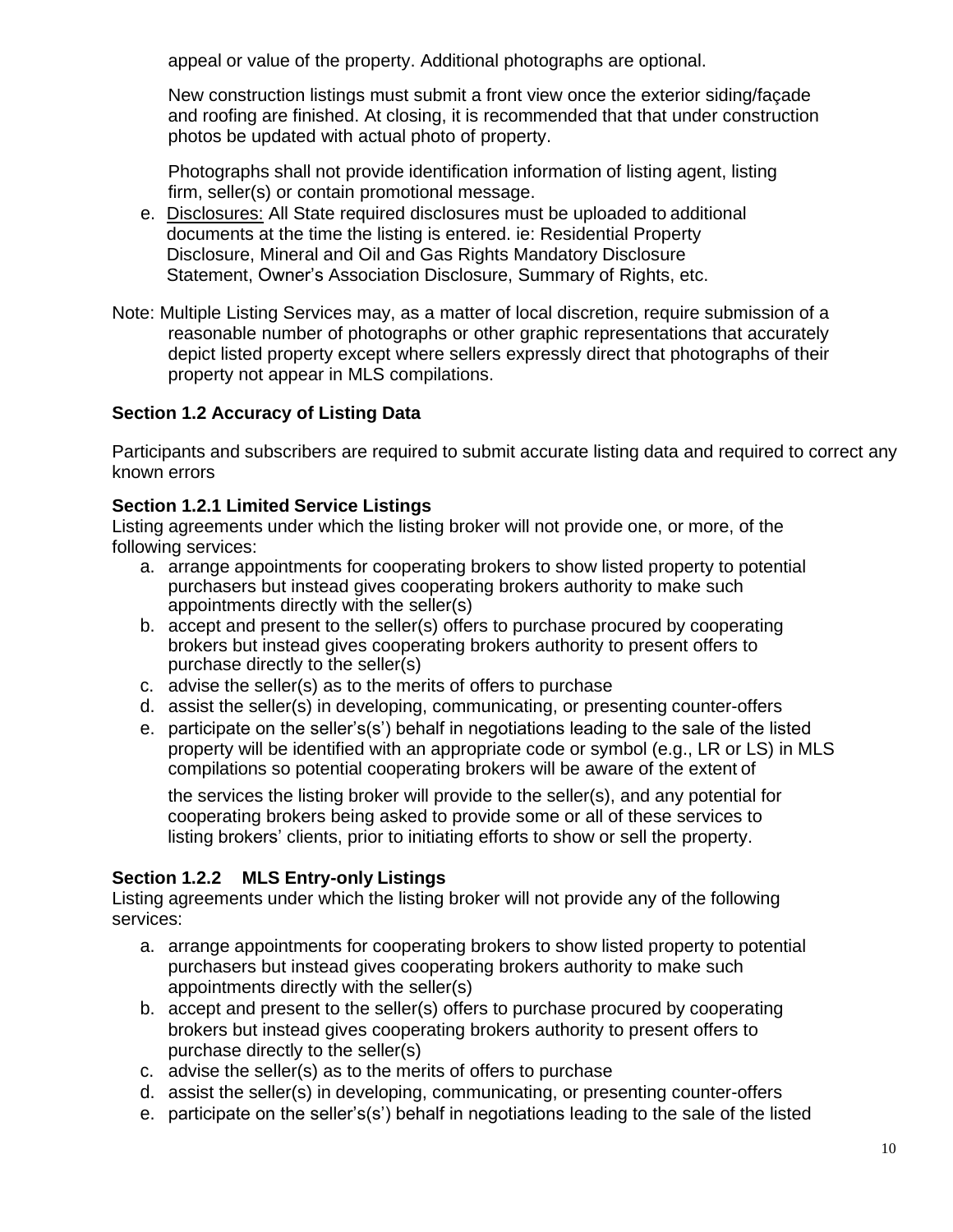appeal or value of the property. Additional photographs are optional.

New construction listings must submit a front view once the exterior siding/façade and roofing are finished. At closing, it is recommended that that under construction photos be updated with actual photo of property.

Photographs shall not provide identification information of listing agent, listing firm, seller(s) or contain promotional message.

e. Disclosures: All State required disclosures must be uploaded to additional documents at the time the listing is entered. ie: Residential Property Disclosure, Mineral and Oil and Gas Rights Mandatory Disclosure Statement, Owner's Association Disclosure, Summary of Rights, etc.

Note: Multiple Listing Services may, as a matter of local discretion, require submission of a reasonable number of photographs or other graphic representations that accurately depict listed property except where sellers expressly direct that photographs of their property not appear in MLS compilations.

### Section 1.2 Accuracy of Listing Data

Participants and subscribers are required to submit accurate listing data and required to correct any known errors

### Section 1.2.1 Limited Service Listings

Listing agreements under which the listing broker will not provide one, or more, of the following services:

a. arrange appointments for cooperating brokers to show listed property to potential purchasers but instead gives cooperating brokers authority to make such appointments directly with the seller(s)
b. accept and present to the seller(s) offers to purchase procured by cooperating brokers but instead gives cooperating brokers authority to present offers to purchase directly to the seller(s)
c. advise the seller(s) as to the merits of offers to purchase
d. assist the seller(s) in developing, communicating, or presenting counter-offers
e. participate on the seller's(s') behalf in negotiations leading to the sale of the listed property will be identified with an appropriate code or symbol (e.g., LR or LS) in MLS compilations so potential cooperating brokers will be aware of the extent of

   the services the listing broker will provide to the seller(s), and any potential for cooperating brokers being asked to provide some or all of these services to listing brokers' clients, prior to initiating efforts to show or sell the property.

### Section 1.2.2 MLS Entry-only Listings

Listing agreements under which the listing broker will not provide any of the following services:

a. arrange appointments for cooperating brokers to show listed property to potential purchasers but instead gives cooperating brokers authority to make such appointments directly with the seller(s)
b. accept and present to the seller(s) offers to purchase procured by cooperating brokers but instead gives cooperating brokers authority to present offers to purchase directly to the seller(s)
c. advise the seller(s) as to the merits of offers to purchase
d. assist the seller(s) in developing, communicating, or presenting counter-offers
e. participate on the seller's(s') behalf in negotiations leading to the sale of the listed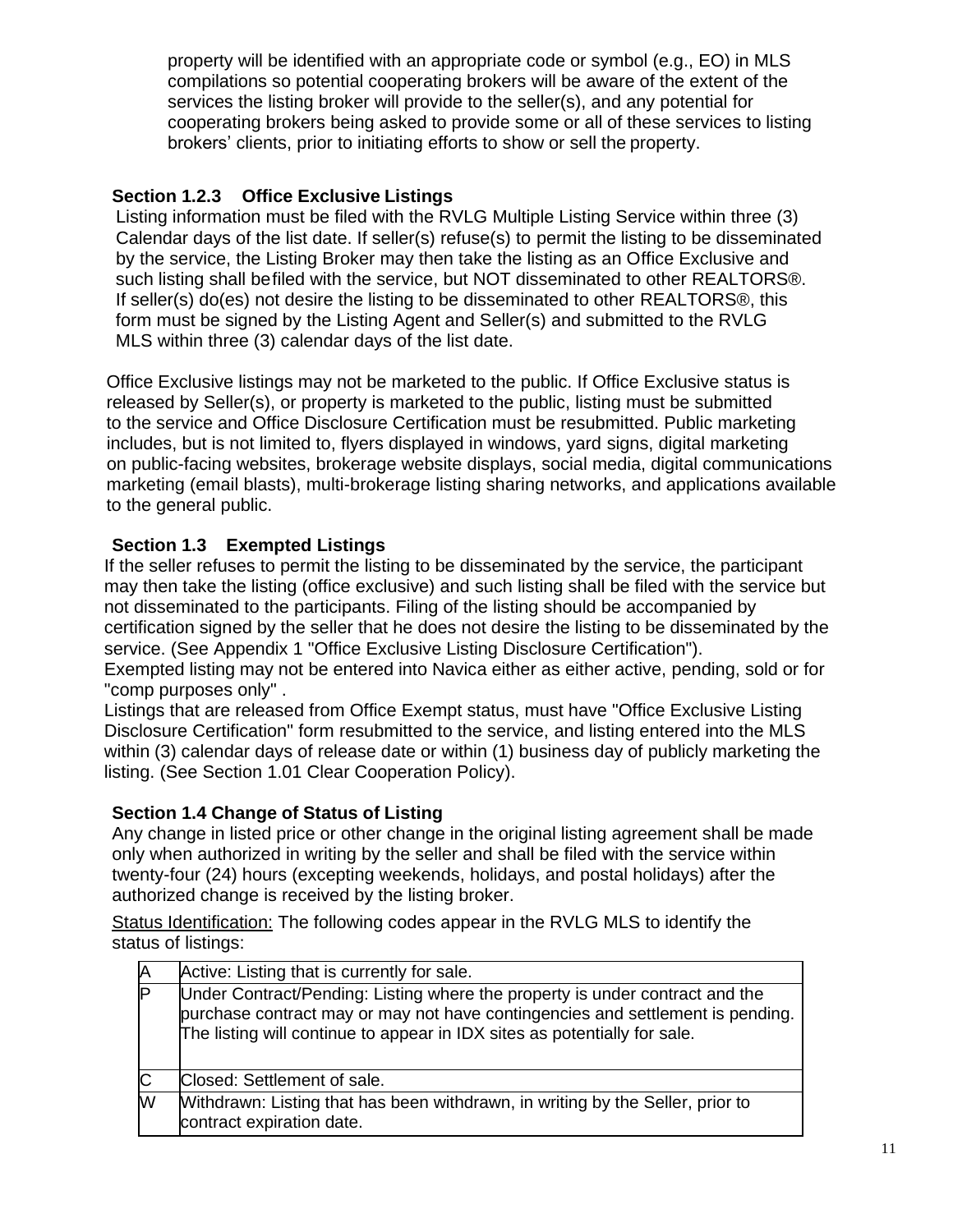property will be identified with an appropriate code or symbol (e.g., EO) in MLS compilations so potential cooperating brokers will be aware of the extent of the services the listing broker will provide to the seller(s), and any potential for cooperating brokers being asked to provide some or all of these services to listing brokers' clients, prior to initiating efforts to show or sell the property.

### Section 1.2.3 Office Exclusive Listings

Listing information must be filed with the RVLG Multiple Listing Service within three (3) Calendar days of the list date. If seller(s) refuse(s) to permit the listing to be disseminated by the service, the Listing Broker may then take the listing as an Office Exclusive and such listing shall befiled with the service, but NOT disseminated to other REALTORS®. If seller(s) do(es) not desire the listing to be disseminated to other REALTORS®, this form must be signed by the Listing Agent and Seller(s) and submitted to the RVLG MLS within three (3) calendar days of the list date.

Office Exclusive listings may not be marketed to the public. If Office Exclusive status is released by Seller(s), or property is marketed to the public, listing must be submitted to the service and Office Disclosure Certification must be resubmitted. Public marketing includes, but is not limited to, flyers displayed in windows, yard signs, digital marketing on public-facing websites, brokerage website displays, social media, digital communications marketing (email blasts), multi-brokerage listing sharing networks, and applications available to the general public.

### Section 1.3 Exempted Listings

If the seller refuses to permit the listing to be disseminated by the service, the participant may then take the listing (office exclusive) and such listing shall be filed with the service but not disseminated to the participants. Filing of the listing should be accompanied by certification signed by the seller that he does not desire the listing to be disseminated by the service. (See Appendix 1 "Office Exclusive Listing Disclosure Certification").
Exempted listing may not be entered into Navica either as either active, pending, sold or for "comp purposes only" .
Listings that are released from Office Exempt status, must have "Office Exclusive Listing Disclosure Certification" form resubmitted to the service, and listing entered into the MLS within (3) calendar days of release date or within (1) business day of publicly marketing the listing. (See Section 1.01 Clear Cooperation Policy).

### Section 1.4 Change of Status of Listing

Any change in listed price or other change in the original listing agreement shall be made only when authorized in writing by the seller and shall be filed with the service within twenty-four (24) hours (excepting weekends, holidays, and postal holidays) after the authorized change is received by the listing broker.

Status Identification: The following codes appear in the RVLG MLS to identify the status of listings:

| | |
|---|---|
| A | Active: Listing that is currently for sale. |
| P | Under Contract/Pending: Listing where the property is under contract and the purchase contract may or may not have contingencies and settlement is pending. The listing will continue to appear in IDX sites as potentially for sale. |
| C | Closed: Settlement of sale. |
| W | Withdrawn: Listing that has been withdrawn, in writing by the Seller, prior to contract expiration date. |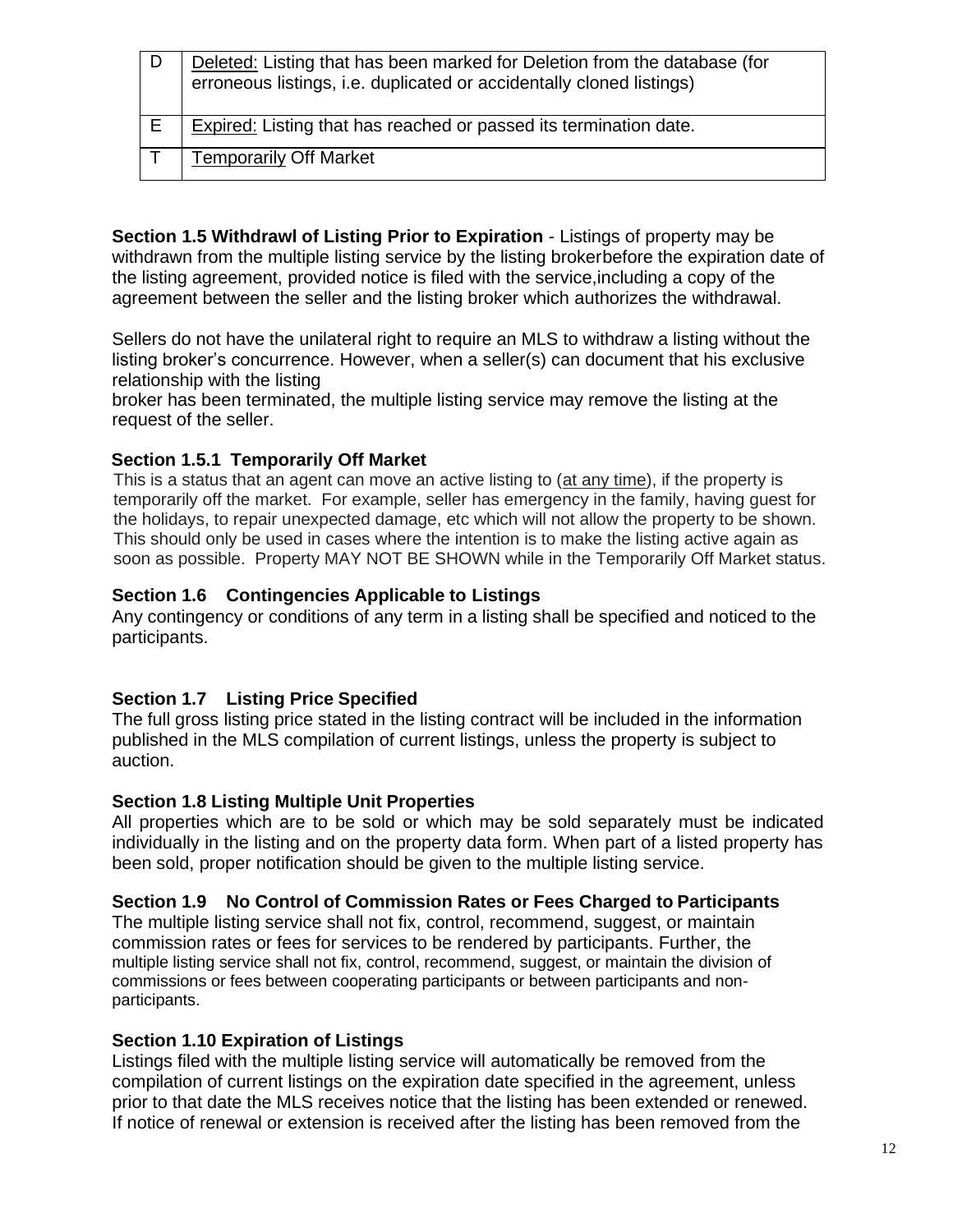| D | Deleted: Listing that has been marked for Deletion from the database (for erroneous listings, i.e. duplicated or accidentally cloned listings) |
|---|---|
| E | Expired: Listing that has reached or passed its termination date. |
| T | Temporarily Off Market |

**Section 1.5 Withdrawl of Listing Prior to Expiration** - Listings of property may be withdrawn from the multiple listing service by the listing brokerbefore the expiration date of the listing agreement, provided notice is filed with the service,including a copy of the agreement between the seller and the listing broker which authorizes the withdrawal.

Sellers do not have the unilateral right to require an MLS to withdraw a listing without the listing broker's concurrence. However, when a seller(s) can document that his exclusive relationship with the listing broker has been terminated, the multiple listing service may remove the listing at the request of the seller.

**Section 1.5.1 Temporarily Off Market**

This is a status that an agent can move an active listing to (at any time), if the property is temporarily off the market. For example, seller has emergency in the family, having guest for the holidays, to repair unexpected damage, etc which will not allow the property to be shown. This should only be used in cases where the intention is to make the listing active again as soon as possible. Property MAY NOT BE SHOWN while in the Temporarily Off Market status.

**Section 1.6 Contingencies Applicable to Listings**

Any contingency or conditions of any term in a listing shall be specified and noticed to the participants.

**Section 1.7 Listing Price Specified**

The full gross listing price stated in the listing contract will be included in the information published in the MLS compilation of current listings, unless the property is subject to auction.

**Section 1.8 Listing Multiple Unit Properties**

All properties which are to be sold or which may be sold separately must be indicated individually in the listing and on the property data form. When part of a listed property has been sold, proper notification should be given to the multiple listing service.

**Section 1.9 No Control of Commission Rates or Fees Charged to Participants**

The multiple listing service shall not fix, control, recommend, suggest, or maintain commission rates or fees for services to be rendered by participants. Further, the multiple listing service shall not fix, control, recommend, suggest, or maintain the division of commissions or fees between cooperating participants or between participants and non-participants.

**Section 1.10 Expiration of Listings**

Listings filed with the multiple listing service will automatically be removed from the compilation of current listings on the expiration date specified in the agreement, unless prior to that date the MLS receives notice that the listing has been extended or renewed. If notice of renewal or extension is received after the listing has been removed from the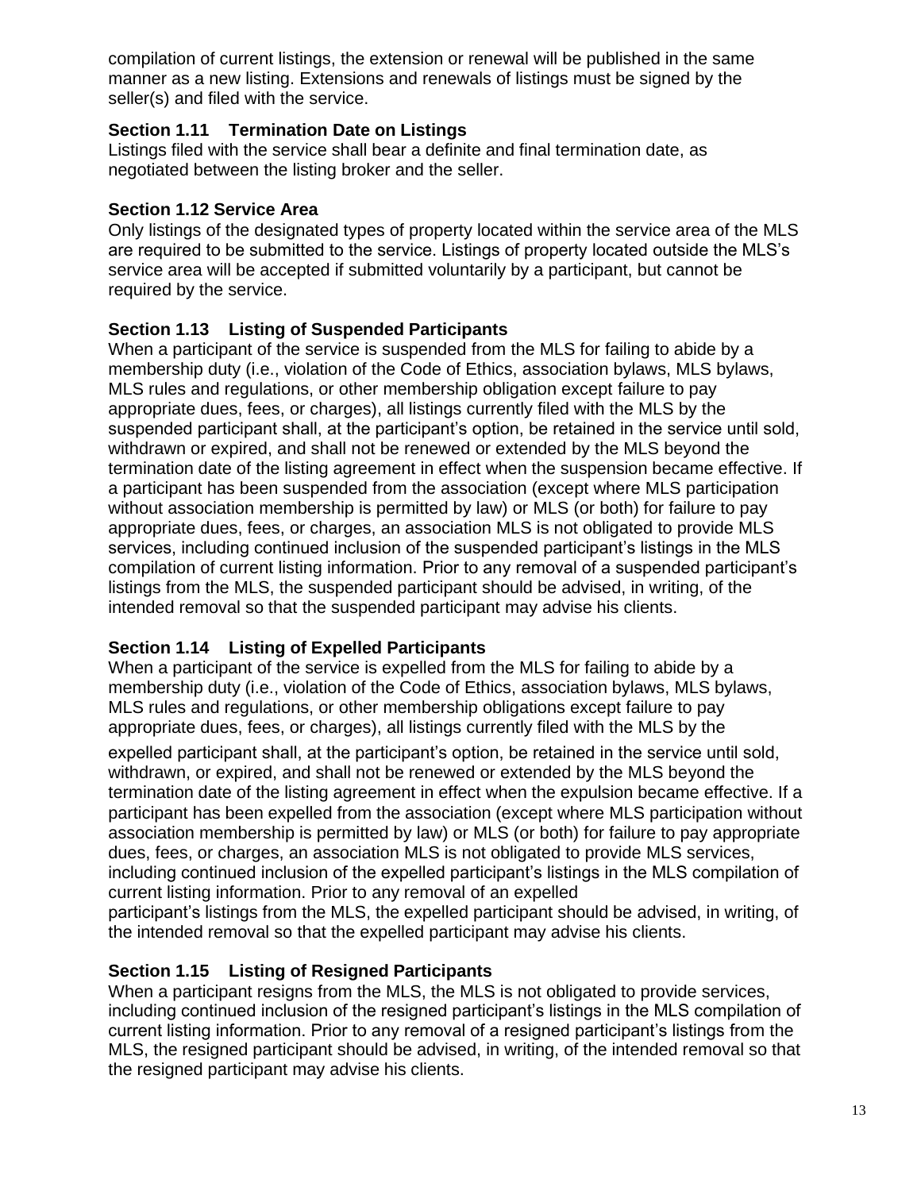compilation of current listings, the extension or renewal will be published in the same manner as a new listing. Extensions and renewals of listings must be signed by the seller(s) and filed with the service.

### Section 1.11 Termination Date on Listings

Listings filed with the service shall bear a definite and final termination date, as negotiated between the listing broker and the seller.

### Section 1.12 Service Area

Only listings of the designated types of property located within the service area of the MLS are required to be submitted to the service. Listings of property located outside the MLS's service area will be accepted if submitted voluntarily by a participant, but cannot be required by the service.

### Section 1.13 Listing of Suspended Participants

When a participant of the service is suspended from the MLS for failing to abide by a membership duty (i.e., violation of the Code of Ethics, association bylaws, MLS bylaws, MLS rules and regulations, or other membership obligation except failure to pay appropriate dues, fees, or charges), all listings currently filed with the MLS by the suspended participant shall, at the participant's option, be retained in the service until sold, withdrawn or expired, and shall not be renewed or extended by the MLS beyond the termination date of the listing agreement in effect when the suspension became effective. If a participant has been suspended from the association (except where MLS participation without association membership is permitted by law) or MLS (or both) for failure to pay appropriate dues, fees, or charges, an association MLS is not obligated to provide MLS services, including continued inclusion of the suspended participant's listings in the MLS compilation of current listing information. Prior to any removal of a suspended participant's listings from the MLS, the suspended participant should be advised, in writing, of the intended removal so that the suspended participant may advise his clients.

### Section 1.14 Listing of Expelled Participants

When a participant of the service is expelled from the MLS for failing to abide by a membership duty (i.e., violation of the Code of Ethics, association bylaws, MLS bylaws, MLS rules and regulations, or other membership obligations except failure to pay appropriate dues, fees, or charges), all listings currently filed with the MLS by the expelled participant shall, at the participant's option, be retained in the service until sold, withdrawn, or expired, and shall not be renewed or extended by the MLS beyond the termination date of the listing agreement in effect when the expulsion became effective. If a participant has been expelled from the association (except where MLS participation without association membership is permitted by law) or MLS (or both) for failure to pay appropriate dues, fees, or charges, an association MLS is not obligated to provide MLS services, including continued inclusion of the expelled participant's listings in the MLS compilation of current listing information. Prior to any removal of an expelled participant's listings from the MLS, the expelled participant should be advised, in writing, of the intended removal so that the expelled participant may advise his clients.

### Section 1.15 Listing of Resigned Participants

When a participant resigns from the MLS, the MLS is not obligated to provide services, including continued inclusion of the resigned participant's listings in the MLS compilation of current listing information. Prior to any removal of a resigned participant's listings from the MLS, the resigned participant should be advised, in writing, of the intended removal so that the resigned participant may advise his clients.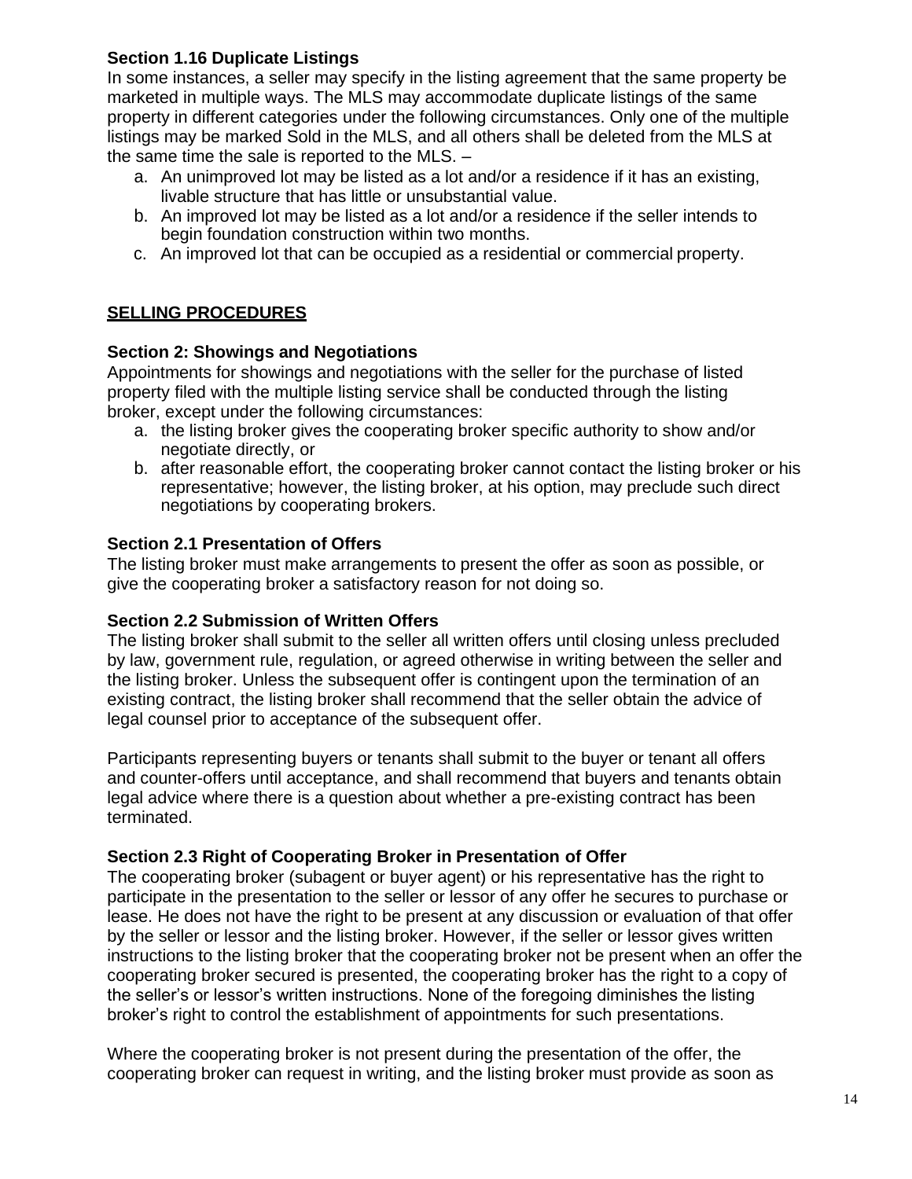### Section 1.16 Duplicate Listings

In some instances, a seller may specify in the listing agreement that the same property be marketed in multiple ways. The MLS may accommodate duplicate listings of the same property in different categories under the following circumstances. Only one of the multiple listings may be marked Sold in the MLS, and all others shall be deleted from the MLS at the same time the sale is reported to the MLS. –

a. An unimproved lot may be listed as a lot and/or a residence if it has an existing, livable structure that has little or unsubstantial value.
b. An improved lot may be listed as a lot and/or a residence if the seller intends to begin foundation construction within two months.
c. An improved lot that can be occupied as a residential or commercial property.

## SELLING PROCEDURES

### Section 2: Showings and Negotiations

Appointments for showings and negotiations with the seller for the purchase of listed property filed with the multiple listing service shall be conducted through the listing broker, except under the following circumstances:

a. the listing broker gives the cooperating broker specific authority to show and/or negotiate directly, or
b. after reasonable effort, the cooperating broker cannot contact the listing broker or his representative; however, the listing broker, at his option, may preclude such direct negotiations by cooperating brokers.

### Section 2.1 Presentation of Offers

The listing broker must make arrangements to present the offer as soon as possible, or give the cooperating broker a satisfactory reason for not doing so.

### Section 2.2 Submission of Written Offers

The listing broker shall submit to the seller all written offers until closing unless precluded by law, government rule, regulation, or agreed otherwise in writing between the seller and the listing broker. Unless the subsequent offer is contingent upon the termination of an existing contract, the listing broker shall recommend that the seller obtain the advice of legal counsel prior to acceptance of the subsequent offer.

Participants representing buyers or tenants shall submit to the buyer or tenant all offers and counter-offers until acceptance, and shall recommend that buyers and tenants obtain legal advice where there is a question about whether a pre-existing contract has been terminated.

### Section 2.3 Right of Cooperating Broker in Presentation of Offer

The cooperating broker (subagent or buyer agent) or his representative has the right to participate in the presentation to the seller or lessor of any offer he secures to purchase or lease. He does not have the right to be present at any discussion or evaluation of that offer by the seller or lessor and the listing broker. However, if the seller or lessor gives written instructions to the listing broker that the cooperating broker not be present when an offer the cooperating broker secured is presented, the cooperating broker has the right to a copy of the seller's or lessor's written instructions. None of the foregoing diminishes the listing broker's right to control the establishment of appointments for such presentations.

Where the cooperating broker is not present during the presentation of the offer, the cooperating broker can request in writing, and the listing broker must provide as soon as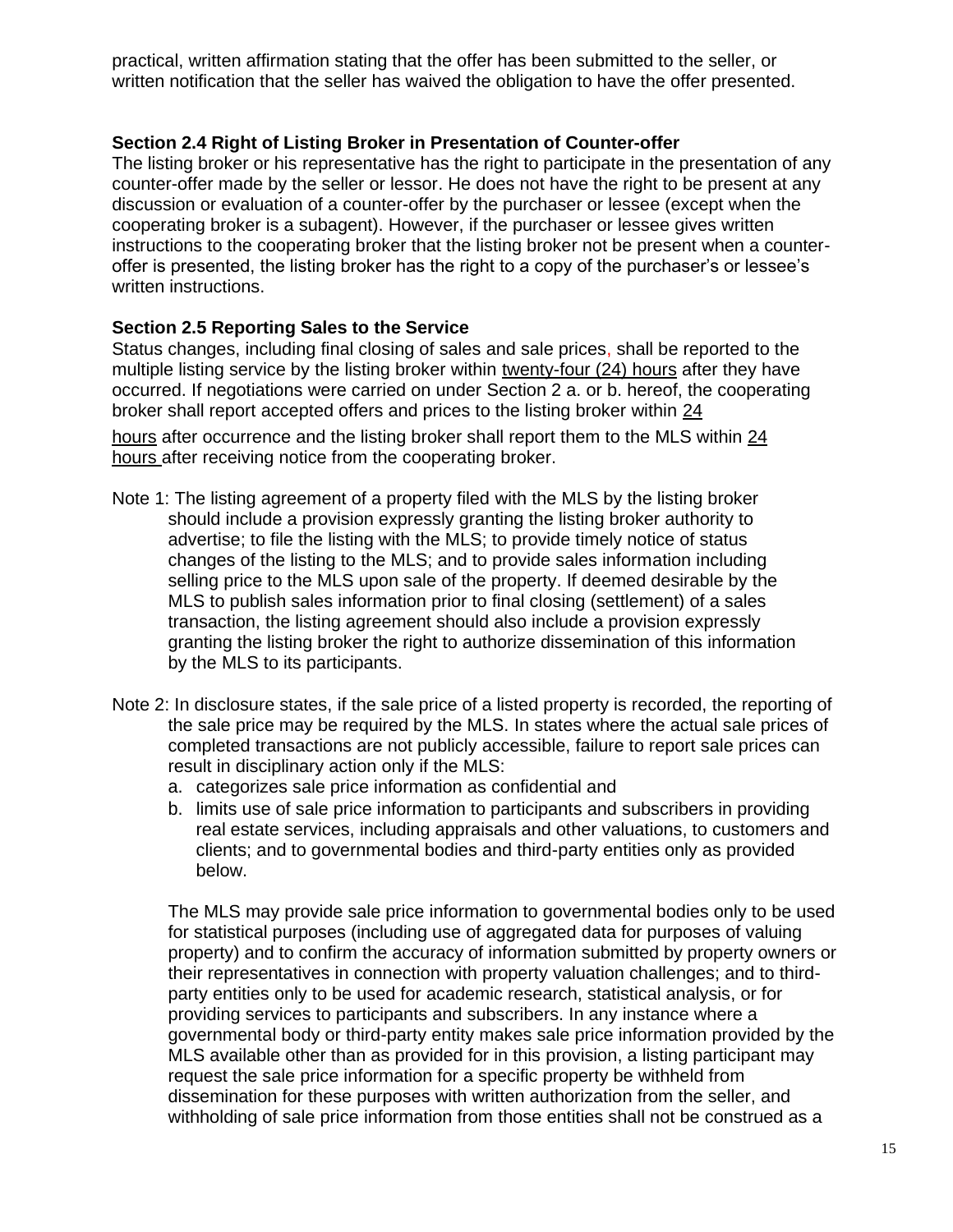practical, written affirmation stating that the offer has been submitted to the seller, or written notification that the seller has waived the obligation to have the offer presented.

### Section 2.4 Right of Listing Broker in Presentation of Counter-offer

The listing broker or his representative has the right to participate in the presentation of any counter-offer made by the seller or lessor. He does not have the right to be present at any discussion or evaluation of a counter-offer by the purchaser or lessee (except when the cooperating broker is a subagent). However, if the purchaser or lessee gives written instructions to the cooperating broker that the listing broker not be present when a counter-offer is presented, the listing broker has the right to a copy of the purchaser's or lessee's written instructions.

### Section 2.5 Reporting Sales to the Service

Status changes, including final closing of sales and sale prices, shall be reported to the multiple listing service by the listing broker within twenty-four (24) hours after they have occurred. If negotiations were carried on under Section 2 a. or b. hereof, the cooperating broker shall report accepted offers and prices to the listing broker within 24 hours after occurrence and the listing broker shall report them to the MLS within 24 hours after receiving notice from the cooperating broker.

Note 1: The listing agreement of a property filed with the MLS by the listing broker should include a provision expressly granting the listing broker authority to advertise; to file the listing with the MLS; to provide timely notice of status changes of the listing to the MLS; and to provide sales information including selling price to the MLS upon sale of the property. If deemed desirable by the MLS to publish sales information prior to final closing (settlement) of a sales transaction, the listing agreement should also include a provision expressly granting the listing broker the right to authorize dissemination of this information by the MLS to its participants.

Note 2: In disclosure states, if the sale price of a listed property is recorded, the reporting of the sale price may be required by the MLS. In states where the actual sale prices of completed transactions are not publicly accessible, failure to report sale prices can result in disciplinary action only if the MLS:

a. categorizes sale price information as confidential and
b. limits use of sale price information to participants and subscribers in providing real estate services, including appraisals and other valuations, to customers and clients; and to governmental bodies and third-party entities only as provided below.

The MLS may provide sale price information to governmental bodies only to be used for statistical purposes (including use of aggregated data for purposes of valuing property) and to confirm the accuracy of information submitted by property owners or their representatives in connection with property valuation challenges; and to third-party entities only to be used for academic research, statistical analysis, or for providing services to participants and subscribers. In any instance where a governmental body or third-party entity makes sale price information provided by the MLS available other than as provided for in this provision, a listing participant may request the sale price information for a specific property be withheld from dissemination for these purposes with written authorization from the seller, and withholding of sale price information from those entities shall not be construed as a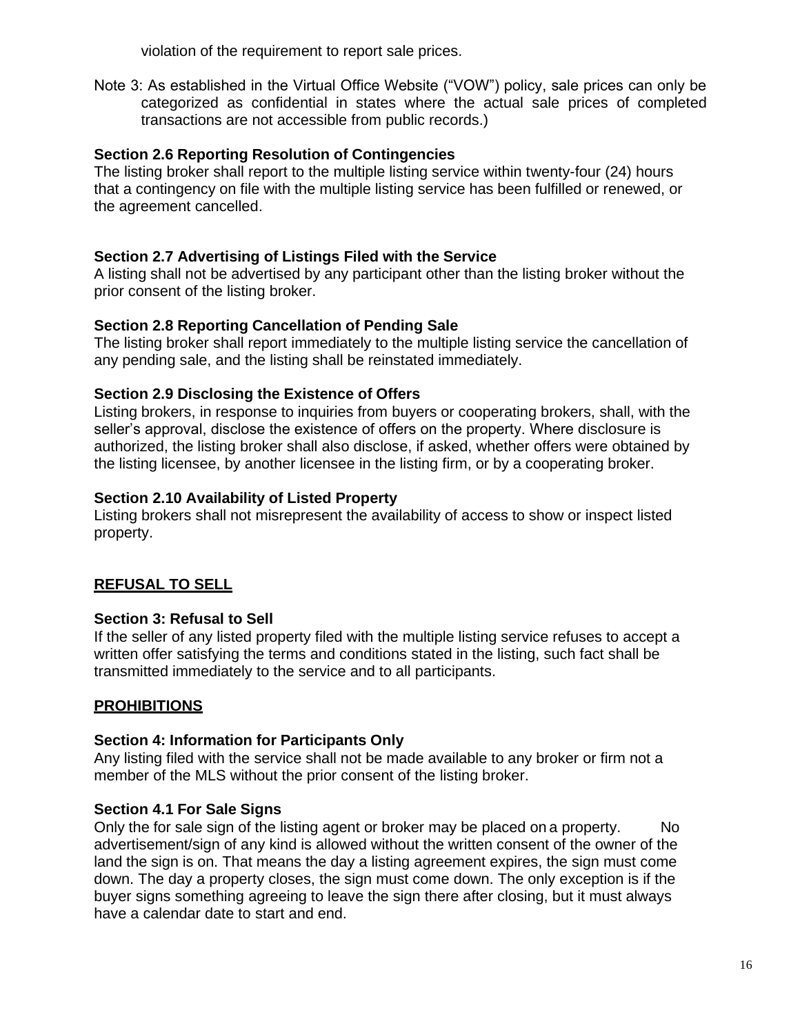violation of the requirement to report sale prices.

Note 3: As established in the Virtual Office Website ("VOW") policy, sale prices can only be categorized as confidential in states where the actual sale prices of completed transactions are not accessible from public records.)

**Section 2.6 Reporting Resolution of Contingencies**
The listing broker shall report to the multiple listing service within twenty-four (24) hours that a contingency on file with the multiple listing service has been fulfilled or renewed, or the agreement cancelled.

**Section 2.7 Advertising of Listings Filed with the Service**
A listing shall not be advertised by any participant other than the listing broker without the prior consent of the listing broker.

**Section 2.8 Reporting Cancellation of Pending Sale**
The listing broker shall report immediately to the multiple listing service the cancellation of any pending sale, and the listing shall be reinstated immediately.

**Section 2.9 Disclosing the Existence of Offers**
Listing brokers, in response to inquiries from buyers or cooperating brokers, shall, with the seller's approval, disclose the existence of offers on the property. Where disclosure is authorized, the listing broker shall also disclose, if asked, whether offers were obtained by the listing licensee, by another licensee in the listing firm, or by a cooperating broker.

**Section 2.10 Availability of Listed Property**
Listing brokers shall not misrepresent the availability of access to show or inspect listed property.

## REFUSAL TO SELL

**Section 3: Refusal to Sell**
If the seller of any listed property filed with the multiple listing service refuses to accept a written offer satisfying the terms and conditions stated in the listing, such fact shall be transmitted immediately to the service and to all participants.

## PROHIBITIONS

**Section 4: Information for Participants Only**
Any listing filed with the service shall not be made available to any broker or firm not a member of the MLS without the prior consent of the listing broker.

**Section 4.1 For Sale Signs**
Only the for sale sign of the listing agent or broker may be placed on a property. No advertisement/sign of any kind is allowed without the written consent of the owner of the land the sign is on. That means the day a listing agreement expires, the sign must come down. The day a property closes, the sign must come down. The only exception is if the buyer signs something agreeing to leave the sign there after closing, but it must always have a calendar date to start and end.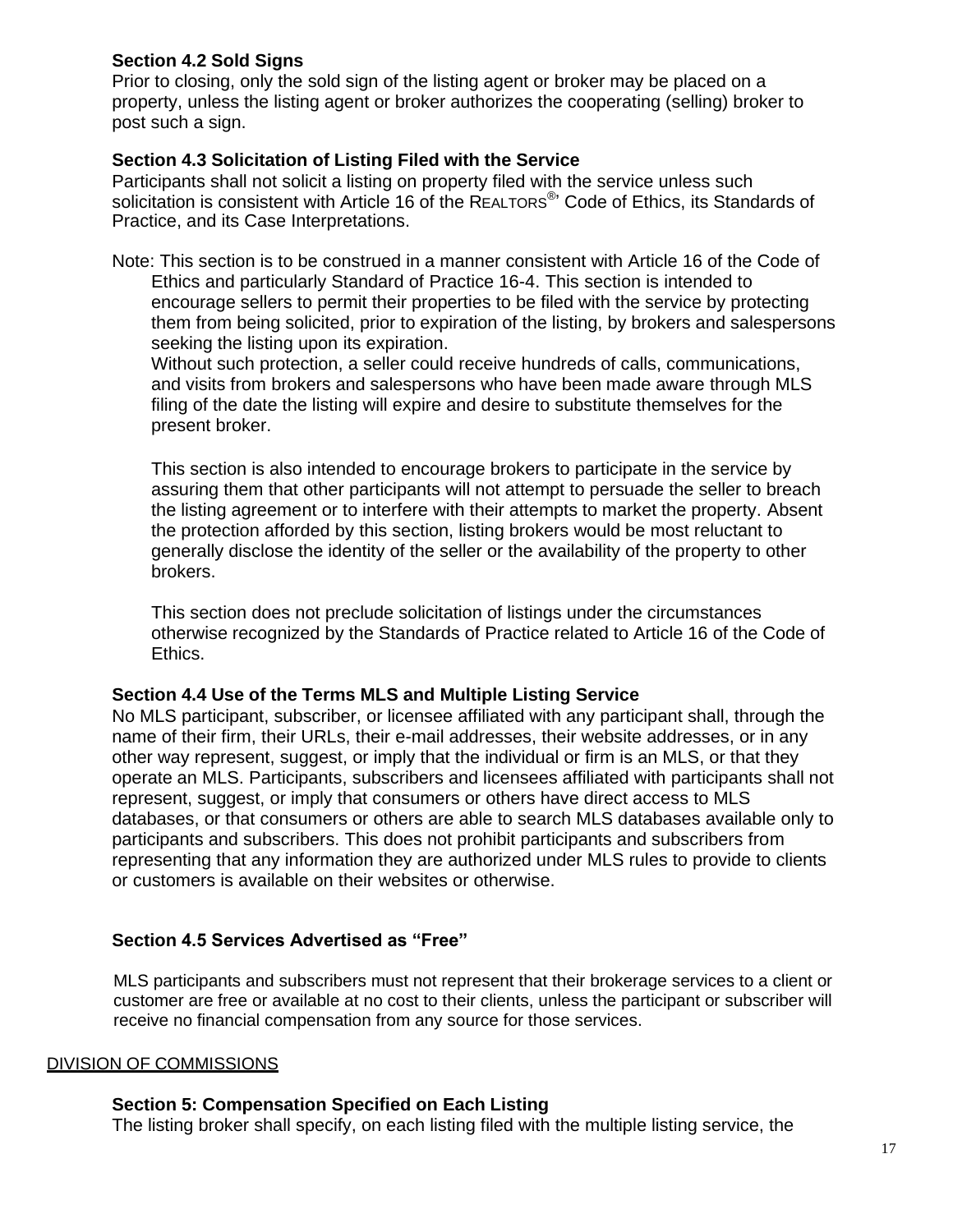### Section 4.2 Sold Signs

Prior to closing, only the sold sign of the listing agent or broker may be placed on a property, unless the listing agent or broker authorizes the cooperating (selling) broker to post such a sign.

### Section 4.3 Solicitation of Listing Filed with the Service

Participants shall not solicit a listing on property filed with the service unless such solicitation is consistent with Article 16 of the REALTORS®' Code of Ethics, its Standards of Practice, and its Case Interpretations.

Note: This section is to be construed in a manner consistent with Article 16 of the Code of Ethics and particularly Standard of Practice 16-4. This section is intended to encourage sellers to permit their properties to be filed with the service by protecting them from being solicited, prior to expiration of the listing, by brokers and salespersons seeking the listing upon its expiration.

Without such protection, a seller could receive hundreds of calls, communications, and visits from brokers and salespersons who have been made aware through MLS filing of the date the listing will expire and desire to substitute themselves for the present broker.

This section is also intended to encourage brokers to participate in the service by assuring them that other participants will not attempt to persuade the seller to breach the listing agreement or to interfere with their attempts to market the property. Absent the protection afforded by this section, listing brokers would be most reluctant to generally disclose the identity of the seller or the availability of the property to other brokers.

This section does not preclude solicitation of listings under the circumstances otherwise recognized by the Standards of Practice related to Article 16 of the Code of Ethics.

### Section 4.4 Use of the Terms MLS and Multiple Listing Service

No MLS participant, subscriber, or licensee affiliated with any participant shall, through the name of their firm, their URLs, their e-mail addresses, their website addresses, or in any other way represent, suggest, or imply that the individual or firm is an MLS, or that they operate an MLS. Participants, subscribers and licensees affiliated with participants shall not represent, suggest, or imply that consumers or others have direct access to MLS databases, or that consumers or others are able to search MLS databases available only to participants and subscribers. This does not prohibit participants and subscribers from representing that any information they are authorized under MLS rules to provide to clients or customers is available on their websites or otherwise.

### Section 4.5 Services Advertised as "Free"

MLS participants and subscribers must not represent that their brokerage services to a client or customer are free or available at no cost to their clients, unless the participant or subscriber will receive no financial compensation from any source for those services.

## DIVISION OF COMMISSIONS

### Section 5: Compensation Specified on Each Listing

The listing broker shall specify, on each listing filed with the multiple listing service, the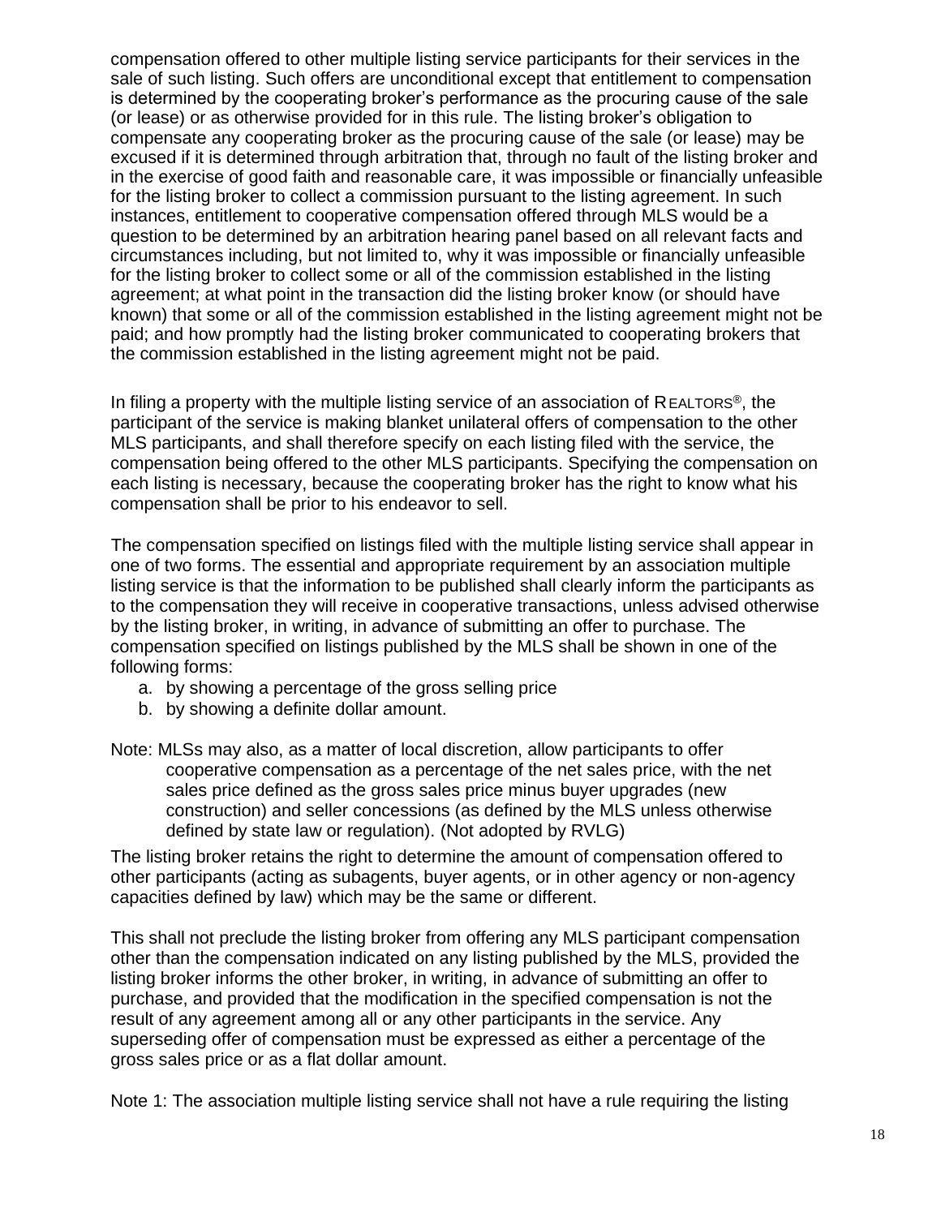compensation offered to other multiple listing service participants for their services in the sale of such listing. Such offers are unconditional except that entitlement to compensation is determined by the cooperating broker's performance as the procuring cause of the sale (or lease) or as otherwise provided for in this rule. The listing broker's obligation to compensate any cooperating broker as the procuring cause of the sale (or lease) may be excused if it is determined through arbitration that, through no fault of the listing broker and in the exercise of good faith and reasonable care, it was impossible or financially unfeasible for the listing broker to collect a commission pursuant to the listing agreement. In such instances, entitlement to cooperative compensation offered through MLS would be a question to be determined by an arbitration hearing panel based on all relevant facts and circumstances including, but not limited to, why it was impossible or financially unfeasible for the listing broker to collect some or all of the commission established in the listing agreement; at what point in the transaction did the listing broker know (or should have known) that some or all of the commission established in the listing agreement might not be paid; and how promptly had the listing broker communicated to cooperating brokers that the commission established in the listing agreement might not be paid.

In filing a property with the multiple listing service of an association of REALTORS®, the participant of the service is making blanket unilateral offers of compensation to the other MLS participants, and shall therefore specify on each listing filed with the service, the compensation being offered to the other MLS participants. Specifying the compensation on each listing is necessary, because the cooperating broker has the right to know what his compensation shall be prior to his endeavor to sell.

The compensation specified on listings filed with the multiple listing service shall appear in one of two forms. The essential and appropriate requirement by an association multiple listing service is that the information to be published shall clearly inform the participants as to the compensation they will receive in cooperative transactions, unless advised otherwise by the listing broker, in writing, in advance of submitting an offer to purchase. The compensation specified on listings published by the MLS shall be shown in one of the following forms:

a. by showing a percentage of the gross selling price
b. by showing a definite dollar amount.

Note: MLSs may also, as a matter of local discretion, allow participants to offer cooperative compensation as a percentage of the net sales price, with the net sales price defined as the gross sales price minus buyer upgrades (new construction) and seller concessions (as defined by the MLS unless otherwise defined by state law or regulation). (Not adopted by RVLG)

The listing broker retains the right to determine the amount of compensation offered to other participants (acting as subagents, buyer agents, or in other agency or non-agency capacities defined by law) which may be the same or different.

This shall not preclude the listing broker from offering any MLS participant compensation other than the compensation indicated on any listing published by the MLS, provided the listing broker informs the other broker, in writing, in advance of submitting an offer to purchase, and provided that the modification in the specified compensation is not the result of any agreement among all or any other participants in the service. Any superseding offer of compensation must be expressed as either a percentage of the gross sales price or as a flat dollar amount.

Note 1: The association multiple listing service shall not have a rule requiring the listing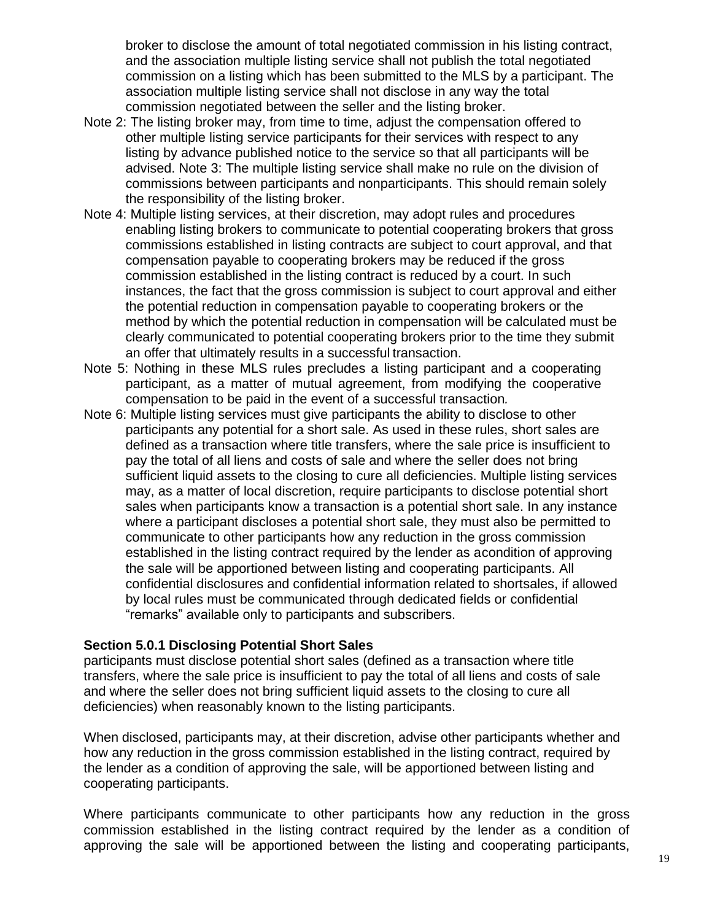broker to disclose the amount of total negotiated commission in his listing contract, and the association multiple listing service shall not publish the total negotiated commission on a listing which has been submitted to the MLS by a participant. The association multiple listing service shall not disclose in any way the total commission negotiated between the seller and the listing broker.

Note 2: The listing broker may, from time to time, adjust the compensation offered to other multiple listing service participants for their services with respect to any listing by advance published notice to the service so that all participants will be advised. Note 3: The multiple listing service shall make no rule on the division of commissions between participants and nonparticipants. This should remain solely the responsibility of the listing broker.

Note 4: Multiple listing services, at their discretion, may adopt rules and procedures enabling listing brokers to communicate to potential cooperating brokers that gross commissions established in listing contracts are subject to court approval, and that compensation payable to cooperating brokers may be reduced if the gross commission established in the listing contract is reduced by a court. In such instances, the fact that the gross commission is subject to court approval and either the potential reduction in compensation payable to cooperating brokers or the method by which the potential reduction in compensation will be calculated must be clearly communicated to potential cooperating brokers prior to the time they submit an offer that ultimately results in a successful transaction.

Note 5: Nothing in these MLS rules precludes a listing participant and a cooperating participant, as a matter of mutual agreement, from modifying the cooperative compensation to be paid in the event of a successful transaction.

Note 6: Multiple listing services must give participants the ability to disclose to other participants any potential for a short sale. As used in these rules, short sales are defined as a transaction where title transfers, where the sale price is insufficient to pay the total of all liens and costs of sale and where the seller does not bring sufficient liquid assets to the closing to cure all deficiencies. Multiple listing services may, as a matter of local discretion, require participants to disclose potential short sales when participants know a transaction is a potential short sale. In any instance where a participant discloses a potential short sale, they must also be permitted to communicate to other participants how any reduction in the gross commission established in the listing contract required by the lender as acondition of approving the sale will be apportioned between listing and cooperating participants. All confidential disclosures and confidential information related to shortsales, if allowed by local rules must be communicated through dedicated fields or confidential "remarks" available only to participants and subscribers.

**Section 5.0.1 Disclosing Potential Short Sales**

participants must disclose potential short sales (defined as a transaction where title transfers, where the sale price is insufficient to pay the total of all liens and costs of sale and where the seller does not bring sufficient liquid assets to the closing to cure all deficiencies) when reasonably known to the listing participants.

When disclosed, participants may, at their discretion, advise other participants whether and how any reduction in the gross commission established in the listing contract, required by the lender as a condition of approving the sale, will be apportioned between listing and cooperating participants.

Where participants communicate to other participants how any reduction in the gross commission established in the listing contract required by the lender as a condition of approving the sale will be apportioned between the listing and cooperating participants,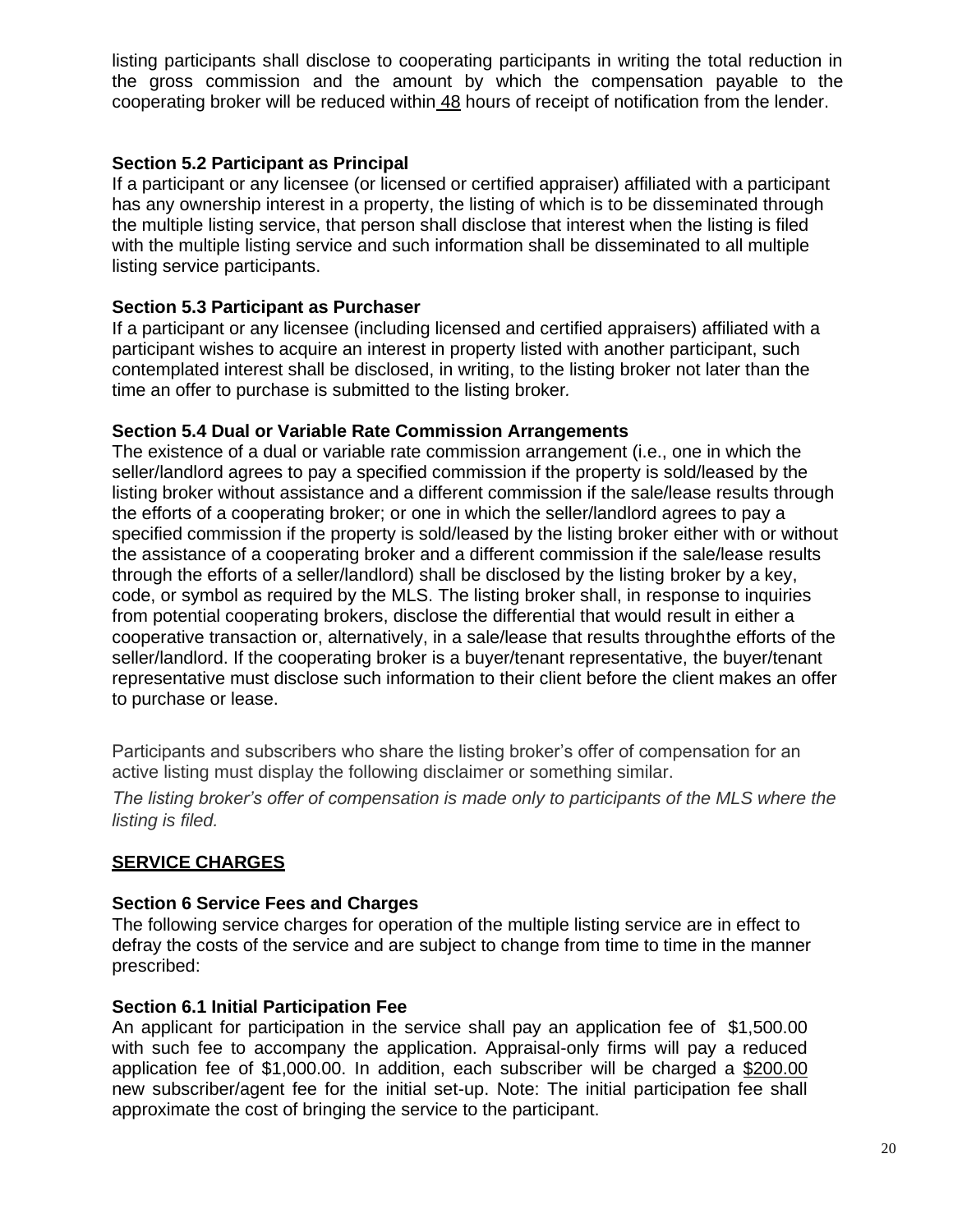listing participants shall disclose to cooperating participants in writing the total reduction in the gross commission and the amount by which the compensation payable to the cooperating broker will be reduced within 48 hours of receipt of notification from the lender.

**Section 5.2 Participant as Principal**

If a participant or any licensee (or licensed or certified appraiser) affiliated with a participant has any ownership interest in a property, the listing of which is to be disseminated through the multiple listing service, that person shall disclose that interest when the listing is filed with the multiple listing service and such information shall be disseminated to all multiple listing service participants.

**Section 5.3 Participant as Purchaser**

If a participant or any licensee (including licensed and certified appraisers) affiliated with a participant wishes to acquire an interest in property listed with another participant, such contemplated interest shall be disclosed, in writing, to the listing broker not later than the time an offer to purchase is submitted to the listing broker.

**Section 5.4 Dual or Variable Rate Commission Arrangements**

The existence of a dual or variable rate commission arrangement (i.e., one in which the seller/landlord agrees to pay a specified commission if the property is sold/leased by the listing broker without assistance and a different commission if the sale/lease results through the efforts of a cooperating broker; or one in which the seller/landlord agrees to pay a specified commission if the property is sold/leased by the listing broker either with or without the assistance of a cooperating broker and a different commission if the sale/lease results through the efforts of a seller/landlord) shall be disclosed by the listing broker by a key, code, or symbol as required by the MLS. The listing broker shall, in response to inquiries from potential cooperating brokers, disclose the differential that would result in either a cooperative transaction or, alternatively, in a sale/lease that results throughthe efforts of the seller/landlord. If the cooperating broker is a buyer/tenant representative, the buyer/tenant representative must disclose such information to their client before the client makes an offer to purchase or lease.

Participants and subscribers who share the listing broker's offer of compensation for an active listing must display the following disclaimer or something similar.

*The listing broker's offer of compensation is made only to participants of the MLS where the listing is filed.*

## SERVICE CHARGES

**Section 6 Service Fees and Charges**

The following service charges for operation of the multiple listing service are in effect to defray the costs of the service and are subject to change from time to time in the manner prescribed:

**Section 6.1 Initial Participation Fee**

An applicant for participation in the service shall pay an application fee of $1,500.00 with such fee to accompany the application. Appraisal-only firms will pay a reduced application fee of $1,000.00. In addition, each subscriber will be charged a $200.00 new subscriber/agent fee for the initial set-up. Note: The initial participation fee shall approximate the cost of bringing the service to the participant.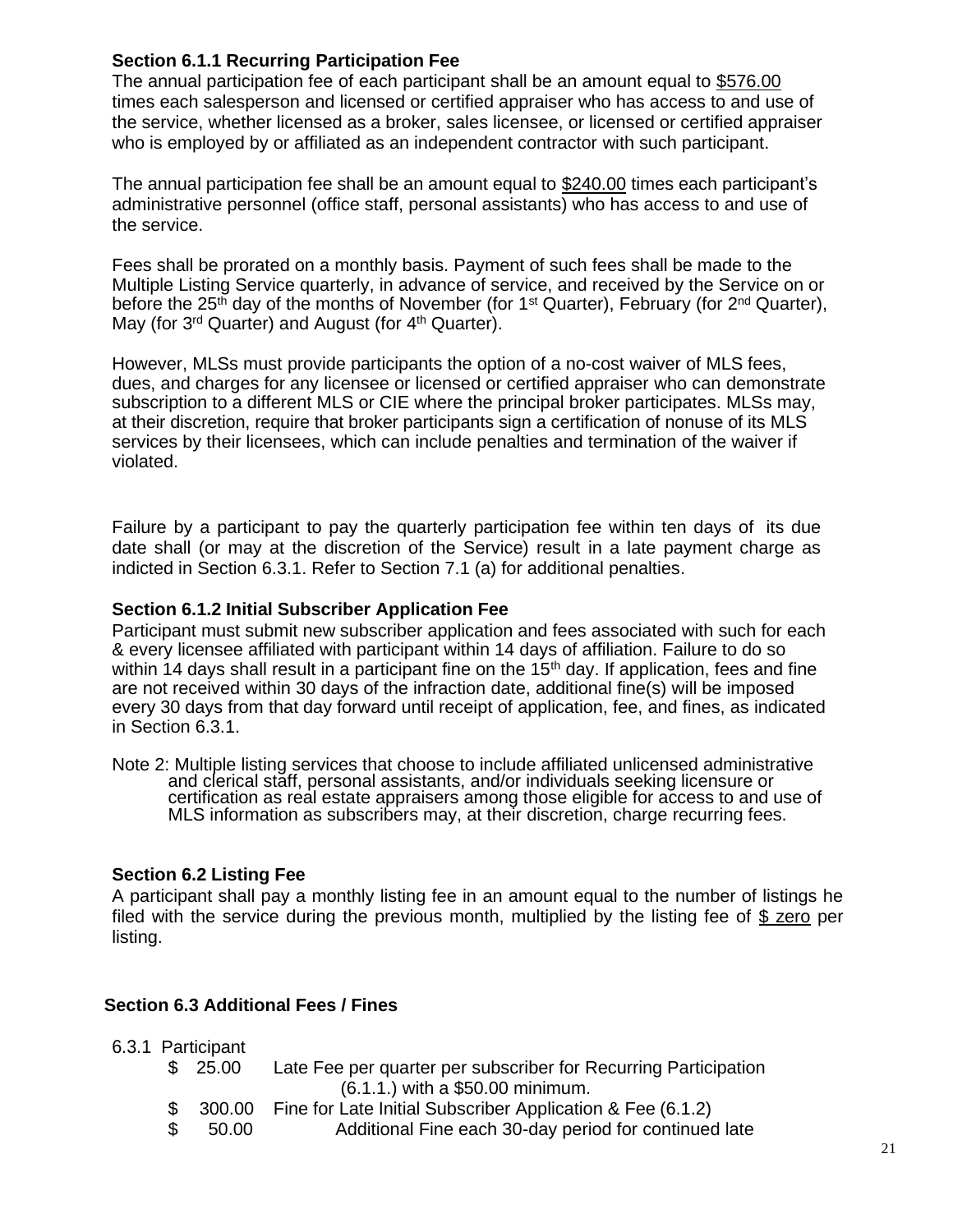### Section 6.1.1 Recurring Participation Fee

The annual participation fee of each participant shall be an amount equal to $576.00 times each salesperson and licensed or certified appraiser who has access to and use of the service, whether licensed as a broker, sales licensee, or licensed or certified appraiser who is employed by or affiliated as an independent contractor with such participant.

The annual participation fee shall be an amount equal to $240.00 times each participant's administrative personnel (office staff, personal assistants) who has access to and use of the service.

Fees shall be prorated on a monthly basis. Payment of such fees shall be made to the Multiple Listing Service quarterly, in advance of service, and received by the Service on or before the 25th day of the months of November (for 1st Quarter), February (for 2nd Quarter), May (for 3rd Quarter) and August (for 4th Quarter).

However, MLSs must provide participants the option of a no-cost waiver of MLS fees, dues, and charges for any licensee or licensed or certified appraiser who can demonstrate subscription to a different MLS or CIE where the principal broker participates. MLSs may, at their discretion, require that broker participants sign a certification of nonuse of its MLS services by their licensees, which can include penalties and termination of the waiver if violated.

Failure by a participant to pay the quarterly participation fee within ten days of its due date shall (or may at the discretion of the Service) result in a late payment charge as indicted in Section 6.3.1. Refer to Section 7.1 (a) for additional penalties.

### Section 6.1.2 Initial Subscriber Application Fee

Participant must submit new subscriber application and fees associated with such for each & every licensee affiliated with participant within 14 days of affiliation. Failure to do so within 14 days shall result in a participant fine on the 15th day. If application, fees and fine are not received within 30 days of the infraction date, additional fine(s) will be imposed every 30 days from that day forward until receipt of application, fee, and fines, as indicated in Section 6.3.1.

Note 2: Multiple listing services that choose to include affiliated unlicensed administrative and clerical staff, personal assistants, and/or individuals seeking licensure or certification as real estate appraisers among those eligible for access to and use of MLS information as subscribers may, at their discretion, charge recurring fees.

### Section 6.2 Listing Fee

A participant shall pay a monthly listing fee in an amount equal to the number of listings he filed with the service during the previous month, multiplied by the listing fee of $ zero per listing.

### Section 6.3 Additional Fees / Fines

6.3.1 Participant

- $ 25.00 Late Fee per quarter per subscriber for Recurring Participation (6.1.1.) with a $50.00 minimum.
- $ 300.00 Fine for Late Initial Subscriber Application & Fee (6.1.2)
- $ 50.00 Additional Fine each 30-day period for continued late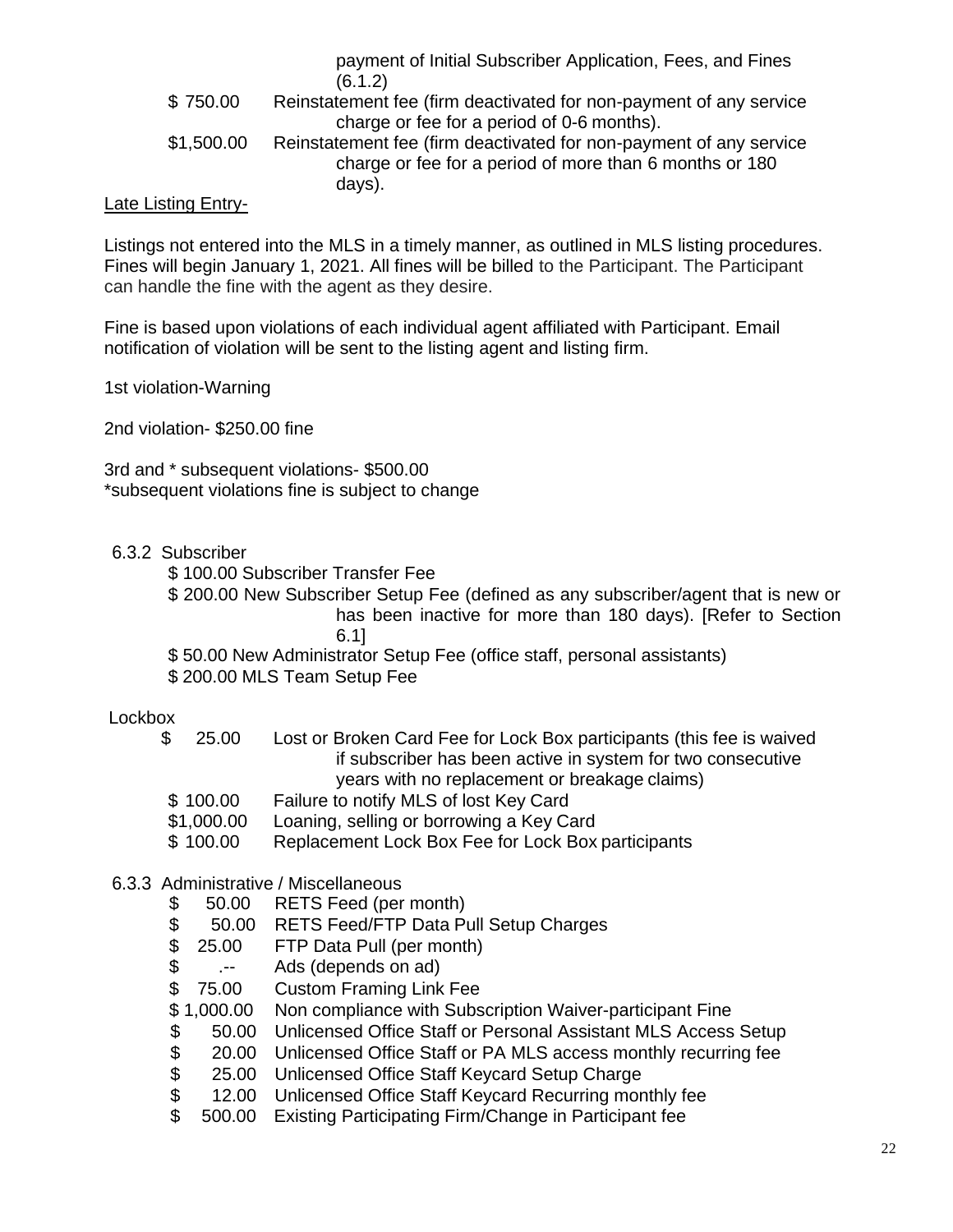payment of Initial Subscriber Application, Fees, and Fines (6.1.2)

$ 750.00 Reinstatement fee (firm deactivated for non-payment of any service charge or fee for a period of 0-6 months).

$1,500.00 Reinstatement fee (firm deactivated for non-payment of any service charge or fee for a period of more than 6 months or 180 days).

Late Listing Entry-

Listings not entered into the MLS in a timely manner, as outlined in MLS listing procedures. Fines will begin January 1, 2021. All fines will be billed to the Participant. The Participant can handle the fine with the agent as they desire.

Fine is based upon violations of each individual agent affiliated with Participant. Email notification of violation will be sent to the listing agent and listing firm.

1st violation-Warning

2nd violation- $250.00 fine

3rd and * subsequent violations- $500.00
*subsequent violations fine is subject to change

6.3.2 Subscriber

$ 100.00 Subscriber Transfer Fee
$ 200.00 New Subscriber Setup Fee (defined as any subscriber/agent that is new or has been inactive for more than 180 days). [Refer to Section 6.1]
$ 50.00 New Administrator Setup Fee (office staff, personal assistants)
$ 200.00 MLS Team Setup Fee

Lockbox

$ 25.00 Lost or Broken Card Fee for Lock Box participants (this fee is waived if subscriber has been active in system for two consecutive years with no replacement or breakage claims)
$ 100.00 Failure to notify MLS of lost Key Card
$1,000.00 Loaning, selling or borrowing a Key Card
$ 100.00 Replacement Lock Box Fee for Lock Box participants

6.3.3 Administrative / Miscellaneous

$ 50.00 RETS Feed (per month)
$ 50.00 RETS Feed/FTP Data Pull Setup Charges
$ 25.00 FTP Data Pull (per month)
$ .-- Ads (depends on ad)
$ 75.00 Custom Framing Link Fee
$ 1,000.00 Non compliance with Subscription Waiver-participant Fine
$ 50.00 Unlicensed Office Staff or Personal Assistant MLS Access Setup
$ 20.00 Unlicensed Office Staff or PA MLS access monthly recurring fee
$ 25.00 Unlicensed Office Staff Keycard Setup Charge
$ 12.00 Unlicensed Office Staff Keycard Recurring monthly fee
$ 500.00 Existing Participating Firm/Change in Participant fee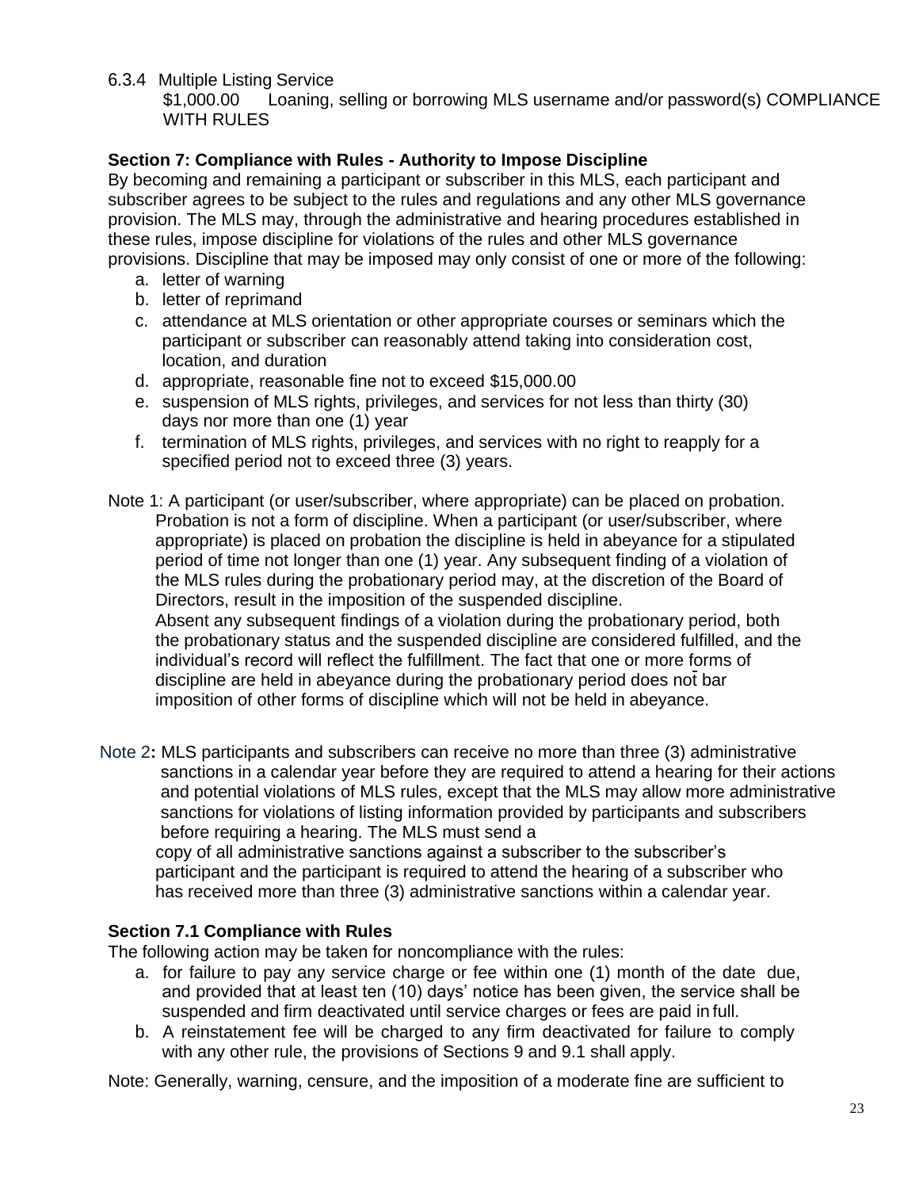6.3.4 Multiple Listing Service

$1,000.00 Loaning, selling or borrowing MLS username and/or password(s) COMPLIANCE WITH RULES

**Section 7: Compliance with Rules - Authority to Impose Discipline**

By becoming and remaining a participant or subscriber in this MLS, each participant and subscriber agrees to be subject to the rules and regulations and any other MLS governance provision. The MLS may, through the administrative and hearing procedures established in these rules, impose discipline for violations of the rules and other MLS governance provisions. Discipline that may be imposed may only consist of one or more of the following:

a. letter of warning
b. letter of reprimand
c. attendance at MLS orientation or other appropriate courses or seminars which the participant or subscriber can reasonably attend taking into consideration cost, location, and duration
d. appropriate, reasonable fine not to exceed $15,000.00
e. suspension of MLS rights, privileges, and services for not less than thirty (30) days nor more than one (1) year
f. termination of MLS rights, privileges, and services with no right to reapply for a specified period not to exceed three (3) years.

Note 1: A participant (or user/subscriber, where appropriate) can be placed on probation. Probation is not a form of discipline. When a participant (or user/subscriber, where appropriate) is placed on probation the discipline is held in abeyance for a stipulated period of time not longer than one (1) year. Any subsequent finding of a violation of the MLS rules during the probationary period may, at the discretion of the Board of Directors, result in the imposition of the suspended discipline.
Absent any subsequent findings of a violation during the probationary period, both the probationary status and the suspended discipline are considered fulfilled, and the individual's record will reflect the fulfillment. The fact that one or more forms of discipline are held in abeyance during the probationary period does not bar imposition of other forms of discipline which will not be held in abeyance.

Note 2**:** MLS participants and subscribers can receive no more than three (3) administrative sanctions in a calendar year before they are required to attend a hearing for their actions and potential violations of MLS rules, except that the MLS may allow more administrative sanctions for violations of listing information provided by participants and subscribers before requiring a hearing. The MLS must send a copy of all administrative sanctions against a subscriber to the subscriber's participant and the participant is required to attend the hearing of a subscriber who has received more than three (3) administrative sanctions within a calendar year.

**Section 7.1 Compliance with Rules**

The following action may be taken for noncompliance with the rules:

a. for failure to pay any service charge or fee within one (1) month of the date due, and provided that at least ten (10) days' notice has been given, the service shall be suspended and firm deactivated until service charges or fees are paid in full.
b. A reinstatement fee will be charged to any firm deactivated for failure to comply with any other rule, the provisions of Sections 9 and 9.1 shall apply.

Note: Generally, warning, censure, and the imposition of a moderate fine are sufficient to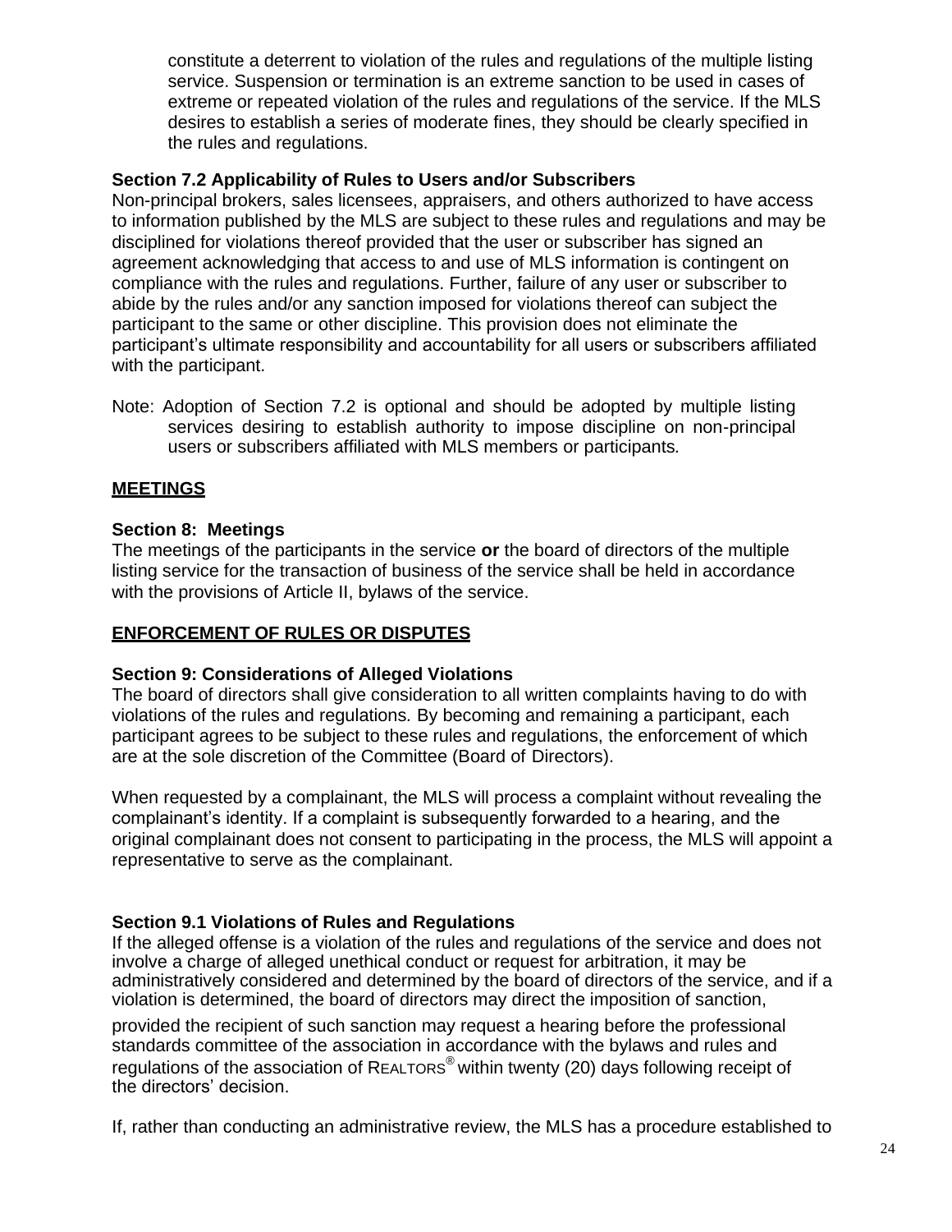constitute a deterrent to violation of the rules and regulations of the multiple listing service. Suspension or termination is an extreme sanction to be used in cases of extreme or repeated violation of the rules and regulations of the service. If the MLS desires to establish a series of moderate fines, they should be clearly specified in the rules and regulations.

**Section 7.2 Applicability of Rules to Users and/or Subscribers**
Non-principal brokers, sales licensees, appraisers, and others authorized to have access to information published by the MLS are subject to these rules and regulations and may be disciplined for violations thereof provided that the user or subscriber has signed an agreement acknowledging that access to and use of MLS information is contingent on compliance with the rules and regulations. Further, failure of any user or subscriber to abide by the rules and/or any sanction imposed for violations thereof can subject the participant to the same or other discipline. This provision does not eliminate the participant's ultimate responsibility and accountability for all users or subscribers affiliated with the participant.

Note: Adoption of Section 7.2 is optional and should be adopted by multiple listing services desiring to establish authority to impose discipline on non-principal users or subscribers affiliated with MLS members or participants.

## MEETINGS

**Section 8: Meetings**
The meetings of the participants in the service **or** the board of directors of the multiple listing service for the transaction of business of the service shall be held in accordance with the provisions of Article II, bylaws of the service.

## ENFORCEMENT OF RULES OR DISPUTES

**Section 9: Considerations of Alleged Violations**
The board of directors shall give consideration to all written complaints having to do with violations of the rules and regulations. By becoming and remaining a participant, each participant agrees to be subject to these rules and regulations, the enforcement of which are at the sole discretion of the Committee (Board of Directors).

When requested by a complainant, the MLS will process a complaint without revealing the complainant's identity. If a complaint is subsequently forwarded to a hearing, and the original complainant does not consent to participating in the process, the MLS will appoint a representative to serve as the complainant.

**Section 9.1 Violations of Rules and Regulations**
If the alleged offense is a violation of the rules and regulations of the service and does not involve a charge of alleged unethical conduct or request for arbitration, it may be administratively considered and determined by the board of directors of the service, and if a violation is determined, the board of directors may direct the imposition of sanction, provided the recipient of such sanction may request a hearing before the professional standards committee of the association in accordance with the bylaws and rules and regulations of the association of REALTORS® within twenty (20) days following receipt of the directors' decision.

If, rather than conducting an administrative review, the MLS has a procedure established to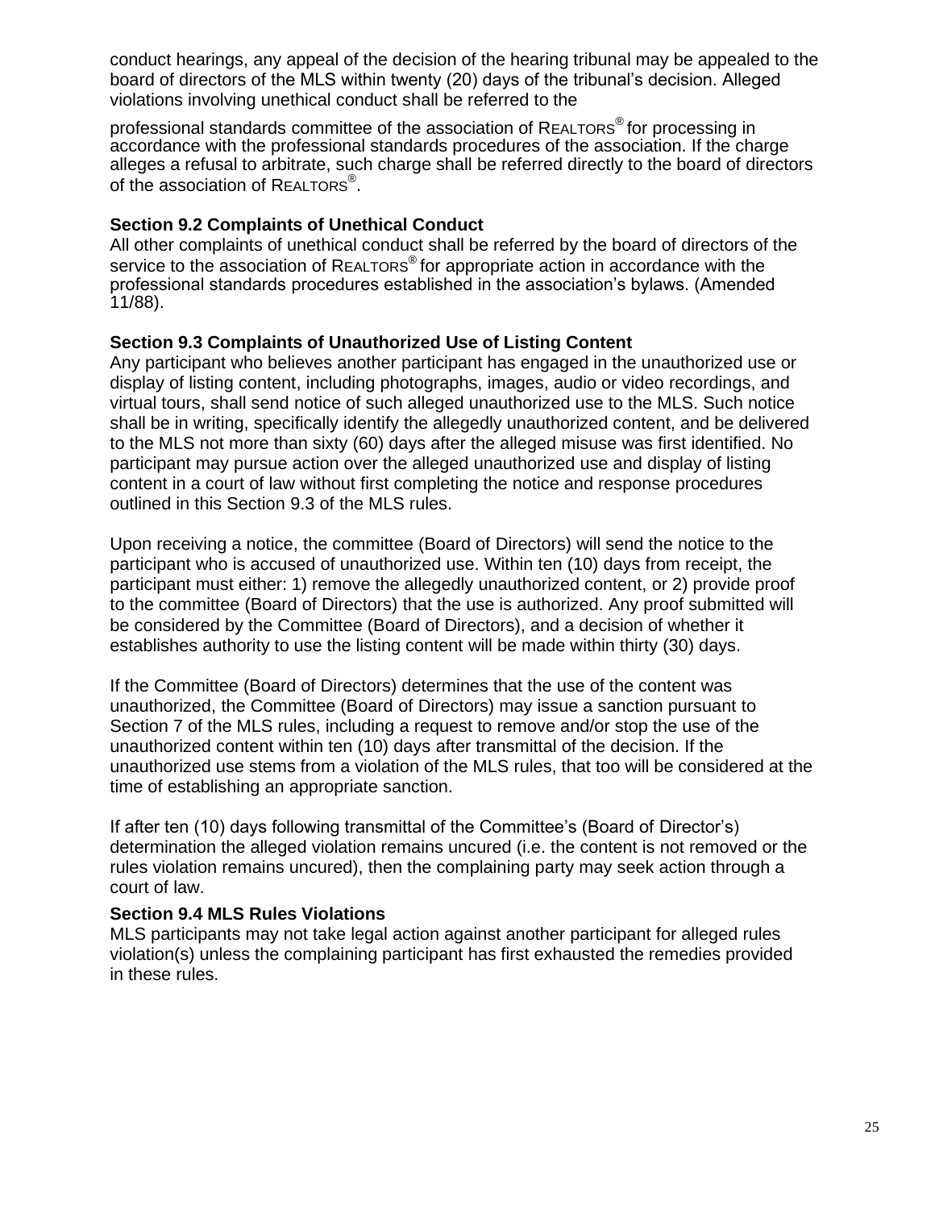conduct hearings, any appeal of the decision of the hearing tribunal may be appealed to the board of directors of the MLS within twenty (20) days of the tribunal's decision. Alleged violations involving unethical conduct shall be referred to the professional standards committee of the association of REALTORS® for processing in accordance with the professional standards procedures of the association. If the charge alleges a refusal to arbitrate, such charge shall be referred directly to the board of directors of the association of REALTORS®.

**Section 9.2 Complaints of Unethical Conduct**
All other complaints of unethical conduct shall be referred by the board of directors of the service to the association of REALTORS® for appropriate action in accordance with the professional standards procedures established in the association's bylaws. (Amended 11/88).

**Section 9.3 Complaints of Unauthorized Use of Listing Content**
Any participant who believes another participant has engaged in the unauthorized use or display of listing content, including photographs, images, audio or video recordings, and virtual tours, shall send notice of such alleged unauthorized use to the MLS. Such notice shall be in writing, specifically identify the allegedly unauthorized content, and be delivered to the MLS not more than sixty (60) days after the alleged misuse was first identified. No participant may pursue action over the alleged unauthorized use and display of listing content in a court of law without first completing the notice and response procedures outlined in this Section 9.3 of the MLS rules.

Upon receiving a notice, the committee (Board of Directors) will send the notice to the participant who is accused of unauthorized use. Within ten (10) days from receipt, the participant must either: 1) remove the allegedly unauthorized content, or 2) provide proof to the committee (Board of Directors) that the use is authorized. Any proof submitted will be considered by the Committee (Board of Directors), and a decision of whether it establishes authority to use the listing content will be made within thirty (30) days.

If the Committee (Board of Directors) determines that the use of the content was unauthorized, the Committee (Board of Directors) may issue a sanction pursuant to Section 7 of the MLS rules, including a request to remove and/or stop the use of the unauthorized content within ten (10) days after transmittal of the decision. If the unauthorized use stems from a violation of the MLS rules, that too will be considered at the time of establishing an appropriate sanction.

If after ten (10) days following transmittal of the Committee's (Board of Director's) determination the alleged violation remains uncured (i.e. the content is not removed or the rules violation remains uncured), then the complaining party may seek action through a court of law.

**Section 9.4 MLS Rules Violations**
MLS participants may not take legal action against another participant for alleged rules violation(s) unless the complaining participant has first exhausted the remedies provided in these rules.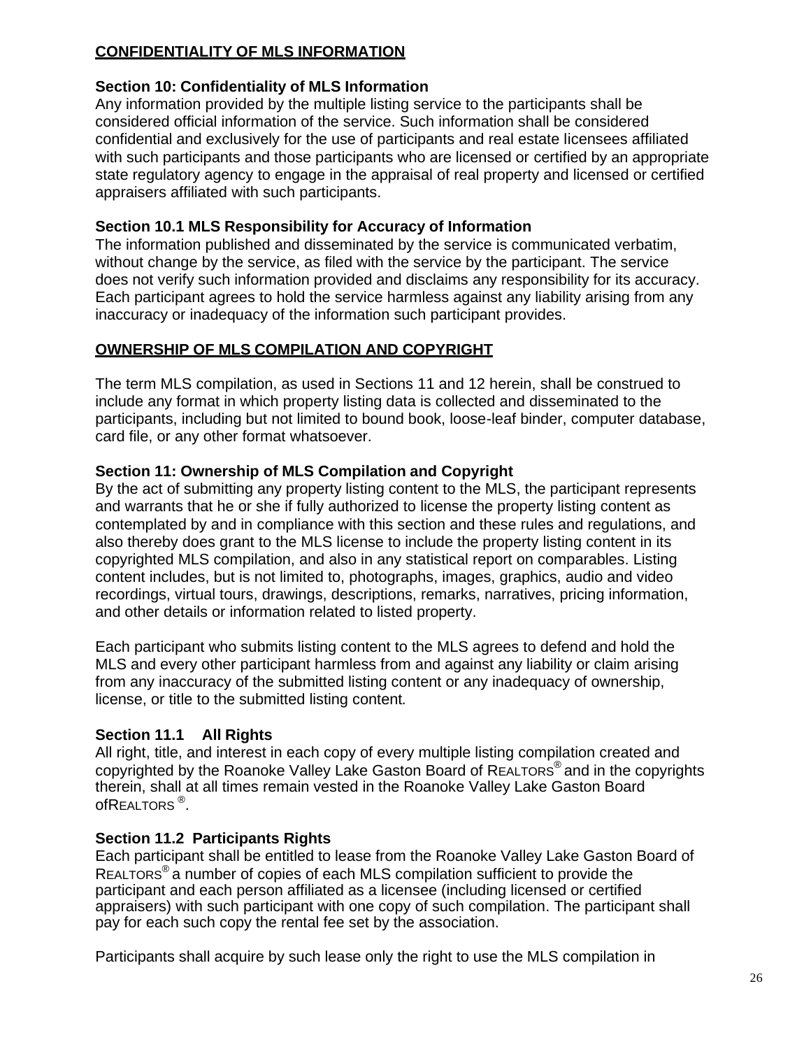## CONFIDENTIALITY OF MLS INFORMATION

### Section 10: Confidentiality of MLS Information

Any information provided by the multiple listing service to the participants shall be considered official information of the service. Such information shall be considered confidential and exclusively for the use of participants and real estate licensees affiliated with such participants and those participants who are licensed or certified by an appropriate state regulatory agency to engage in the appraisal of real property and licensed or certified appraisers affiliated with such participants.

### Section 10.1 MLS Responsibility for Accuracy of Information

The information published and disseminated by the service is communicated verbatim, without change by the service, as filed with the service by the participant. The service does not verify such information provided and disclaims any responsibility for its accuracy. Each participant agrees to hold the service harmless against any liability arising from any inaccuracy or inadequacy of the information such participant provides.

## OWNERSHIP OF MLS COMPILATION AND COPYRIGHT

The term MLS compilation, as used in Sections 11 and 12 herein, shall be construed to include any format in which property listing data is collected and disseminated to the participants, including but not limited to bound book, loose-leaf binder, computer database, card file, or any other format whatsoever.

### Section 11: Ownership of MLS Compilation and Copyright

By the act of submitting any property listing content to the MLS, the participant represents and warrants that he or she if fully authorized to license the property listing content as contemplated by and in compliance with this section and these rules and regulations, and also thereby does grant to the MLS license to include the property listing content in its copyrighted MLS compilation, and also in any statistical report on comparables. Listing content includes, but is not limited to, photographs, images, graphics, audio and video recordings, virtual tours, drawings, descriptions, remarks, narratives, pricing information, and other details or information related to listed property.

Each participant who submits listing content to the MLS agrees to defend and hold the MLS and every other participant harmless from and against any liability or claim arising from any inaccuracy of the submitted listing content or any inadequacy of ownership, license, or title to the submitted listing content.

### Section 11.1 All Rights

All right, title, and interest in each copy of every multiple listing compilation created and copyrighted by the Roanoke Valley Lake Gaston Board of REALTORS® and in the copyrights therein, shall at all times remain vested in the Roanoke Valley Lake Gaston Board ofREALTORS®.

### Section 11.2 Participants Rights

Each participant shall be entitled to lease from the Roanoke Valley Lake Gaston Board of REALTORS® a number of copies of each MLS compilation sufficient to provide the participant and each person affiliated as a licensee (including licensed or certified appraisers) with such participant with one copy of such compilation. The participant shall pay for each such copy the rental fee set by the association.

Participants shall acquire by such lease only the right to use the MLS compilation in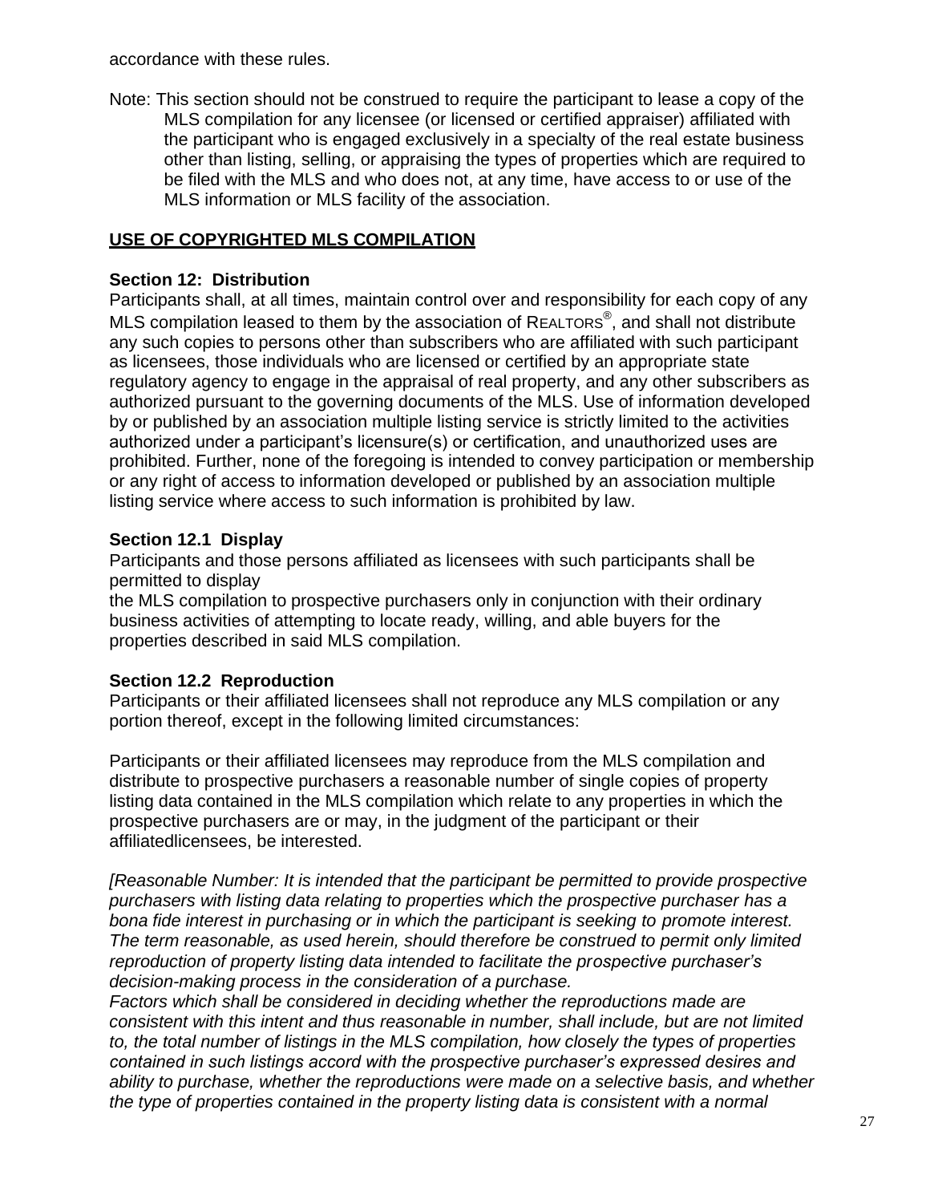accordance with these rules.

Note: This section should not be construed to require the participant to lease a copy of the MLS compilation for any licensee (or licensed or certified appraiser) affiliated with the participant who is engaged exclusively in a specialty of the real estate business other than listing, selling, or appraising the types of properties which are required to be filed with the MLS and who does not, at any time, have access to or use of the MLS information or MLS facility of the association.

## USE OF COPYRIGHTED MLS COMPILATION

### Section 12: Distribution

Participants shall, at all times, maintain control over and responsibility for each copy of any MLS compilation leased to them by the association of REALTORS®, and shall not distribute any such copies to persons other than subscribers who are affiliated with such participant as licensees, those individuals who are licensed or certified by an appropriate state regulatory agency to engage in the appraisal of real property, and any other subscribers as authorized pursuant to the governing documents of the MLS. Use of information developed by or published by an association multiple listing service is strictly limited to the activities authorized under a participant's licensure(s) or certification, and unauthorized uses are prohibited. Further, none of the foregoing is intended to convey participation or membership or any right of access to information developed or published by an association multiple listing service where access to such information is prohibited by law.

### Section 12.1 Display

Participants and those persons affiliated as licensees with such participants shall be permitted to display the MLS compilation to prospective purchasers only in conjunction with their ordinary business activities of attempting to locate ready, willing, and able buyers for the properties described in said MLS compilation.

### Section 12.2 Reproduction

Participants or their affiliated licensees shall not reproduce any MLS compilation or any portion thereof, except in the following limited circumstances:

Participants or their affiliated licensees may reproduce from the MLS compilation and distribute to prospective purchasers a reasonable number of single copies of property listing data contained in the MLS compilation which relate to any properties in which the prospective purchasers are or may, in the judgment of the participant or their affiliatedlicensees, be interested.

*[Reasonable Number: It is intended that the participant be permitted to provide prospective purchasers with listing data relating to properties which the prospective purchaser has a bona fide interest in purchasing or in which the participant is seeking to promote interest. The term reasonable, as used herein, should therefore be construed to permit only limited reproduction of property listing data intended to facilitate the prospective purchaser's decision-making process in the consideration of a purchase.*
*Factors which shall be considered in deciding whether the reproductions made are consistent with this intent and thus reasonable in number, shall include, but are not limited to, the total number of listings in the MLS compilation, how closely the types of properties contained in such listings accord with the prospective purchaser's expressed desires and ability to purchase, whether the reproductions were made on a selective basis, and whether the type of properties contained in the property listing data is consistent with a normal*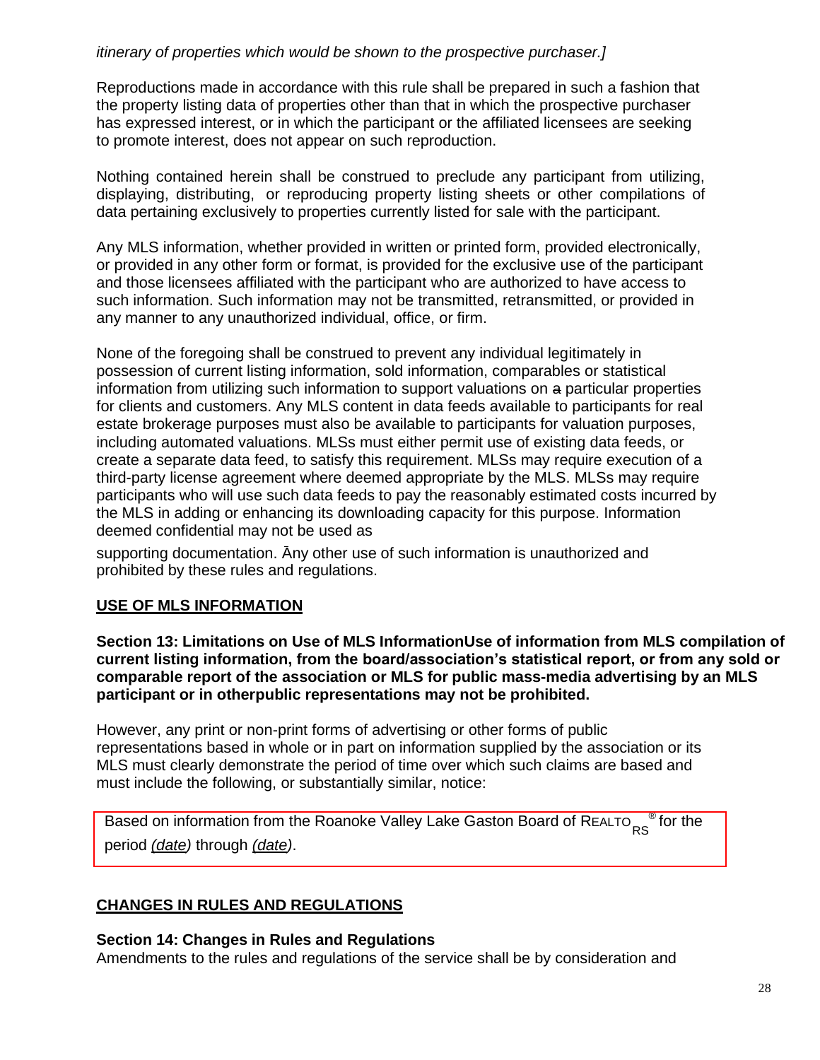*itinerary of properties which would be shown to the prospective purchaser.]*

Reproductions made in accordance with this rule shall be prepared in such a fashion that the property listing data of properties other than that in which the prospective purchaser has expressed interest, or in which the participant or the affiliated licensees are seeking to promote interest, does not appear on such reproduction.

Nothing contained herein shall be construed to preclude any participant from utilizing, displaying, distributing, or reproducing property listing sheets or other compilations of data pertaining exclusively to properties currently listed for sale with the participant.

Any MLS information, whether provided in written or printed form, provided electronically, or provided in any other form or format, is provided for the exclusive use of the participant and those licensees affiliated with the participant who are authorized to have access to such information. Such information may not be transmitted, retransmitted, or provided in any manner to any unauthorized individual, office, or firm.

None of the foregoing shall be construed to prevent any individual legitimately in possession of current listing information, sold information, comparables or statistical information from utilizing such information to support valuations on ~~a~~ particular properties for clients and customers. Any MLS content in data feeds available to participants for real estate brokerage purposes must also be available to participants for valuation purposes, including automated valuations. MLSs must either permit use of existing data feeds, or create a separate data feed, to satisfy this requirement. MLSs may require execution of a third-party license agreement where deemed appropriate by the MLS. MLSs may require participants who will use such data feeds to pay the reasonably estimated costs incurred by the MLS in adding or enhancing its downloading capacity for this purpose. Information deemed confidential may not be used as

supporting documentation. Any other use of such information is unauthorized and prohibited by these rules and regulations.

## USE OF MLS INFORMATION

**Section 13: Limitations on Use of MLS InformationUse of information from MLS compilation of current listing information, from the board/association's statistical report, or from any sold or comparable report of the association or MLS for public mass-media advertising by an MLS participant or in otherpublic representations may not be prohibited.**

However, any print or non-print forms of advertising or other forms of public representations based in whole or in part on information supplied by the association or its MLS must clearly demonstrate the period of time over which such claims are based and must include the following, or substantially similar, notice:

Based on information from the Roanoke Valley Lake Gaston Board of REALTORS® for the period *(date)* through *(date)*.

## CHANGES IN RULES AND REGULATIONS

**Section 14: Changes in Rules and Regulations**

Amendments to the rules and regulations of the service shall be by consideration and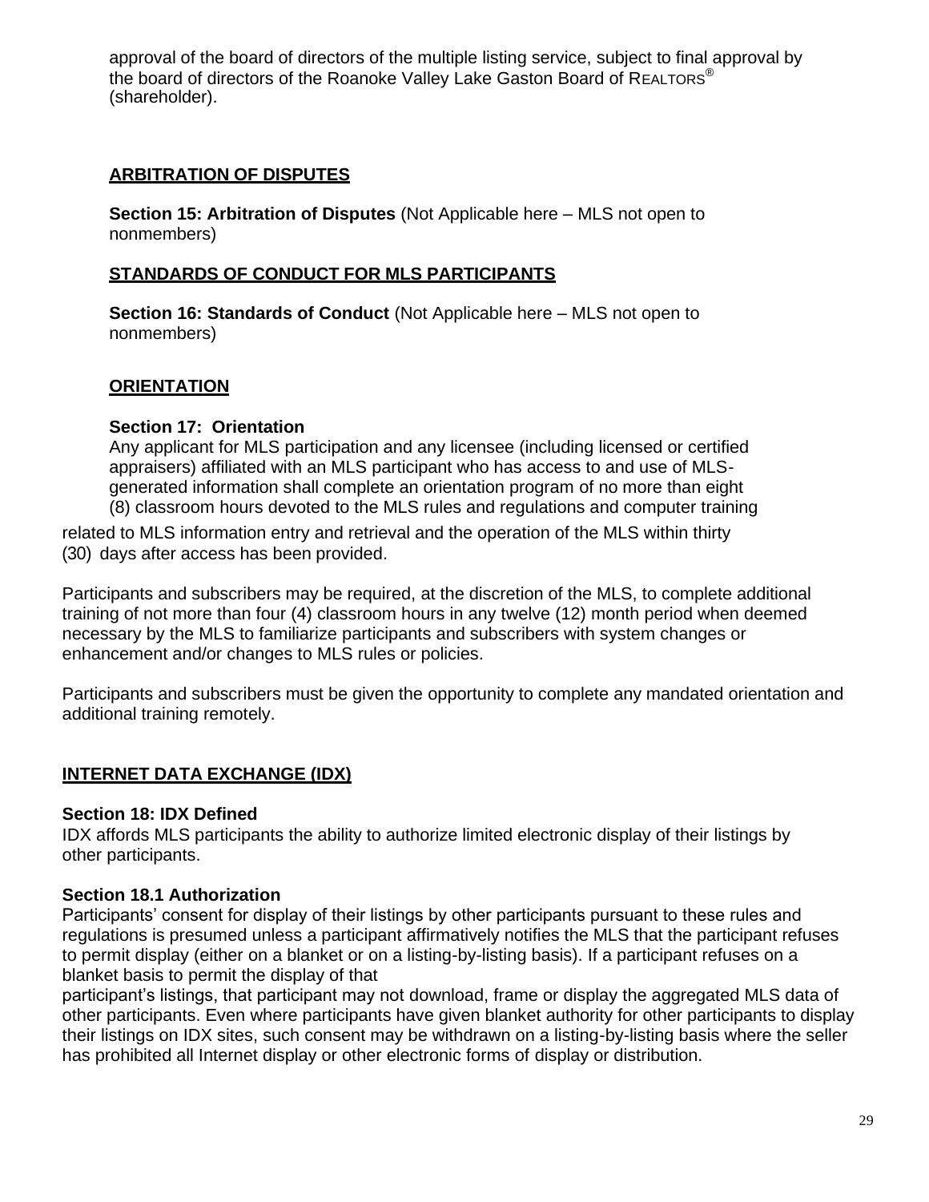approval of the board of directors of the multiple listing service, subject to final approval by the board of directors of the Roanoke Valley Lake Gaston Board of REALTORS® (shareholder).

## ARBITRATION OF DISPUTES

**Section 15: Arbitration of Disputes** (Not Applicable here – MLS not open to nonmembers)

## STANDARDS OF CONDUCT FOR MLS PARTICIPANTS

**Section 16: Standards of Conduct** (Not Applicable here – MLS not open to nonmembers)

## ORIENTATION

**Section 17: Orientation**

Any applicant for MLS participation and any licensee (including licensed or certified appraisers) affiliated with an MLS participant who has access to and use of MLS-generated information shall complete an orientation program of no more than eight (8) classroom hours devoted to the MLS rules and regulations and computer training related to MLS information entry and retrieval and the operation of the MLS within thirty (30) days after access has been provided.

Participants and subscribers may be required, at the discretion of the MLS, to complete additional training of not more than four (4) classroom hours in any twelve (12) month period when deemed necessary by the MLS to familiarize participants and subscribers with system changes or enhancement and/or changes to MLS rules or policies.

Participants and subscribers must be given the opportunity to complete any mandated orientation and additional training remotely.

## INTERNET DATA EXCHANGE (IDX)

**Section 18: IDX Defined**

IDX affords MLS participants the ability to authorize limited electronic display of their listings by other participants.

**Section 18.1 Authorization**

Participants' consent for display of their listings by other participants pursuant to these rules and regulations is presumed unless a participant affirmatively notifies the MLS that the participant refuses to permit display (either on a blanket or on a listing-by-listing basis). If a participant refuses on a blanket basis to permit the display of that participant's listings, that participant may not download, frame or display the aggregated MLS data of other participants. Even where participants have given blanket authority for other participants to display their listings on IDX sites, such consent may be withdrawn on a listing-by-listing basis where the seller has prohibited all Internet display or other electronic forms of display or distribution.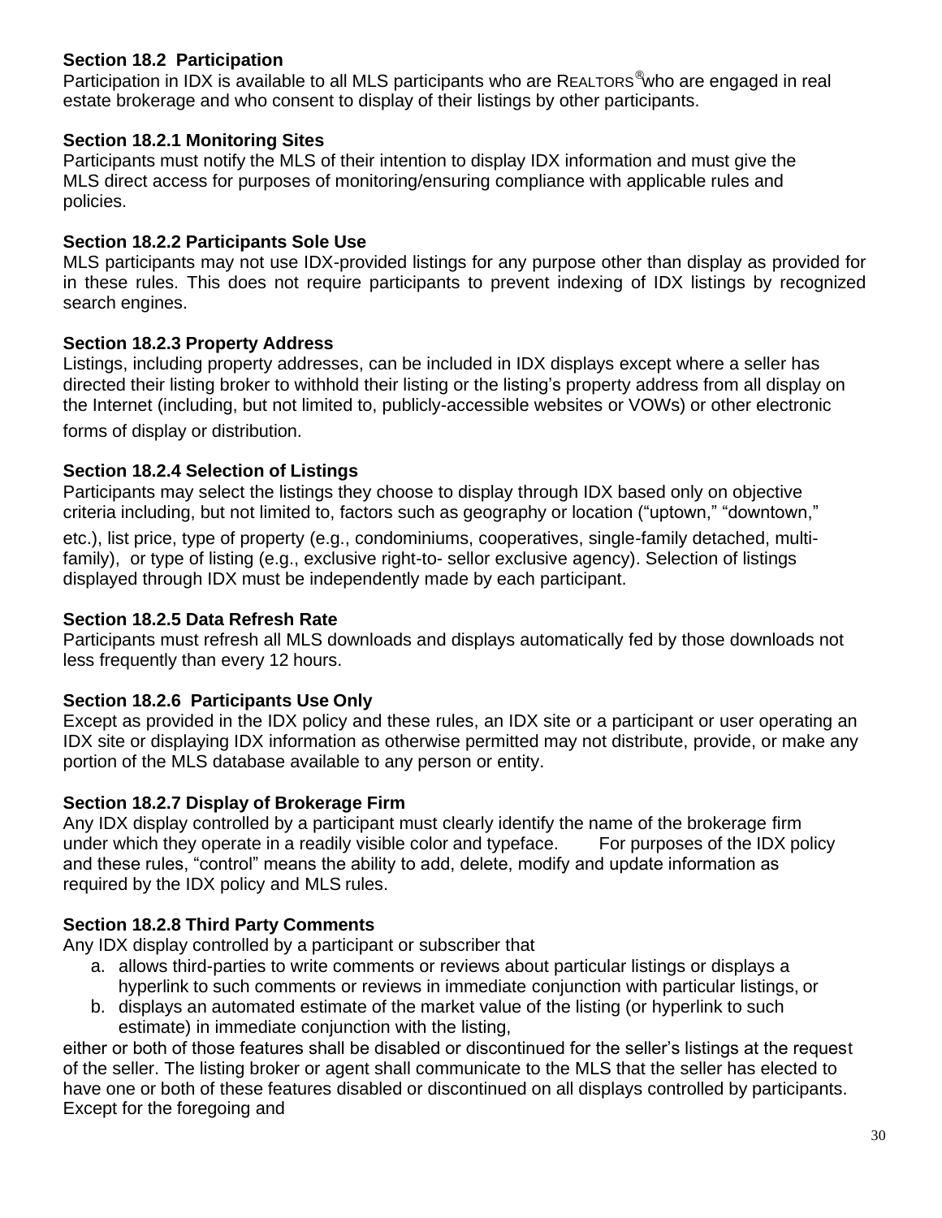**Section 18.2 Participation**

Participation in IDX is available to all MLS participants who are REALTORS® who are engaged in real estate brokerage and who consent to display of their listings by other participants.

**Section 18.2.1 Monitoring Sites**

Participants must notify the MLS of their intention to display IDX information and must give the MLS direct access for purposes of monitoring/ensuring compliance with applicable rules and policies.

**Section 18.2.2 Participants Sole Use**

MLS participants may not use IDX-provided listings for any purpose other than display as provided for in these rules. This does not require participants to prevent indexing of IDX listings by recognized search engines.

**Section 18.2.3 Property Address**

Listings, including property addresses, can be included in IDX displays except where a seller has directed their listing broker to withhold their listing or the listing's property address from all display on the Internet (including, but not limited to, publicly-accessible websites or VOWs) or other electronic forms of display or distribution.

**Section 18.2.4 Selection of Listings**

Participants may select the listings they choose to display through IDX based only on objective criteria including, but not limited to, factors such as geography or location ("uptown," "downtown," etc.), list price, type of property (e.g., condominiums, cooperatives, single-family detached, multi-family), or type of listing (e.g., exclusive right-to- sellor exclusive agency). Selection of listings displayed through IDX must be independently made by each participant.

**Section 18.2.5 Data Refresh Rate**

Participants must refresh all MLS downloads and displays automatically fed by those downloads not less frequently than every 12 hours.

**Section 18.2.6 Participants Use Only**

Except as provided in the IDX policy and these rules, an IDX site or a participant or user operating an IDX site or displaying IDX information as otherwise permitted may not distribute, provide, or make any portion of the MLS database available to any person or entity.

**Section 18.2.7 Display of Brokerage Firm**

Any IDX display controlled by a participant must clearly identify the name of the brokerage firm under which they operate in a readily visible color and typeface. For purposes of the IDX policy and these rules, "control" means the ability to add, delete, modify and update information as required by the IDX policy and MLS rules.

**Section 18.2.8 Third Party Comments**

Any IDX display controlled by a participant or subscriber that

a. allows third-parties to write comments or reviews about particular listings or displays a hyperlink to such comments or reviews in immediate conjunction with particular listings, or
b. displays an automated estimate of the market value of the listing (or hyperlink to such estimate) in immediate conjunction with the listing,

either or both of those features shall be disabled or discontinued for the seller's listings at the request of the seller. The listing broker or agent shall communicate to the MLS that the seller has elected to have one or both of these features disabled or discontinued on all displays controlled by participants. Except for the foregoing and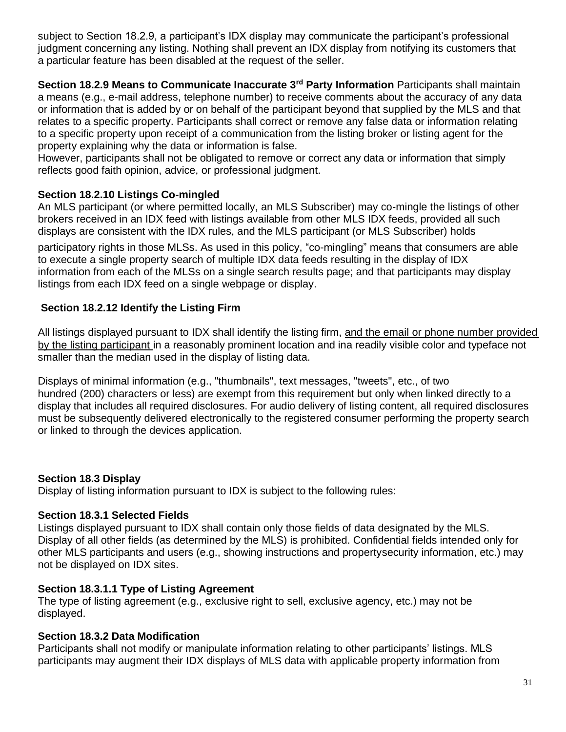subject to Section 18.2.9, a participant's IDX display may communicate the participant's professional judgment concerning any listing. Nothing shall prevent an IDX display from notifying its customers that a particular feature has been disabled at the request of the seller.

**Section 18.2.9 Means to Communicate Inaccurate 3rd Party Information** Participants shall maintain a means (e.g., e-mail address, telephone number) to receive comments about the accuracy of any data or information that is added by or on behalf of the participant beyond that supplied by the MLS and that relates to a specific property. Participants shall correct or remove any false data or information relating to a specific property upon receipt of a communication from the listing broker or listing agent for the property explaining why the data or information is false.
However, participants shall not be obligated to remove or correct any data or information that simply reflects good faith opinion, advice, or professional judgment.

**Section 18.2.10 Listings Co-mingled**
An MLS participant (or where permitted locally, an MLS Subscriber) may co-mingle the listings of other brokers received in an IDX feed with listings available from other MLS IDX feeds, provided all such displays are consistent with the IDX rules, and the MLS participant (or MLS Subscriber) holds participatory rights in those MLSs. As used in this policy, "co-mingling" means that consumers are able to execute a single property search of multiple IDX data feeds resulting in the display of IDX information from each of the MLSs on a single search results page; and that participants may display listings from each IDX feed on a single webpage or display.

**Section 18.2.12 Identify the Listing Firm**

All listings displayed pursuant to IDX shall identify the listing firm, <u>and the email or phone number provided by the listing participant</u> in a reasonably prominent location and ina readily visible color and typeface not smaller than the median used in the display of listing data.

Displays of minimal information (e.g., "thumbnails", text messages, "tweets", etc., of two hundred (200) characters or less) are exempt from this requirement but only when linked directly to a display that includes all required disclosures. For audio delivery of listing content, all required disclosures must be subsequently delivered electronically to the registered consumer performing the property search or linked to through the devices application.

**Section 18.3 Display**
Display of listing information pursuant to IDX is subject to the following rules:

**Section 18.3.1 Selected Fields**
Listings displayed pursuant to IDX shall contain only those fields of data designated by the MLS. Display of all other fields (as determined by the MLS) is prohibited. Confidential fields intended only for other MLS participants and users (e.g., showing instructions and propertysecurity information, etc.) may not be displayed on IDX sites.

**Section 18.3.1.1 Type of Listing Agreement**
The type of listing agreement (e.g., exclusive right to sell, exclusive agency, etc.) may not be displayed.

**Section 18.3.2 Data Modification**
Participants shall not modify or manipulate information relating to other participants' listings. MLS participants may augment their IDX displays of MLS data with applicable property information from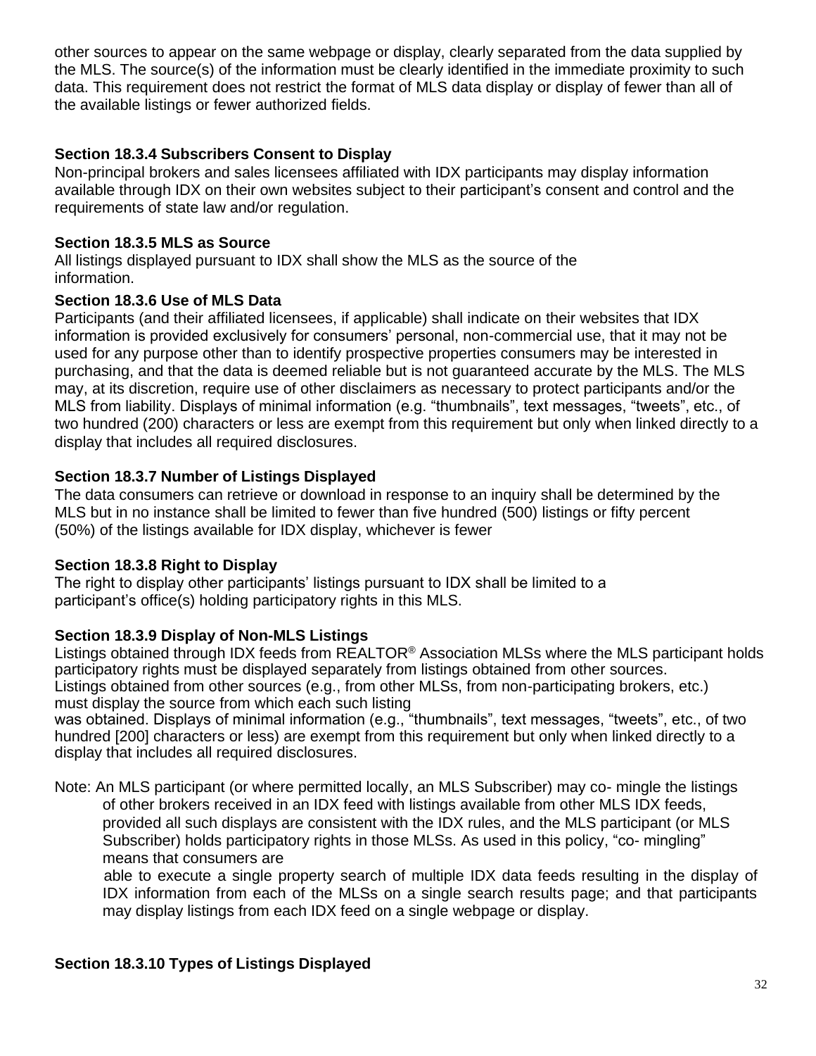other sources to appear on the same webpage or display, clearly separated from the data supplied by the MLS. The source(s) of the information must be clearly identified in the immediate proximity to such data. This requirement does not restrict the format of MLS data display or display of fewer than all of the available listings or fewer authorized fields.

**Section 18.3.4 Subscribers Consent to Display**

Non-principal brokers and sales licensees affiliated with IDX participants may display information available through IDX on their own websites subject to their participant's consent and control and the requirements of state law and/or regulation.

**Section 18.3.5 MLS as Source**

All listings displayed pursuant to IDX shall show the MLS as the source of the information.

**Section 18.3.6 Use of MLS Data**

Participants (and their affiliated licensees, if applicable) shall indicate on their websites that IDX information is provided exclusively for consumers' personal, non-commercial use, that it may not be used for any purpose other than to identify prospective properties consumers may be interested in purchasing, and that the data is deemed reliable but is not guaranteed accurate by the MLS. The MLS may, at its discretion, require use of other disclaimers as necessary to protect participants and/or the MLS from liability. Displays of minimal information (e.g. "thumbnails", text messages, "tweets", etc., of two hundred (200) characters or less are exempt from this requirement but only when linked directly to a display that includes all required disclosures.

**Section 18.3.7 Number of Listings Displayed**

The data consumers can retrieve or download in response to an inquiry shall be determined by the MLS but in no instance shall be limited to fewer than five hundred (500) listings or fifty percent (50%) of the listings available for IDX display, whichever is fewer

**Section 18.3.8 Right to Display**

The right to display other participants' listings pursuant to IDX shall be limited to a participant's office(s) holding participatory rights in this MLS.

**Section 18.3.9 Display of Non-MLS Listings**

Listings obtained through IDX feeds from REALTOR® Association MLSs where the MLS participant holds participatory rights must be displayed separately from listings obtained from other sources. Listings obtained from other sources (e.g., from other MLSs, from non-participating brokers, etc.) must display the source from which each such listing was obtained. Displays of minimal information (e.g., "thumbnails", text messages, "tweets", etc., of two hundred [200] characters or less) are exempt from this requirement but only when linked directly to a display that includes all required disclosures.

Note: An MLS participant (or where permitted locally, an MLS Subscriber) may co- mingle the listings of other brokers received in an IDX feed with listings available from other MLS IDX feeds, provided all such displays are consistent with the IDX rules, and the MLS participant (or MLS Subscriber) holds participatory rights in those MLSs. As used in this policy, "co- mingling" means that consumers are able to execute a single property search of multiple IDX data feeds resulting in the display of IDX information from each of the MLSs on a single search results page; and that participants may display listings from each IDX feed on a single webpage or display.

**Section 18.3.10 Types of Listings Displayed**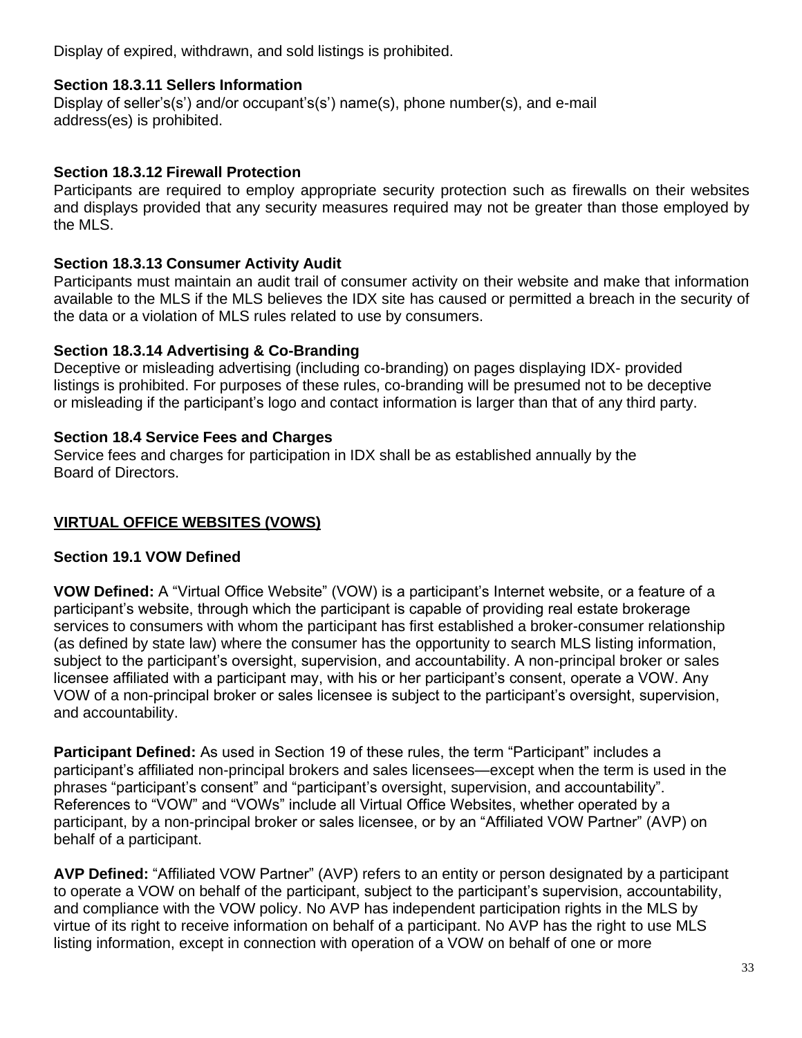Display of expired, withdrawn, and sold listings is prohibited.

**Section 18.3.11 Sellers Information**
Display of seller's(s') and/or occupant's(s') name(s), phone number(s), and e-mail address(es) is prohibited.

**Section 18.3.12 Firewall Protection**
Participants are required to employ appropriate security protection such as firewalls on their websites and displays provided that any security measures required may not be greater than those employed by the MLS.

**Section 18.3.13 Consumer Activity Audit**
Participants must maintain an audit trail of consumer activity on their website and make that information available to the MLS if the MLS believes the IDX site has caused or permitted a breach in the security of the data or a violation of MLS rules related to use by consumers.

**Section 18.3.14 Advertising & Co-Branding**
Deceptive or misleading advertising (including co-branding) on pages displaying IDX- provided listings is prohibited. For purposes of these rules, co-branding will be presumed not to be deceptive or misleading if the participant's logo and contact information is larger than that of any third party.

**Section 18.4 Service Fees and Charges**
Service fees and charges for participation in IDX shall be as established annually by the Board of Directors.

## VIRTUAL OFFICE WEBSITES (VOWS)

**Section 19.1 VOW Defined**

**VOW Defined:** A "Virtual Office Website" (VOW) is a participant's Internet website, or a feature of a participant's website, through which the participant is capable of providing real estate brokerage services to consumers with whom the participant has first established a broker-consumer relationship (as defined by state law) where the consumer has the opportunity to search MLS listing information, subject to the participant's oversight, supervision, and accountability. A non-principal broker or sales licensee affiliated with a participant may, with his or her participant's consent, operate a VOW. Any VOW of a non-principal broker or sales licensee is subject to the participant's oversight, supervision, and accountability.

**Participant Defined:** As used in Section 19 of these rules, the term "Participant" includes a participant's affiliated non-principal brokers and sales licensees—except when the term is used in the phrases "participant's consent" and "participant's oversight, supervision, and accountability". References to "VOW" and "VOWs" include all Virtual Office Websites, whether operated by a participant, by a non-principal broker or sales licensee, or by an "Affiliated VOW Partner" (AVP) on behalf of a participant.

**AVP Defined:** "Affiliated VOW Partner" (AVP) refers to an entity or person designated by a participant to operate a VOW on behalf of the participant, subject to the participant's supervision, accountability, and compliance with the VOW policy. No AVP has independent participation rights in the MLS by virtue of its right to receive information on behalf of a participant. No AVP has the right to use MLS listing information, except in connection with operation of a VOW on behalf of one or more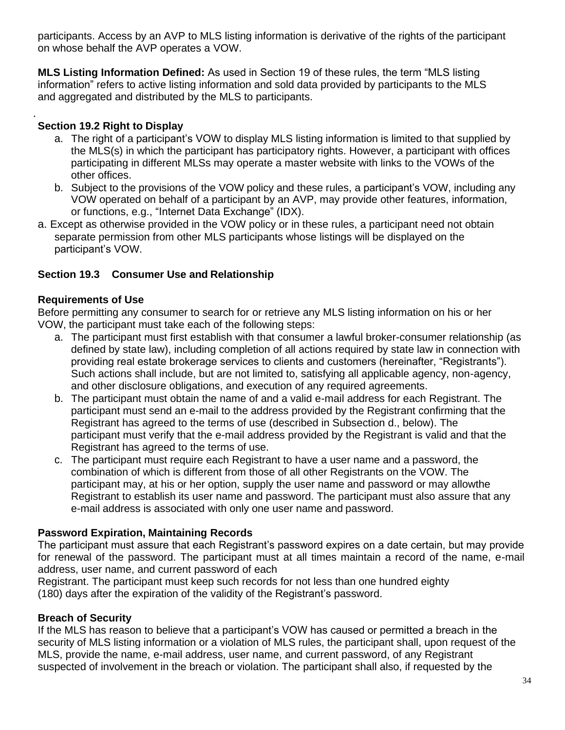participants. Access by an AVP to MLS listing information is derivative of the rights of the participant on whose behalf the AVP operates a VOW.

**MLS Listing Information Defined:** As used in Section 19 of these rules, the term "MLS listing information" refers to active listing information and sold data provided by participants to the MLS and aggregated and distributed by the MLS to participants.

### Section 19.2 Right to Display

a. The right of a participant's VOW to display MLS listing information is limited to that supplied by the MLS(s) in which the participant has participatory rights. However, a participant with offices participating in different MLSs may operate a master website with links to the VOWs of the other offices.
b. Subject to the provisions of the VOW policy and these rules, a participant's VOW, including any VOW operated on behalf of a participant by an AVP, may provide other features, information, or functions, e.g., "Internet Data Exchange" (IDX).

a. Except as otherwise provided in the VOW policy or in these rules, a participant need not obtain separate permission from other MLS participants whose listings will be displayed on the participant's VOW.

### Section 19.3 Consumer Use and Relationship

**Requirements of Use**

Before permitting any consumer to search for or retrieve any MLS listing information on his or her VOW, the participant must take each of the following steps:

a. The participant must first establish with that consumer a lawful broker-consumer relationship (as defined by state law), including completion of all actions required by state law in connection with providing real estate brokerage services to clients and customers (hereinafter, "Registrants"). Such actions shall include, but are not limited to, satisfying all applicable agency, non-agency, and other disclosure obligations, and execution of any required agreements.
b. The participant must obtain the name of and a valid e-mail address for each Registrant. The participant must send an e-mail to the address provided by the Registrant confirming that the Registrant has agreed to the terms of use (described in Subsection d., below). The participant must verify that the e-mail address provided by the Registrant is valid and that the Registrant has agreed to the terms of use.
c. The participant must require each Registrant to have a user name and a password, the combination of which is different from those of all other Registrants on the VOW. The participant may, at his or her option, supply the user name and password or may allowthe Registrant to establish its user name and password. The participant must also assure that any e-mail address is associated with only one user name and password.

**Password Expiration, Maintaining Records**

The participant must assure that each Registrant's password expires on a date certain, but may provide for renewal of the password. The participant must at all times maintain a record of the name, e-mail address, user name, and current password of each Registrant. The participant must keep such records for not less than one hundred eighty (180) days after the expiration of the validity of the Registrant's password.

**Breach of Security**

If the MLS has reason to believe that a participant's VOW has caused or permitted a breach in the security of MLS listing information or a violation of MLS rules, the participant shall, upon request of the MLS, provide the name, e-mail address, user name, and current password, of any Registrant suspected of involvement in the breach or violation. The participant shall also, if requested by the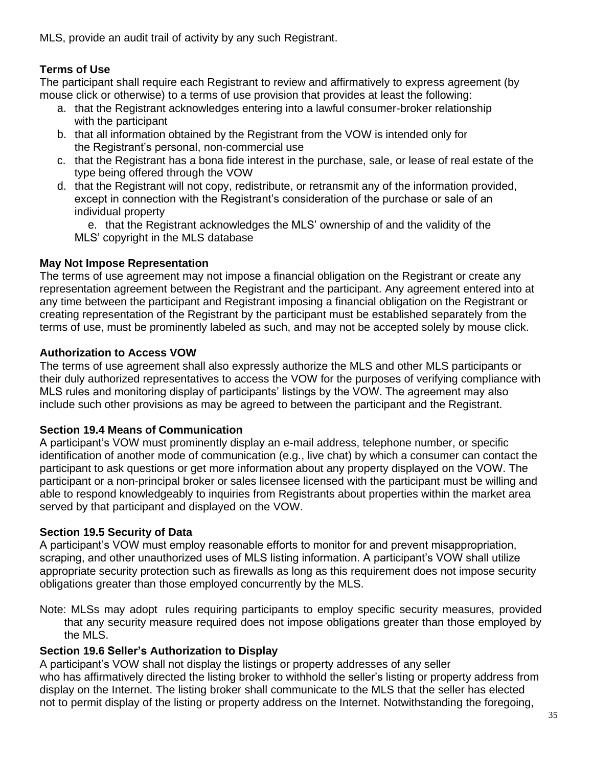MLS, provide an audit trail of activity by any such Registrant.

**Terms of Use**

The participant shall require each Registrant to review and affirmatively to express agreement (by mouse click or otherwise) to a terms of use provision that provides at least the following:

a. that the Registrant acknowledges entering into a lawful consumer-broker relationship with the participant
b. that all information obtained by the Registrant from the VOW is intended only for the Registrant's personal, non-commercial use
c. that the Registrant has a bona fide interest in the purchase, sale, or lease of real estate of the type being offered through the VOW
d. that the Registrant will not copy, redistribute, or retransmit any of the information provided, except in connection with the Registrant's consideration of the purchase or sale of an individual property
e. that the Registrant acknowledges the MLS' ownership of and the validity of the MLS' copyright in the MLS database

**May Not Impose Representation**

The terms of use agreement may not impose a financial obligation on the Registrant or create any representation agreement between the Registrant and the participant. Any agreement entered into at any time between the participant and Registrant imposing a financial obligation on the Registrant or creating representation of the Registrant by the participant must be established separately from the terms of use, must be prominently labeled as such, and may not be accepted solely by mouse click.

**Authorization to Access VOW**

The terms of use agreement shall also expressly authorize the MLS and other MLS participants or their duly authorized representatives to access the VOW for the purposes of verifying compliance with MLS rules and monitoring display of participants' listings by the VOW. The agreement may also include such other provisions as may be agreed to between the participant and the Registrant.

**Section 19.4 Means of Communication**

A participant's VOW must prominently display an e-mail address, telephone number, or specific identification of another mode of communication (e.g., live chat) by which a consumer can contact the participant to ask questions or get more information about any property displayed on the VOW. The participant or a non-principal broker or sales licensee licensed with the participant must be willing and able to respond knowledgeably to inquiries from Registrants about properties within the market area served by that participant and displayed on the VOW.

**Section 19.5 Security of Data**

A participant's VOW must employ reasonable efforts to monitor for and prevent misappropriation, scraping, and other unauthorized uses of MLS listing information. A participant's VOW shall utilize appropriate security protection such as firewalls as long as this requirement does not impose security obligations greater than those employed concurrently by the MLS.

Note: MLSs may adopt rules requiring participants to employ specific security measures, provided that any security measure required does not impose obligations greater than those employed by the MLS.

**Section 19.6 Seller's Authorization to Display**

A participant's VOW shall not display the listings or property addresses of any seller who has affirmatively directed the listing broker to withhold the seller's listing or property address from display on the Internet. The listing broker shall communicate to the MLS that the seller has elected not to permit display of the listing or property address on the Internet. Notwithstanding the foregoing,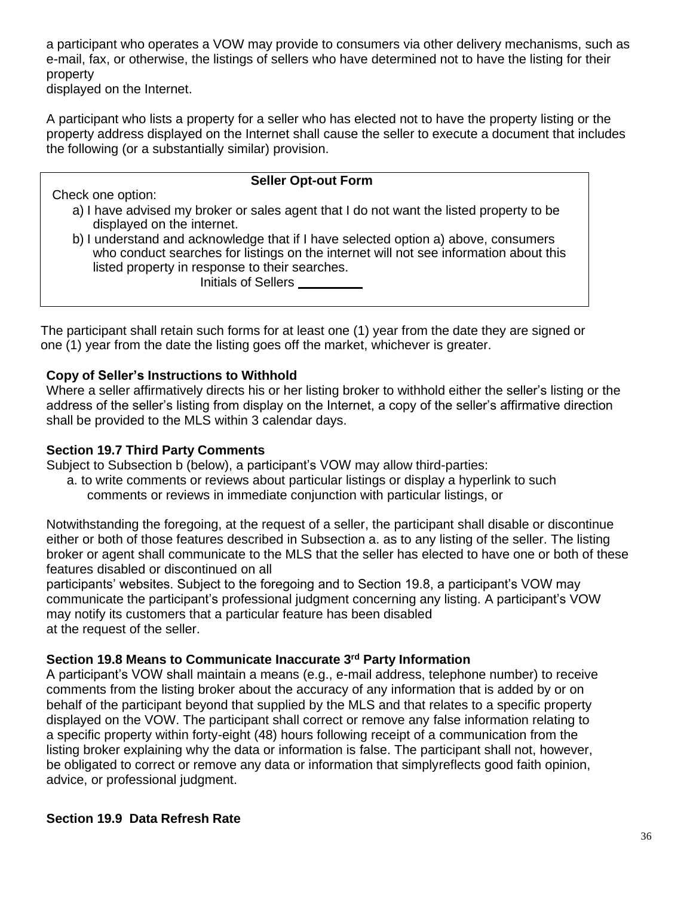a participant who operates a VOW may provide to consumers via other delivery mechanisms, such as e-mail, fax, or otherwise, the listings of sellers who have determined not to have the listing for their property displayed on the Internet.

A participant who lists a property for a seller who has elected not to have the property listing or the property address displayed on the Internet shall cause the seller to execute a document that includes the following (or a substantially similar) provision.

> **Seller Opt-out Form**
>
> Check one option:
>
> a) I have advised my broker or sales agent that I do not want the listed property to be displayed on the internet.
>
> b) I understand and acknowledge that if I have selected option a) above, consumers who conduct searches for listings on the internet will not see information about this listed property in response to their searches.
>
> Initials of Sellers __________

The participant shall retain such forms for at least one (1) year from the date they are signed or one (1) year from the date the listing goes off the market, whichever is greater.

**Copy of Seller's Instructions to Withhold**

Where a seller affirmatively directs his or her listing broker to withhold either the seller's listing or the address of the seller's listing from display on the Internet, a copy of the seller's affirmative direction shall be provided to the MLS within 3 calendar days.

**Section 19.7 Third Party Comments**

Subject to Subsection b (below), a participant's VOW may allow third-parties:

a. to write comments or reviews about particular listings or display a hyperlink to such comments or reviews in immediate conjunction with particular listings, or

Notwithstanding the foregoing, at the request of a seller, the participant shall disable or discontinue either or both of those features described in Subsection a. as to any listing of the seller. The listing broker or agent shall communicate to the MLS that the seller has elected to have one or both of these features disabled or discontinued on all participants' websites. Subject to the foregoing and to Section 19.8, a participant's VOW may communicate the participant's professional judgment concerning any listing. A participant's VOW may notify its customers that a particular feature has been disabled at the request of the seller.

**Section 19.8 Means to Communicate Inaccurate 3rd Party Information**

A participant's VOW shall maintain a means (e.g., e-mail address, telephone number) to receive comments from the listing broker about the accuracy of any information that is added by or on behalf of the participant beyond that supplied by the MLS and that relates to a specific property displayed on the VOW. The participant shall correct or remove any false information relating to a specific property within forty-eight (48) hours following receipt of a communication from the listing broker explaining why the data or information is false. The participant shall not, however, be obligated to correct or remove any data or information that simplyreflects good faith opinion, advice, or professional judgment.

**Section 19.9 Data Refresh Rate**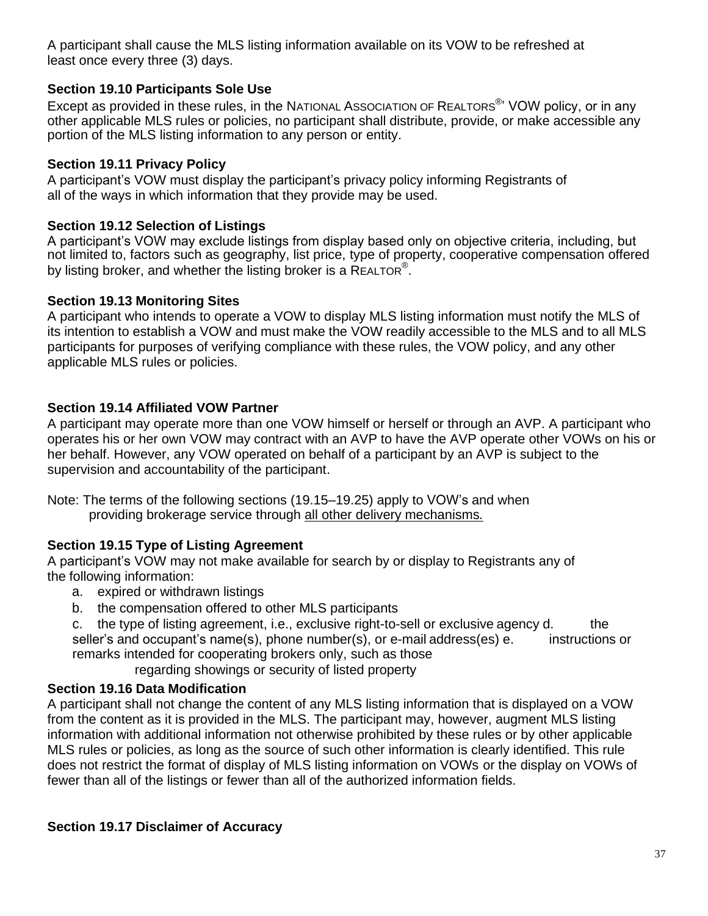A participant shall cause the MLS listing information available on its VOW to be refreshed at least once every three (3) days.

### Section 19.10 Participants Sole Use

Except as provided in these rules, in the NATIONAL ASSOCIATION OF REALTORS®' VOW policy, or in any other applicable MLS rules or policies, no participant shall distribute, provide, or make accessible any portion of the MLS listing information to any person or entity.

### Section 19.11 Privacy Policy

A participant's VOW must display the participant's privacy policy informing Registrants of all of the ways in which information that they provide may be used.

### Section 19.12 Selection of Listings

A participant's VOW may exclude listings from display based only on objective criteria, including, but not limited to, factors such as geography, list price, type of property, cooperative compensation offered by listing broker, and whether the listing broker is a REALTOR®.

### Section 19.13 Monitoring Sites

A participant who intends to operate a VOW to display MLS listing information must notify the MLS of its intention to establish a VOW and must make the VOW readily accessible to the MLS and to all MLS participants for purposes of verifying compliance with these rules, the VOW policy, and any other applicable MLS rules or policies.

### Section 19.14 Affiliated VOW Partner

A participant may operate more than one VOW himself or herself or through an AVP. A participant who operates his or her own VOW may contract with an AVP to have the AVP operate other VOWs on his or her behalf. However, any VOW operated on behalf of a participant by an AVP is subject to the supervision and accountability of the participant.

Note: The terms of the following sections (19.15–19.25) apply to VOW's and when providing brokerage service through <u>all other delivery mechanisms.</u>

### Section 19.15 Type of Listing Agreement

A participant's VOW may not make available for search by or display to Registrants any of the following information:

a. expired or withdrawn listings
b. the compensation offered to other MLS participants
c. the type of listing agreement, i.e., exclusive right-to-sell or exclusive agency
d. the seller's and occupant's name(s), phone number(s), or e-mail address(es)
e. instructions or remarks intended for cooperating brokers only, such as those regarding showings or security of listed property

### Section 19.16 Data Modification

A participant shall not change the content of any MLS listing information that is displayed on a VOW from the content as it is provided in the MLS. The participant may, however, augment MLS listing information with additional information not otherwise prohibited by these rules or by other applicable MLS rules or policies, as long as the source of such other information is clearly identified. This rule does not restrict the format of display of MLS listing information on VOWs or the display on VOWs of fewer than all of the listings or fewer than all of the authorized information fields.

### Section 19.17 Disclaimer of Accuracy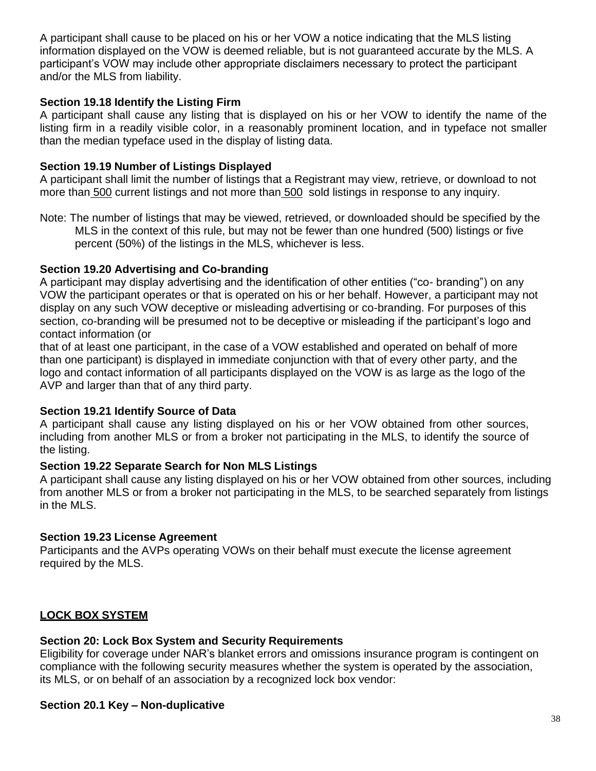A participant shall cause to be placed on his or her VOW a notice indicating that the MLS listing information displayed on the VOW is deemed reliable, but is not guaranteed accurate by the MLS. A participant's VOW may include other appropriate disclaimers necessary to protect the participant and/or the MLS from liability.

**Section 19.18 Identify the Listing Firm**

A participant shall cause any listing that is displayed on his or her VOW to identify the name of the listing firm in a readily visible color, in a reasonably prominent location, and in typeface not smaller than the median typeface used in the display of listing data.

**Section 19.19 Number of Listings Displayed**

A participant shall limit the number of listings that a Registrant may view, retrieve, or download to not more than 500 current listings and not more than 500 sold listings in response to any inquiry.

Note: The number of listings that may be viewed, retrieved, or downloaded should be specified by the MLS in the context of this rule, but may not be fewer than one hundred (500) listings or five percent (50%) of the listings in the MLS, whichever is less.

**Section 19.20 Advertising and Co-branding**

A participant may display advertising and the identification of other entities ("co- branding") on any VOW the participant operates or that is operated on his or her behalf. However, a participant may not display on any such VOW deceptive or misleading advertising or co-branding. For purposes of this section, co-branding will be presumed not to be deceptive or misleading if the participant's logo and contact information (or that of at least one participant, in the case of a VOW established and operated on behalf of more than one participant) is displayed in immediate conjunction with that of every other party, and the logo and contact information of all participants displayed on the VOW is as large as the logo of the AVP and larger than that of any third party.

**Section 19.21 Identify Source of Data**

A participant shall cause any listing displayed on his or her VOW obtained from other sources, including from another MLS or from a broker not participating in the MLS, to identify the source of the listing.

**Section 19.22 Separate Search for Non MLS Listings**

A participant shall cause any listing displayed on his or her VOW obtained from other sources, including from another MLS or from a broker not participating in the MLS, to be searched separately from listings in the MLS.

**Section 19.23 License Agreement**

Participants and the AVPs operating VOWs on their behalf must execute the license agreement required by the MLS.

## LOCK BOX SYSTEM

**Section 20: Lock Box System and Security Requirements**

Eligibility for coverage under NAR's blanket errors and omissions insurance program is contingent on compliance with the following security measures whether the system is operated by the association, its MLS, or on behalf of an association by a recognized lock box vendor:

**Section 20.1 Key – Non-duplicative**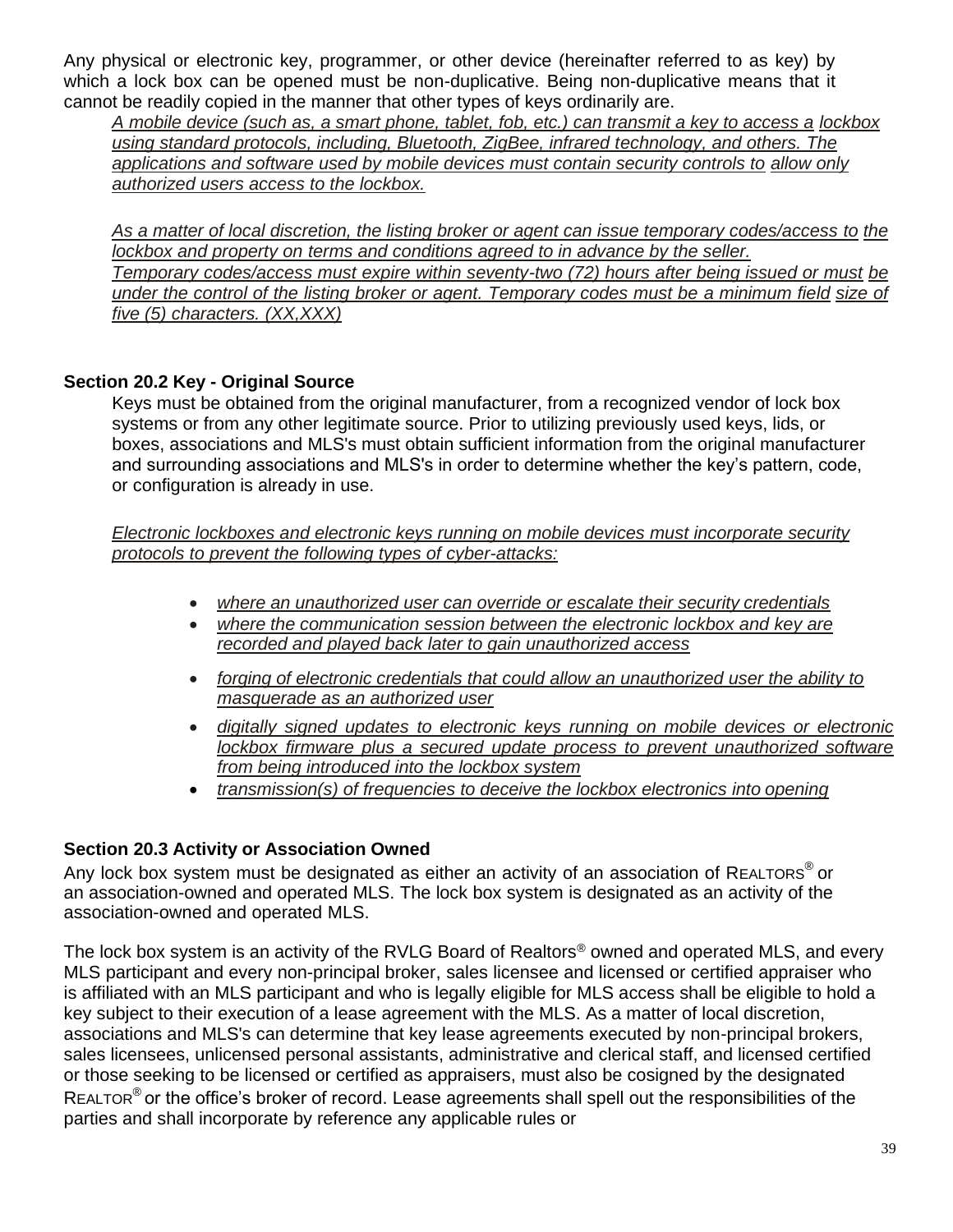Any physical or electronic key, programmer, or other device (hereinafter referred to as key) by which a lock box can be opened must be non-duplicative. Being non-duplicative means that it cannot be readily copied in the manner that other types of keys ordinarily are.

*A mobile device (such as, a smart phone, tablet, fob, etc.) can transmit a key to access a lockbox using standard protocols, including, Bluetooth, ZigBee, infrared technology, and others. The applications and software used by mobile devices must contain security controls to allow only authorized users access to the lockbox.*

*As a matter of local discretion, the listing broker or agent can issue temporary codes/access to the lockbox and property on terms and conditions agreed to in advance by the seller. Temporary codes/access must expire within seventy-two (72) hours after being issued or must be under the control of the listing broker or agent. Temporary codes must be a minimum field size of five (5) characters. (XX,XXX)*

### Section 20.2 Key - Original Source

Keys must be obtained from the original manufacturer, from a recognized vendor of lock box systems or from any other legitimate source. Prior to utilizing previously used keys, lids, or boxes, associations and MLS's must obtain sufficient information from the original manufacturer and surrounding associations and MLS's in order to determine whether the key's pattern, code, or configuration is already in use.

*Electronic lockboxes and electronic keys running on mobile devices must incorporate security protocols to prevent the following types of cyber-attacks:*

- *where an unauthorized user can override or escalate their security credentials*
- *where the communication session between the electronic lockbox and key are recorded and played back later to gain unauthorized access*
- *forging of electronic credentials that could allow an unauthorized user the ability to masquerade as an authorized user*
- *digitally signed updates to electronic keys running on mobile devices or electronic lockbox firmware plus a secured update process to prevent unauthorized software from being introduced into the lockbox system*
- *transmission(s) of frequencies to deceive the lockbox electronics into opening*

### Section 20.3 Activity or Association Owned

Any lock box system must be designated as either an activity of an association of REALTORS® or an association-owned and operated MLS. The lock box system is designated as an activity of the association-owned and operated MLS.

The lock box system is an activity of the RVLG Board of Realtors® owned and operated MLS, and every MLS participant and every non-principal broker, sales licensee and licensed or certified appraiser who is affiliated with an MLS participant and who is legally eligible for MLS access shall be eligible to hold a key subject to their execution of a lease agreement with the MLS. As a matter of local discretion, associations and MLS's can determine that key lease agreements executed by non-principal brokers, sales licensees, unlicensed personal assistants, administrative and clerical staff, and licensed certified or those seeking to be licensed or certified as appraisers, must also be cosigned by the designated REALTOR® or the office's broker of record. Lease agreements shall spell out the responsibilities of the parties and shall incorporate by reference any applicable rules or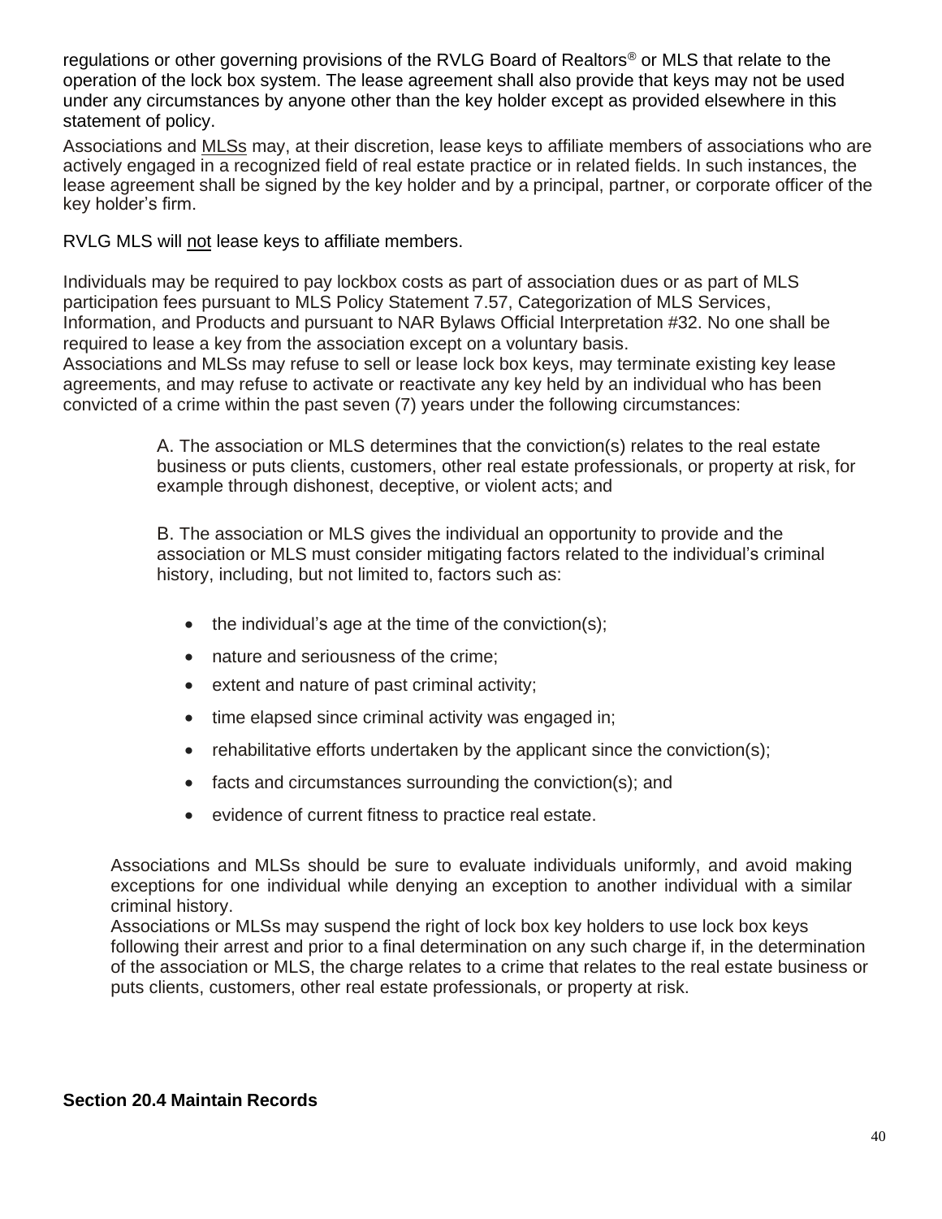regulations or other governing provisions of the RVLG Board of Realtors® or MLS that relate to the operation of the lock box system. The lease agreement shall also provide that keys may not be used under any circumstances by anyone other than the key holder except as provided elsewhere in this statement of policy.

Associations and MLSs may, at their discretion, lease keys to affiliate members of associations who are actively engaged in a recognized field of real estate practice or in related fields. In such instances, the lease agreement shall be signed by the key holder and by a principal, partner, or corporate officer of the key holder's firm.

RVLG MLS will not lease keys to affiliate members.

Individuals may be required to pay lockbox costs as part of association dues or as part of MLS participation fees pursuant to MLS Policy Statement 7.57, Categorization of MLS Services, Information, and Products and pursuant to NAR Bylaws Official Interpretation #32. No one shall be required to lease a key from the association except on a voluntary basis.
Associations and MLSs may refuse to sell or lease lock box keys, may terminate existing key lease agreements, and may refuse to activate or reactivate any key held by an individual who has been convicted of a crime within the past seven (7) years under the following circumstances:

A. The association or MLS determines that the conviction(s) relates to the real estate business or puts clients, customers, other real estate professionals, or property at risk, for example through dishonest, deceptive, or violent acts; and

B. The association or MLS gives the individual an opportunity to provide and the association or MLS must consider mitigating factors related to the individual's criminal history, including, but not limited to, factors such as:

- the individual's age at the time of the conviction(s);
- nature and seriousness of the crime;
- extent and nature of past criminal activity;
- time elapsed since criminal activity was engaged in;
- rehabilitative efforts undertaken by the applicant since the conviction(s);
- facts and circumstances surrounding the conviction(s); and
- evidence of current fitness to practice real estate.

Associations and MLSs should be sure to evaluate individuals uniformly, and avoid making exceptions for one individual while denying an exception to another individual with a similar criminal history.
Associations or MLSs may suspend the right of lock box key holders to use lock box keys following their arrest and prior to a final determination on any such charge if, in the determination of the association or MLS, the charge relates to a crime that relates to the real estate business or puts clients, customers, other real estate professionals, or property at risk.

**Section 20.4 Maintain Records**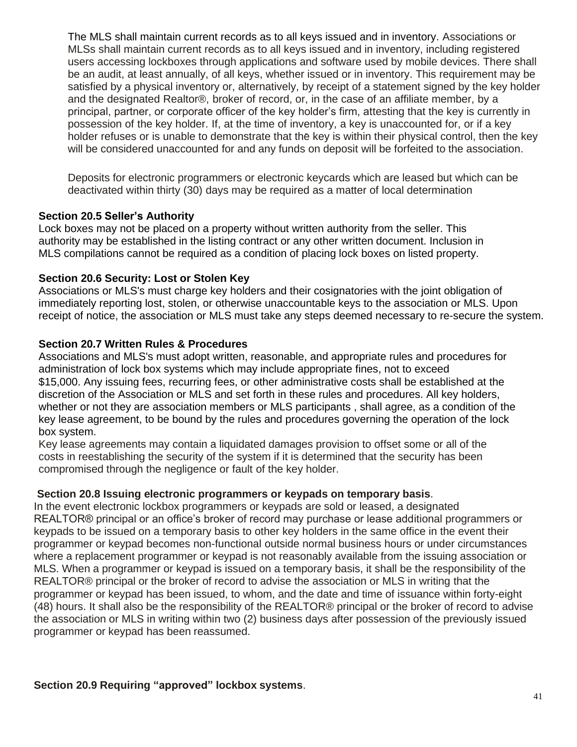The MLS shall maintain current records as to all keys issued and in inventory. Associations or MLSs shall maintain current records as to all keys issued and in inventory, including registered users accessing lockboxes through applications and software used by mobile devices. There shall be an audit, at least annually, of all keys, whether issued or in inventory. This requirement may be satisfied by a physical inventory or, alternatively, by receipt of a statement signed by the key holder and the designated Realtor®, broker of record, or, in the case of an affiliate member, by a principal, partner, or corporate officer of the key holder's firm, attesting that the key is currently in possession of the key holder. If, at the time of inventory, a key is unaccounted for, or if a key holder refuses or is unable to demonstrate that the key is within their physical control, then the key will be considered unaccounted for and any funds on deposit will be forfeited to the association.

Deposits for electronic programmers or electronic keycards which are leased but which can be deactivated within thirty (30) days may be required as a matter of local determination

**Section 20.5 Seller's Authority**

Lock boxes may not be placed on a property without written authority from the seller. This authority may be established in the listing contract or any other written document. Inclusion in MLS compilations cannot be required as a condition of placing lock boxes on listed property.

**Section 20.6 Security: Lost or Stolen Key**

Associations or MLS's must charge key holders and their cosignatories with the joint obligation of immediately reporting lost, stolen, or otherwise unaccountable keys to the association or MLS. Upon receipt of notice, the association or MLS must take any steps deemed necessary to re-secure the system.

**Section 20.7 Written Rules & Procedures**

Associations and MLS's must adopt written, reasonable, and appropriate rules and procedures for administration of lock box systems which may include appropriate fines, not to exceed $15,000. Any issuing fees, recurring fees, or other administrative costs shall be established at the discretion of the Association or MLS and set forth in these rules and procedures. All key holders, whether or not they are association members or MLS participants , shall agree, as a condition of the key lease agreement, to be bound by the rules and procedures governing the operation of the lock box system.

Key lease agreements may contain a liquidated damages provision to offset some or all of the costs in reestablishing the security of the system if it is determined that the security has been compromised through the negligence or fault of the key holder.

**Section 20.8 Issuing electronic programmers or keypads on temporary basis**.

In the event electronic lockbox programmers or keypads are sold or leased, a designated REALTOR® principal or an office's broker of record may purchase or lease additional programmers or keypads to be issued on a temporary basis to other key holders in the same office in the event their programmer or keypad becomes non-functional outside normal business hours or under circumstances where a replacement programmer or keypad is not reasonably available from the issuing association or MLS. When a programmer or keypad is issued on a temporary basis, it shall be the responsibility of the REALTOR® principal or the broker of record to advise the association or MLS in writing that the programmer or keypad has been issued, to whom, and the date and time of issuance within forty-eight (48) hours. It shall also be the responsibility of the REALTOR® principal or the broker of record to advise the association or MLS in writing within two (2) business days after possession of the previously issued programmer or keypad has been reassumed.

**Section 20.9 Requiring "approved" lockbox systems**.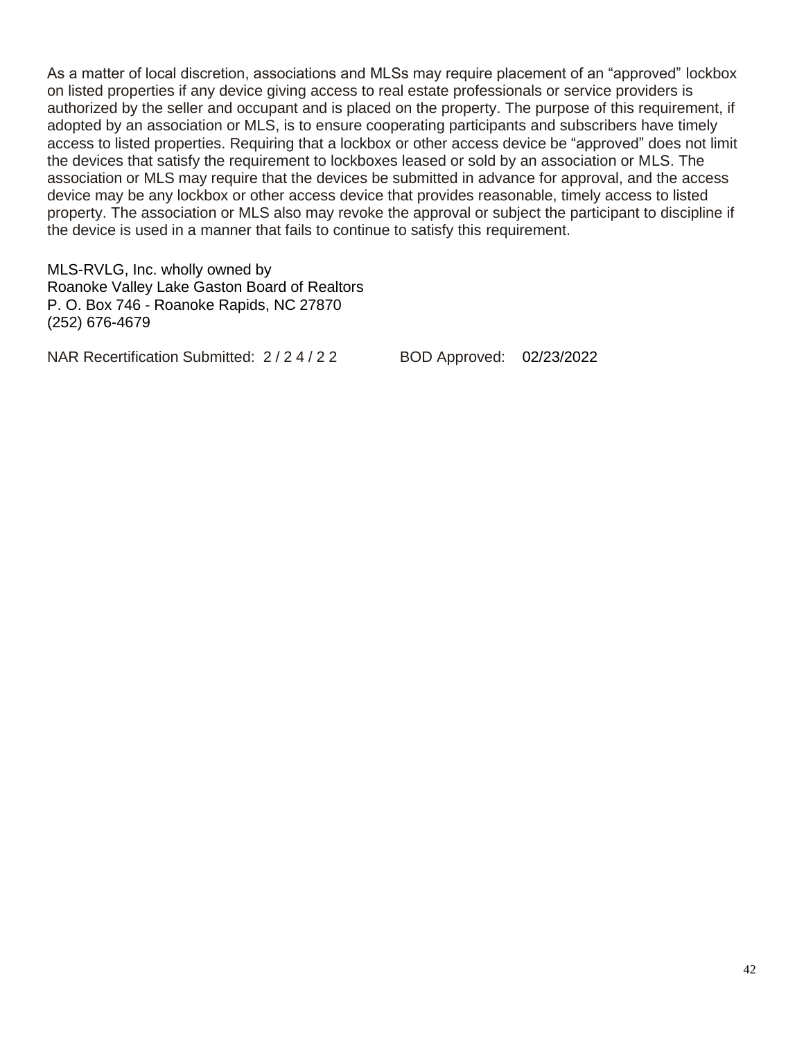As a matter of local discretion, associations and MLSs may require placement of an "approved" lockbox on listed properties if any device giving access to real estate professionals or service providers is authorized by the seller and occupant and is placed on the property. The purpose of this requirement, if adopted by an association or MLS, is to ensure cooperating participants and subscribers have timely access to listed properties. Requiring that a lockbox or other access device be "approved" does not limit the devices that satisfy the requirement to lockboxes leased or sold by an association or MLS. The association or MLS may require that the devices be submitted in advance for approval, and the access device may be any lockbox or other access device that provides reasonable, timely access to listed property. The association or MLS also may revoke the approval or subject the participant to discipline if the device is used in a manner that fails to continue to satisfy this requirement.

MLS-RVLG, Inc. wholly owned by
Roanoke Valley Lake Gaston Board of Realtors
P. O. Box 746 - Roanoke Rapids, NC 27870
(252) 676-4679

NAR Recertification Submitted: 2 / 2 4 / 2 2 BOD Approved: 02/23/2022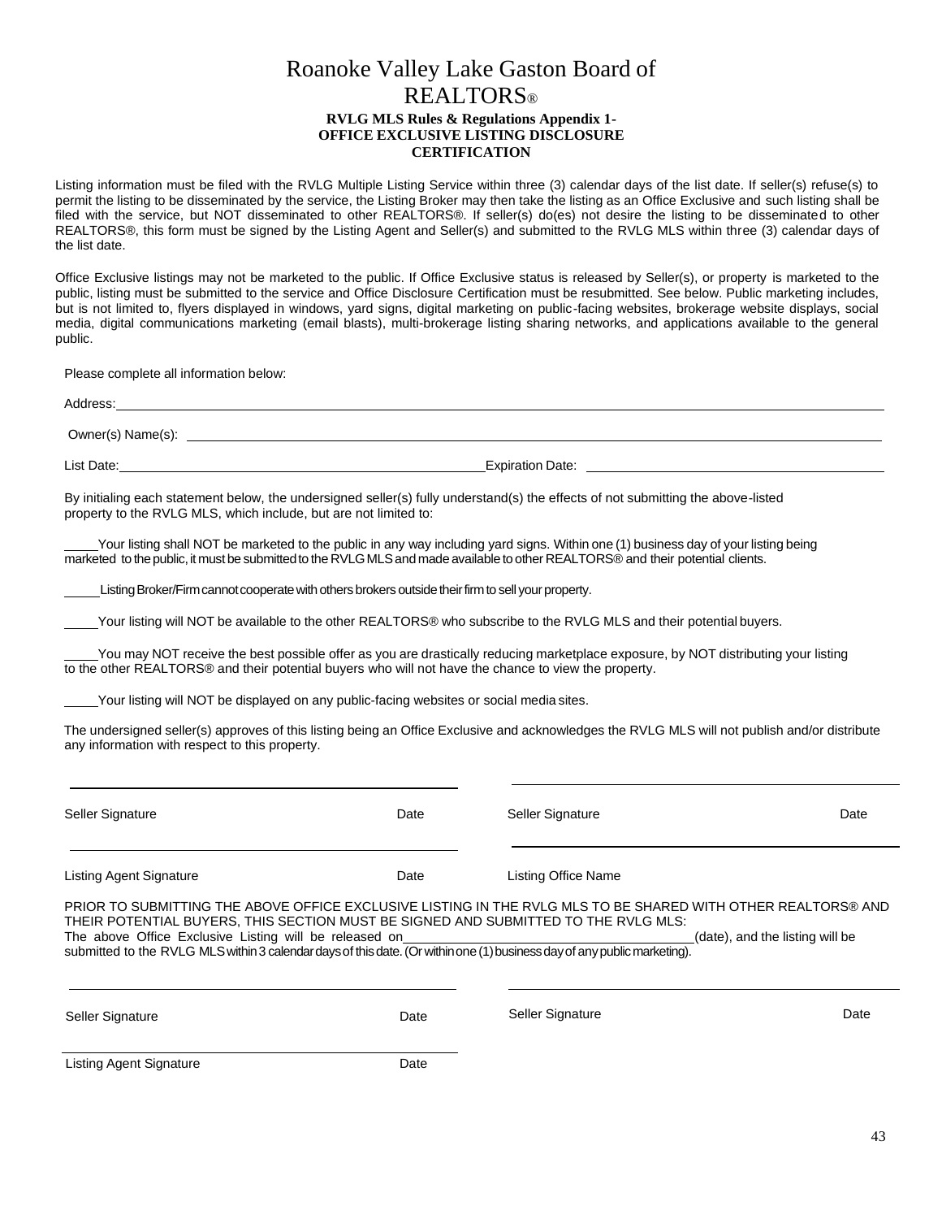# Roanoke Valley Lake Gaston Board of REALTORS®

**RVLG MLS Rules & Regulations Appendix 1- OFFICE EXCLUSIVE LISTING DISCLOSURE CERTIFICATION**

Listing information must be filed with the RVLG Multiple Listing Service within three (3) calendar days of the list date. If seller(s) refuse(s) to permit the listing to be disseminated by the service, the Listing Broker may then take the listing as an Office Exclusive and such listing shall be filed with the service, but NOT disseminated to other REALTORS®. If seller(s) do(es) not desire the listing to be disseminated to other REALTORS®, this form must be signed by the Listing Agent and Seller(s) and submitted to the RVLG MLS within three (3) calendar days of the list date.

Office Exclusive listings may not be marketed to the public. If Office Exclusive status is released by Seller(s), or property is marketed to the public, listing must be submitted to the service and Office Disclosure Certification must be resubmitted. See below. Public marketing includes, but is not limited to, flyers displayed in windows, yard signs, digital marketing on public-facing websites, brokerage website displays, social media, digital communications marketing (email blasts), multi-brokerage listing sharing networks, and applications available to the general public.

Please complete all information below:

Address: ______________________________

Owner(s) Name(s): ______________________________

List Date: ______________________________ Expiration Date: ______________________________

By initialing each statement below, the undersigned seller(s) fully understand(s) the effects of not submitting the above-listed property to the RVLG MLS, which include, but are not limited to:

_____Your listing shall NOT be marketed to the public in any way including yard signs. Within one (1) business day of your listing being marketed to the public, it must be submitted to the RVLG MLS and made available to other REALTORS® and their potential clients.

_____Listing Broker/Firm cannot cooperate with others brokers outside their firm to sell your property.

_____Your listing will NOT be available to the other REALTORS® who subscribe to the RVLG MLS and their potential buyers.

_____You may NOT receive the best possible offer as you are drastically reducing marketplace exposure, by NOT distributing your listing to the other REALTORS® and their potential buyers who will not have the chance to view the property.

_____Your listing will NOT be displayed on any public-facing websites or social media sites.

The undersigned seller(s) approves of this listing being an Office Exclusive and acknowledges the RVLG MLS will not publish and/or distribute any information with respect to this property.

______________________________ ______________________________

Seller Signature Date Seller Signature Date

______________________________ ______________________________

Listing Agent Signature Date Listing Office Name

PRIOR TO SUBMITTING THE ABOVE OFFICE EXCLUSIVE LISTING IN THE RVLG MLS TO BE SHARED WITH OTHER REALTORS® AND THEIR POTENTIAL BUYERS, THIS SECTION MUST BE SIGNED AND SUBMITTED TO THE RVLG MLS:
The above Office Exclusive Listing will be released on______________________________(date), and the listing will be submitted to the RVLG MLS within 3 calendar days of this date. (Or within one (1) business day of any public marketing).

______________________________ ______________________________

Seller Signature Date Seller Signature Date

______________________________

Listing Agent Signature Date